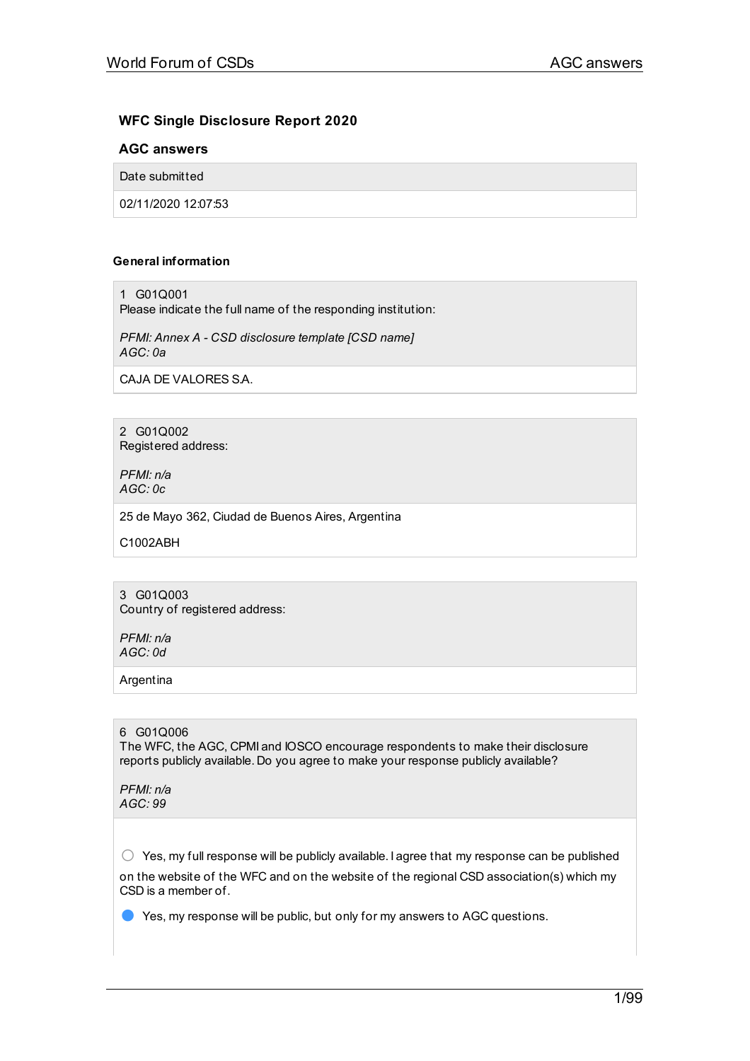## WFC Single Disclosure Report 2020

### AGC answers

| Date submitted |
| --- |
| 02/11/2020 12:07:53 |

#### General information

**1 G01Q001**
Please indicate the full name of the responding institution:

*PFMI: Annex A - CSD disclosure template [CSD name]*
*AGC: 0a*

CAJA DE VALORES S.A.

**2 G01Q002**
Registered address:

*PFMI: n/a*
*AGC: 0c*

25 de Mayo 362, Ciudad de Buenos Aires, Argentina

C1002ABH

**3 G01Q003**
Country of registered address:

*PFMI: n/a*
*AGC: 0d*

Argentina

**6 G01Q006**
The WFC, the AGC, CPMI and IOSCO encourage respondents to make their disclosure reports publicly available. Do you agree to make your response publicly available?

*PFMI: n/a*
*AGC: 99*

- [ ] Yes, my full response will be publicly available. I agree that my response can be published on the website of the WFC and on the website of the regional CSD association(s) which my CSD is a member of.
- [x] Yes, my response will be public, but only for my answers to AGC questions.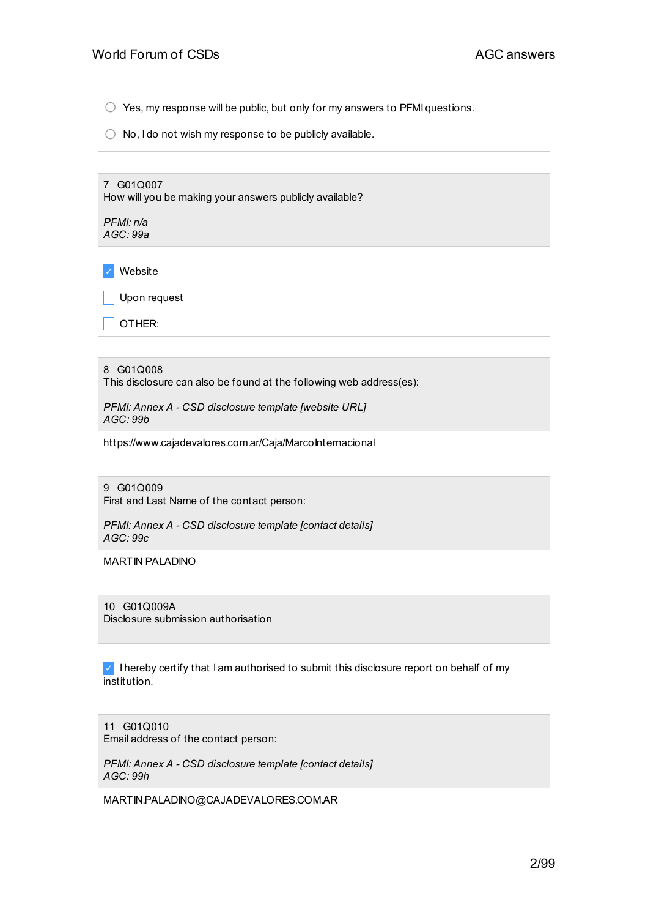- ◯ Yes, my response will be public, but only for my answers to PFMI questions.
- ◯ No, I do not wish my response to be publicly available.

**7 G01Q007**
How will you be making your answers publicly available?

*PFMI: n/a*
*AGC: 99a*

- [x] Website
- [ ] Upon request
- [ ] OTHER:

**8 G01Q008**
This disclosure can also be found at the following web address(es):

*PFMI: Annex A - CSD disclosure template [website URL]*
*AGC: 99b*

https://www.cajadevalores.com.ar/Caja/MarcoInternacional

**9 G01Q009**
First and Last Name of the contact person:

*PFMI: Annex A - CSD disclosure template [contact details]*
*AGC: 99c*

MARTIN PALADINO

**10 G01Q009A**
Disclosure submission authorisation

- [x] I hereby certify that I am authorised to submit this disclosure report on behalf of my institution.

**11 G01Q010**
Email address of the contact person:

*PFMI: Annex A - CSD disclosure template [contact details]*
*AGC: 99h*

MARTIN.PALADINO@CAJADEVALORES.COM.AR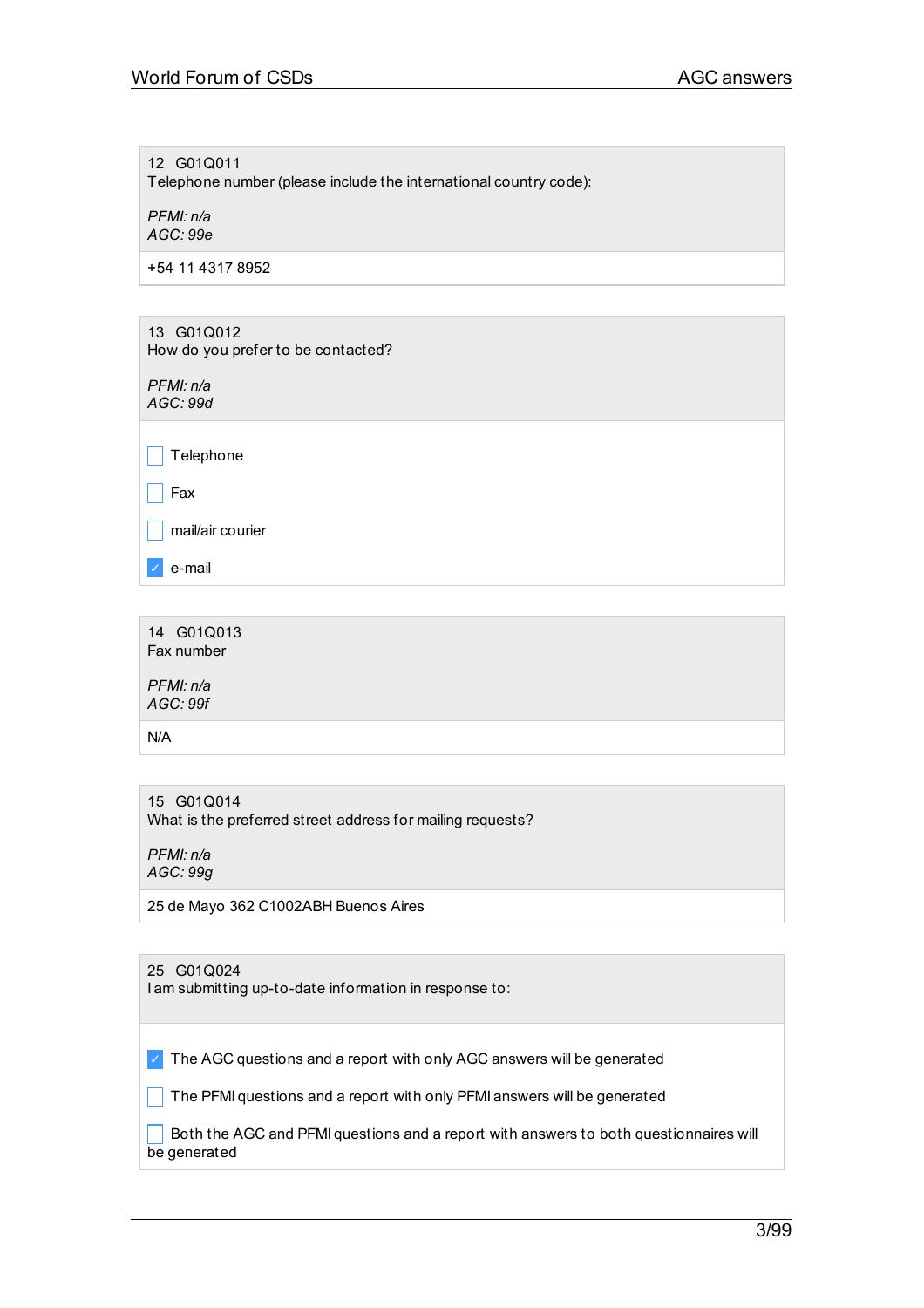12 G01Q011
Telephone number (please include the international country code):

*PFMI: n/a*
*AGC: 99e*

+54 11 4317 8952

13 G01Q012
How do you prefer to be contacted?

*PFMI: n/a*
*AGC: 99d*

- [ ] Telephone
- [ ] Fax
- [ ] mail/air courier
- [x] e-mail

14 G01Q013
Fax number

*PFMI: n/a*
*AGC: 99f*

N/A

15 G01Q014
What is the preferred street address for mailing requests?

*PFMI: n/a*
*AGC: 99g*

25 de Mayo 362 C1002ABH Buenos Aires

25 G01Q024
I am submitting up-to-date information in response to:

- [x] The AGC questions and a report with only AGC answers will be generated
- [ ] The PFMI questions and a report with only PFMI answers will be generated
- [ ] Both the AGC and PFMI questions and a report with answers to both questionnaires will be generated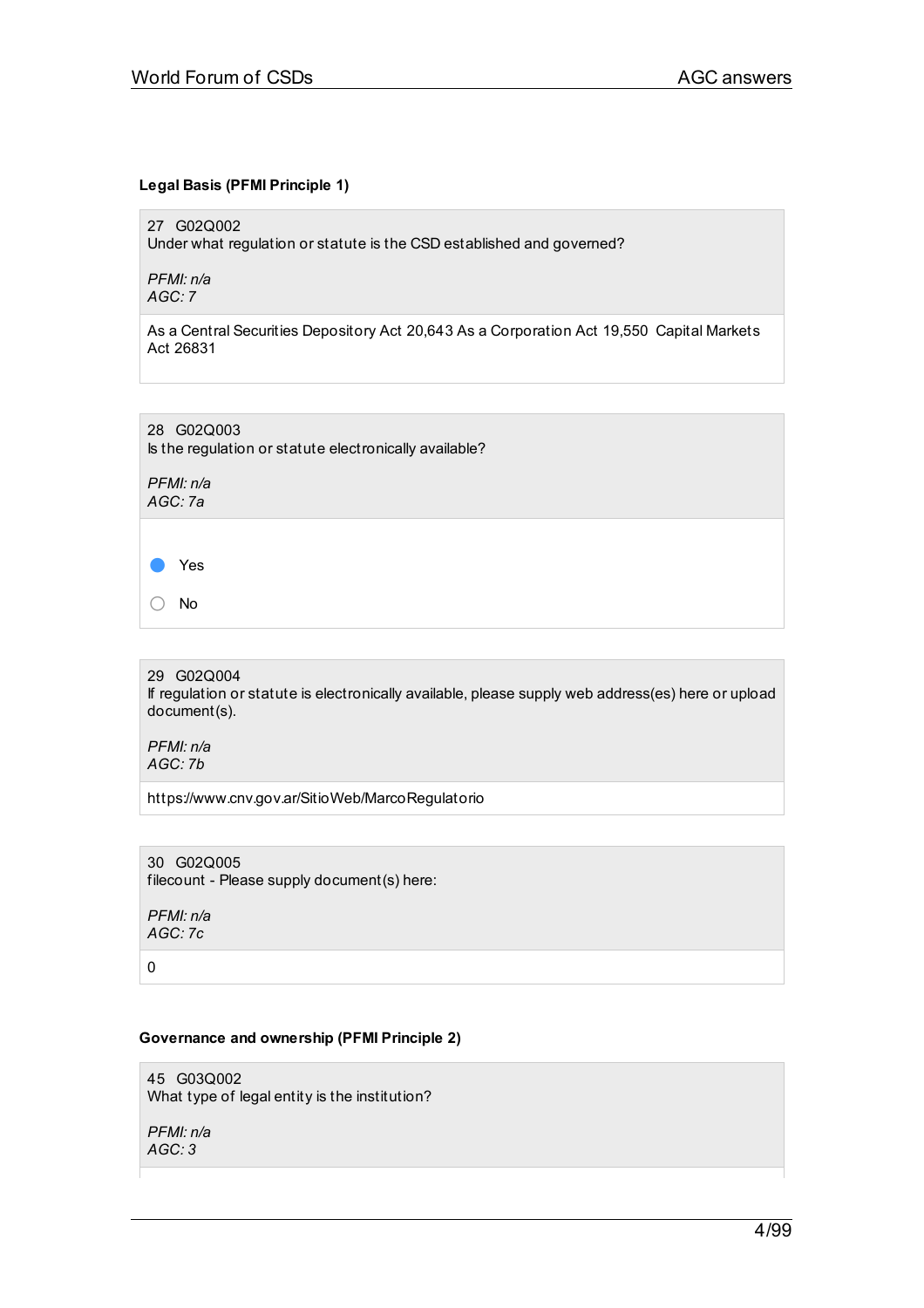### Legal Basis (PFMI Principle 1)

27 G02Q002
Under what regulation or statute is the CSD established and governed?

*PFMI: n/a*
*AGC: 7*

As a Central Securities Depository Act 20,643 As a Corporation Act 19,550 Capital Markets Act 26831

28 G02Q003
Is the regulation or statute electronically available?

*PFMI: n/a*
*AGC: 7a*

- (●) Yes
- ( ) No

29 G02Q004
If regulation or statute is electronically available, please supply web address(es) here or upload document(s).

*PFMI: n/a*
*AGC: 7b*

https://www.cnv.gov.ar/SitioWeb/MarcoRegulatorio

30 G02Q005
filecount - Please supply document(s) here:

*PFMI: n/a*
*AGC: 7c*

0

### Governance and ownership (PFMI Principle 2)

45 G03Q002
What type of legal entity is the institution?

*PFMI: n/a*
*AGC: 3*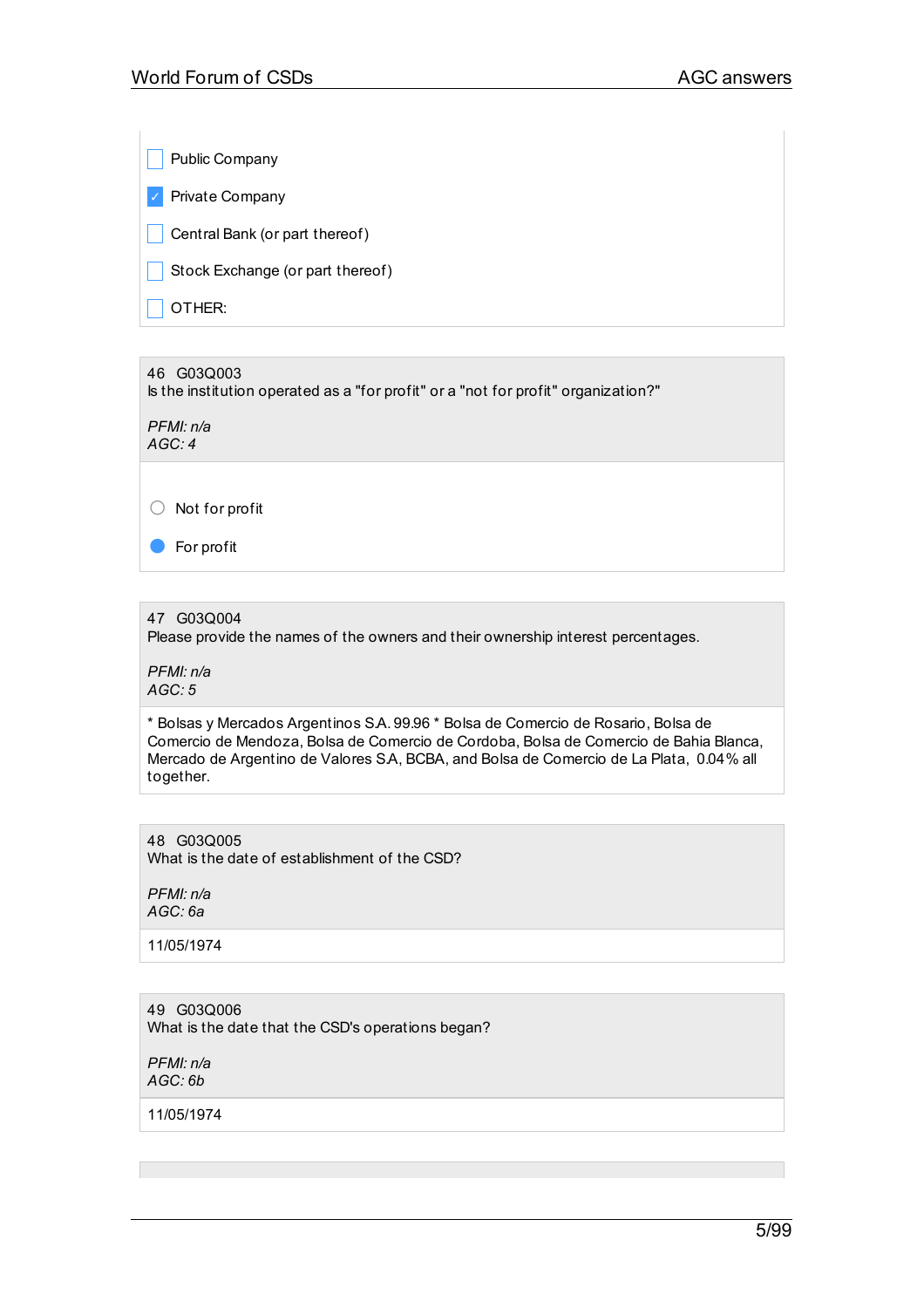- [ ] Public Company
- [x] Private Company
- [ ] Central Bank (or part thereof)
- [ ] Stock Exchange (or part thereof)
- [ ] OTHER:

46 G03Q003
Is the institution operated as a "for profit" or a "not for profit" organization?"

*PFMI: n/a*
*AGC: 4*

- ○ Not for profit
- ● For profit

47 G03Q004
Please provide the names of the owners and their ownership interest percentages.

*PFMI: n/a*
*AGC: 5*

* Bolsas y Mercados Argentinos S.A. 99.96 * Bolsa de Comercio de Rosario, Bolsa de Comercio de Mendoza, Bolsa de Comercio de Cordoba, Bolsa de Comercio de Bahia Blanca, Mercado de Argentino de Valores S.A, BCBA, and Bolsa de Comercio de La Plata, 0.04% all together.

48 G03Q005
What is the date of establishment of the CSD?

*PFMI: n/a*
*AGC: 6a*

11/05/1974

49 G03Q006
What is the date that the CSD's operations began?

*PFMI: n/a*
*AGC: 6b*

11/05/1974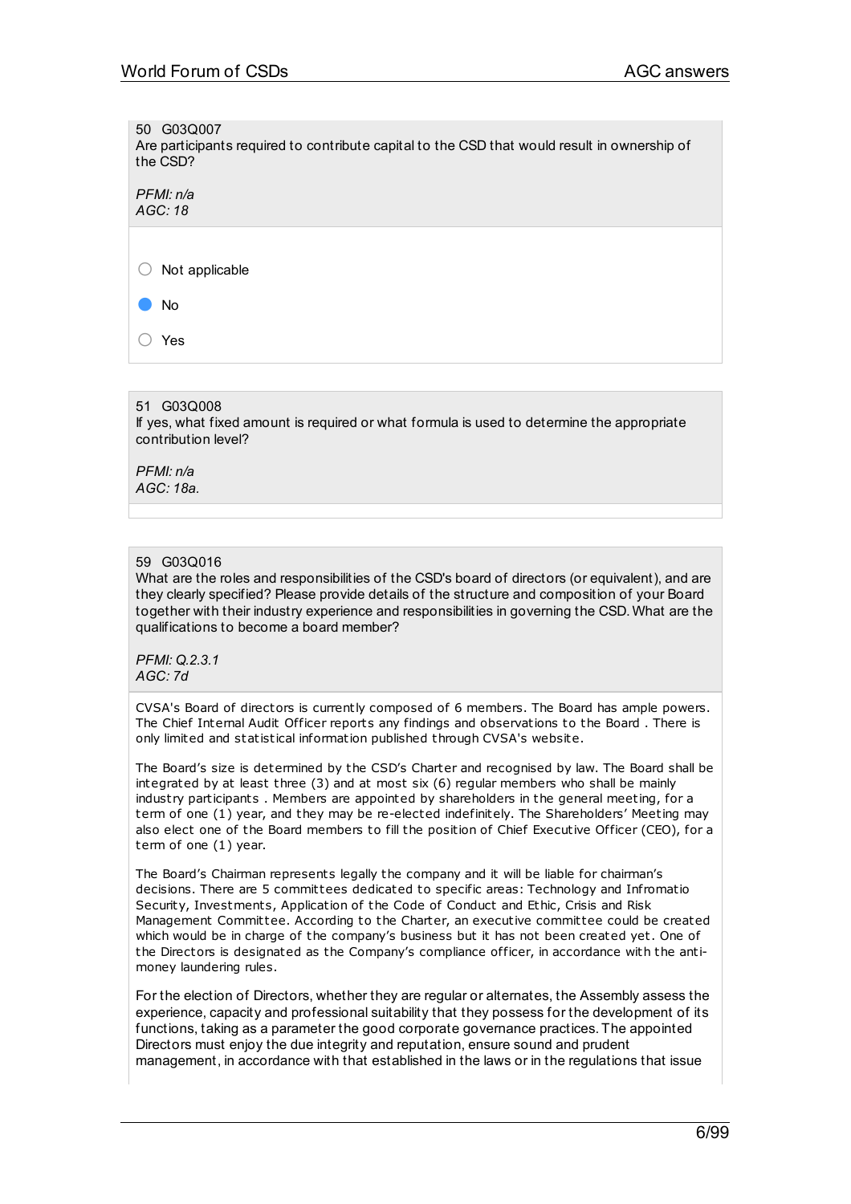50 G03Q007

Are participants required to contribute capital to the CSD that would result in ownership of the CSD?

*PFMI: n/a*
*AGC: 18*

- ○ Not applicable
- ● No
- ○ Yes

51 G03Q008

If yes, what fixed amount is required or what formula is used to determine the appropriate contribution level?

*PFMI: n/a*
*AGC: 18a.*

59 G03Q016

What are the roles and responsibilities of the CSD's board of directors (or equivalent), and are they clearly specified? Please provide details of the structure and composition of your Board together with their industry experience and responsibilities in governing the CSD. What are the qualifications to become a board member?

*PFMI: Q.2.3.1*
*AGC: 7d*

CVSA's Board of directors is currently composed of 6 members. The Board has ample powers. The Chief Internal Audit Officer reports any findings and observations to the Board . There is only limited and statistical information published through CVSA's website.

The Board's size is determined by the CSD's Charter and recognised by law. The Board shall be integrated by at least three (3) and at most six (6) regular members who shall be mainly industry participants . Members are appointed by shareholders in the general meeting, for a term of one (1) year, and they may be re-elected indefinitely. The Shareholders' Meeting may also elect one of the Board members to fill the position of Chief Executive Officer (CEO), for a term of one (1) year.

The Board's Chairman represents legally the company and it will be liable for chairman's decisions. There are 5 committees dedicated to specific areas: Technology and Infromatio Security, Investments, Application of the Code of Conduct and Ethic, Crisis and Risk Management Committee. According to the Charter, an executive committee could be created which would be in charge of the company's business but it has not been created yet. One of the Directors is designated as the Company's compliance officer, in accordance with the anti-money laundering rules.

For the election of Directors, whether they are regular or alternates, the Assembly assess the experience, capacity and professional suitability that they possess for the development of its functions, taking as a parameter the good corporate governance practices. The appointed Directors must enjoy the due integrity and reputation, ensure sound and prudent management, in accordance with that established in the laws or in the regulations that issue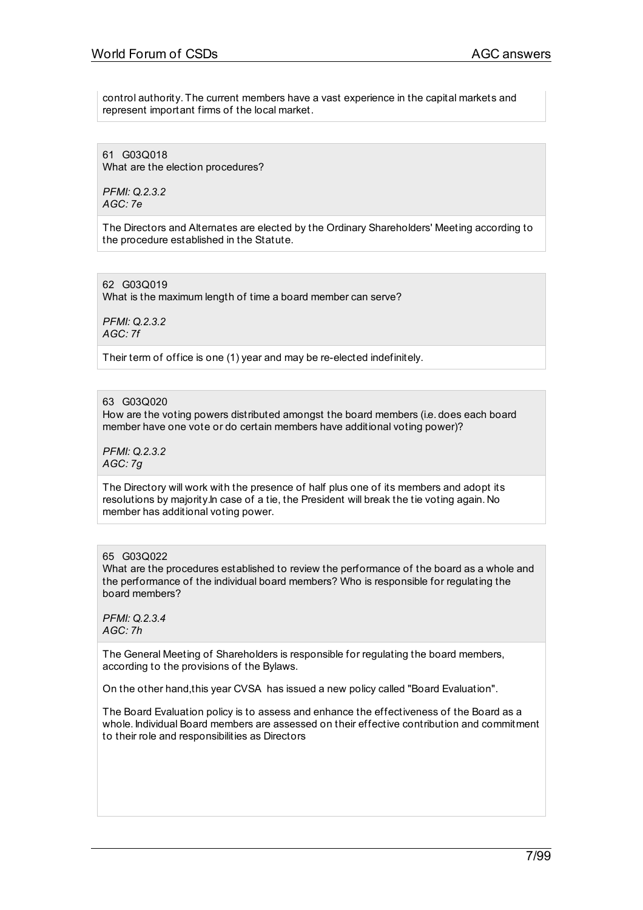control authority. The current members have a vast experience in the capital markets and represent important firms of the local market.

61 G03Q018
What are the election procedures?

*PFMI: Q.2.3.2*
*AGC: 7e*

The Directors and Alternates are elected by the Ordinary Shareholders' Meeting according to the procedure established in the Statute.

62 G03Q019
What is the maximum length of time a board member can serve?

*PFMI: Q.2.3.2*
*AGC: 7f*

Their term of office is one (1) year and may be re-elected indefinitely.

63 G03Q020
How are the voting powers distributed amongst the board members (i.e. does each board member have one vote or do certain members have additional voting power)?

*PFMI: Q.2.3.2*
*AGC: 7g*

The Directory will work with the presence of half plus one of its members and adopt its resolutions by majority.In case of a tie, the President will break the tie voting again. No member has additional voting power.

65 G03Q022
What are the procedures established to review the performance of the board as a whole and the performance of the individual board members? Who is responsible for regulating the board members?

*PFMI: Q.2.3.4*
*AGC: 7h*

The General Meeting of Shareholders is responsible for regulating the board members, according to the provisions of the Bylaws.

On the other hand,this year CVSA has issued a new policy called "Board Evaluation".

The Board Evaluation policy is to assess and enhance the effectiveness of the Board as a whole. Individual Board members are assessed on their effective contribution and commitment to their role and responsibilities as Directors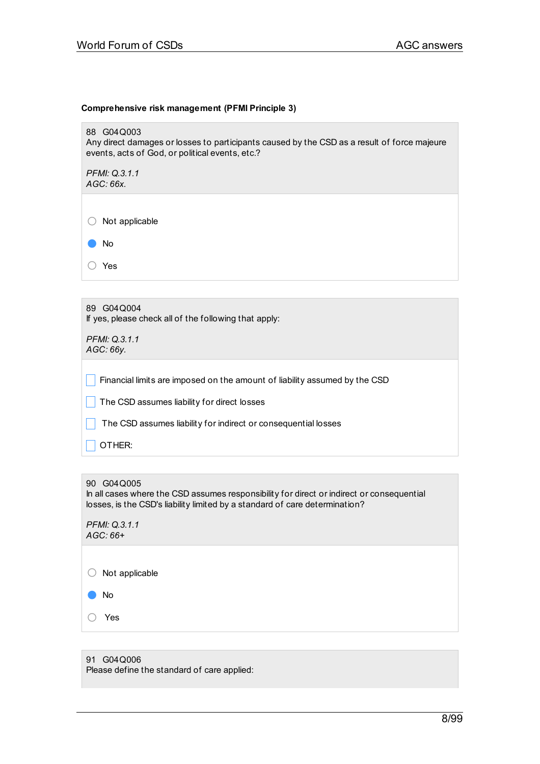**Comprehensive risk management (PFMI Principle 3)**

88 G04Q003
Any direct damages or losses to participants caused by the CSD as a result of force majeure events, acts of God, or political events, etc.?

*PFMI: Q.3.1.1*
*AGC: 66x.*

- ○ Not applicable
- ● No
- ○ Yes

89 G04Q004
If yes, please check all of the following that apply:

*PFMI: Q.3.1.1*
*AGC: 66y.*

- ☐ Financial limits are imposed on the amount of liability assumed by the CSD
- ☐ The CSD assumes liability for direct losses
- ☐ The CSD assumes liability for indirect or consequential losses
- ☐ OTHER:

90 G04Q005
In all cases where the CSD assumes responsibility for direct or indirect or consequential losses, is the CSD's liability limited by a standard of care determination?

*PFMI: Q.3.1.1*
*AGC: 66+*

- ○ Not applicable
- ● No
- ○ Yes

91 G04Q006
Please define the standard of care applied: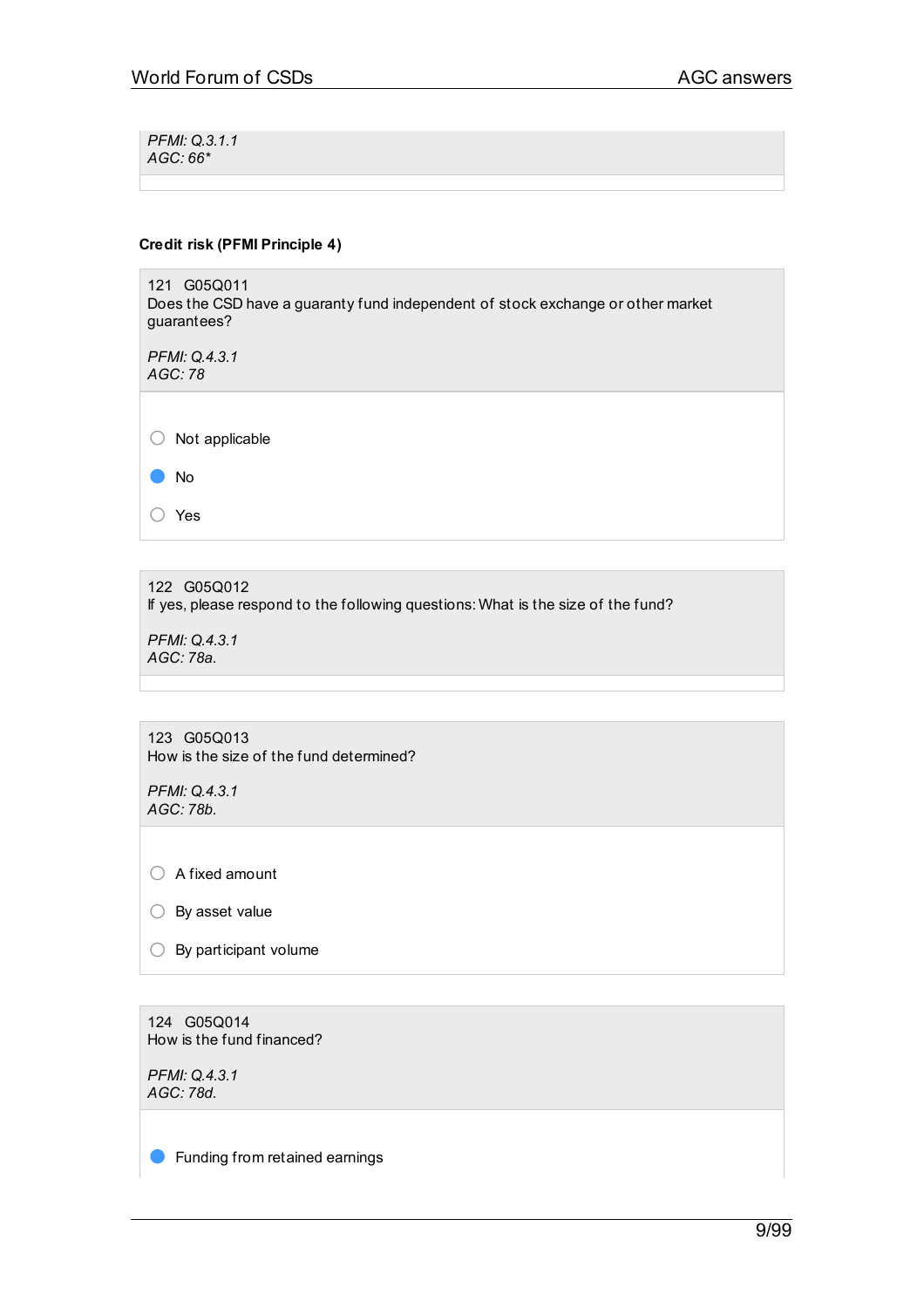*PFMI: Q.3.1.1*
*AGC: 66**

**Credit risk (PFMI Principle 4)**

121 G05Q011
Does the CSD have a guaranty fund independent of stock exchange or other market guarantees?

*PFMI: Q.4.3.1*
*AGC: 78*

- ○ Not applicable
- ● No
- ○ Yes

122 G05Q012
If yes, please respond to the following questions: What is the size of the fund?

*PFMI: Q.4.3.1*
*AGC: 78a.*

123 G05Q013
How is the size of the fund determined?

*PFMI: Q.4.3.1*
*AGC: 78b.*

- ○ A fixed amount
- ○ By asset value
- ○ By participant volume

124 G05Q014
How is the fund financed?

*PFMI: Q.4.3.1*
*AGC: 78d.*

- ● Funding from retained earnings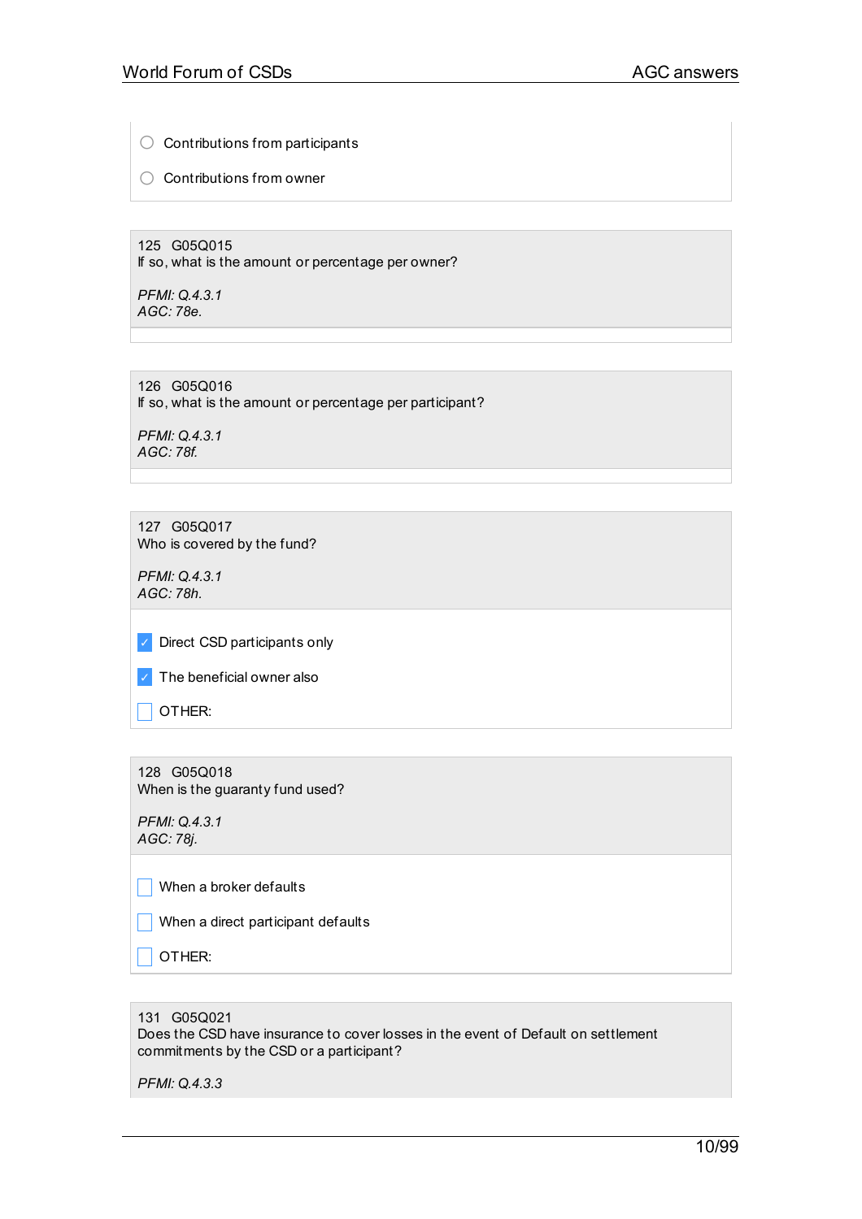- ○ Contributions from participants
- ○ Contributions from owner

---

125 G05Q015
If so, what is the amount or percentage per owner?

*PFMI: Q.4.3.1*
*AGC: 78e.*

---

126 G05Q016
If so, what is the amount or percentage per participant?

*PFMI: Q.4.3.1*
*AGC: 78f.*

---

127 G05Q017
Who is covered by the fund?

*PFMI: Q.4.3.1*
*AGC: 78h.*

- [x] Direct CSD participants only
- [x] The beneficial owner also
- [ ] OTHER:

---

128 G05Q018
When is the guaranty fund used?

*PFMI: Q.4.3.1*
*AGC: 78j.*

- [ ] When a broker defaults
- [ ] When a direct participant defaults
- [ ] OTHER:

---

131 G05Q021
Does the CSD have insurance to cover losses in the event of Default on settlement commitments by the CSD or a participant?

*PFMI: Q.4.3.3*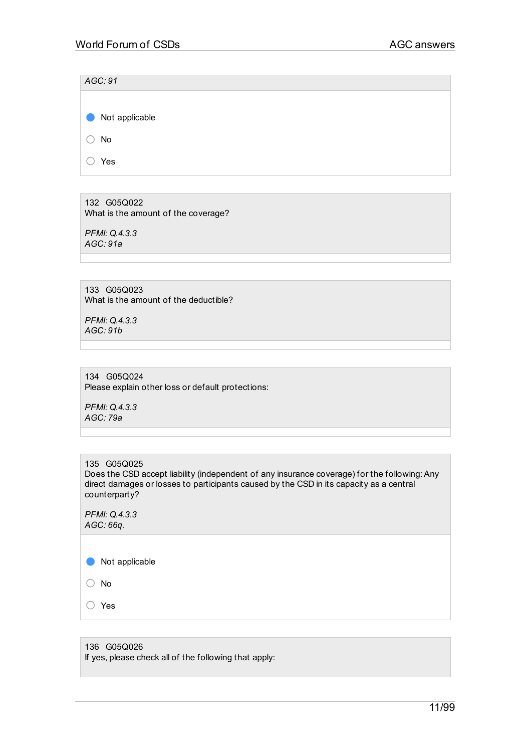*AGC: 91*

- [x] Not applicable
- [ ] No
- [ ] Yes

132 G05Q022
What is the amount of the coverage?

*PFMI: Q.4.3.3*
*AGC: 91a*

133 G05Q023
What is the amount of the deductible?

*PFMI: Q.4.3.3*
*AGC: 91b*

134 G05Q024
Please explain other loss or default protections:

*PFMI: Q.4.3.3*
*AGC: 79a*

135 G05Q025
Does the CSD accept liability (independent of any insurance coverage) for the following: Any direct damages or losses to participants caused by the CSD in its capacity as a central counterparty?

*PFMI: Q.4.3.3*
*AGC: 66q.*

- [x] Not applicable
- [ ] No
- [ ] Yes

136 G05Q026
If yes, please check all of the following that apply: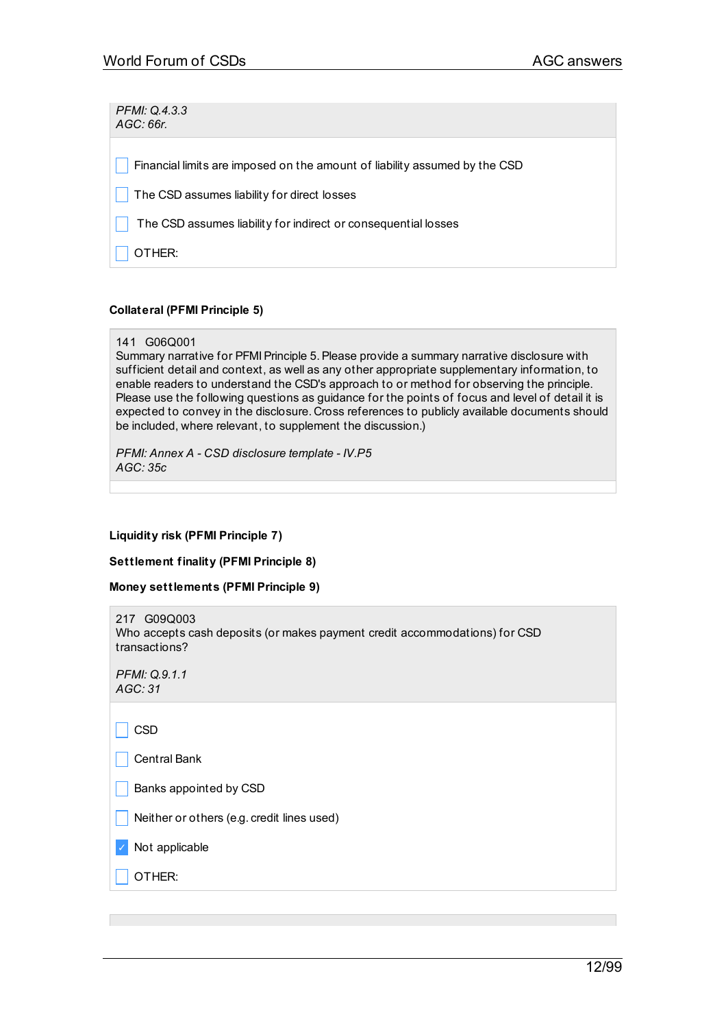*PFMI: Q.4.3.3*
*AGC: 66r.*

- [ ] Financial limits are imposed on the amount of liability assumed by the CSD
- [ ] The CSD assumes liability for direct losses
- [ ] The CSD assumes liability for indirect or consequential losses
- [ ] OTHER:

**Collateral (PFMI Principle 5)**

141 G06Q001
Summary narrative for PFMI Principle 5. Please provide a summary narrative disclosure with sufficient detail and context, as well as any other appropriate supplementary information, to enable readers to understand the CSD's approach to or method for observing the principle. Please use the following questions as guidance for the points of focus and level of detail it is expected to convey in the disclosure. Cross references to publicly available documents should be included, where relevant, to supplement the discussion.)

*PFMI: Annex A - CSD disclosure template - IV.P5*
*AGC: 35c*

**Liquidity risk (PFMI Principle 7)**

**Settlement finality (PFMI Principle 8)**

**Money settlements (PFMI Principle 9)**

217 G09Q003
Who accepts cash deposits (or makes payment credit accommodations) for CSD transactions?

*PFMI: Q.9.1.1*
*AGC: 31*

- [ ] CSD
- [ ] Central Bank
- [ ] Banks appointed by CSD
- [ ] Neither or others (e.g. credit lines used)
- [x] Not applicable
- [ ] OTHER: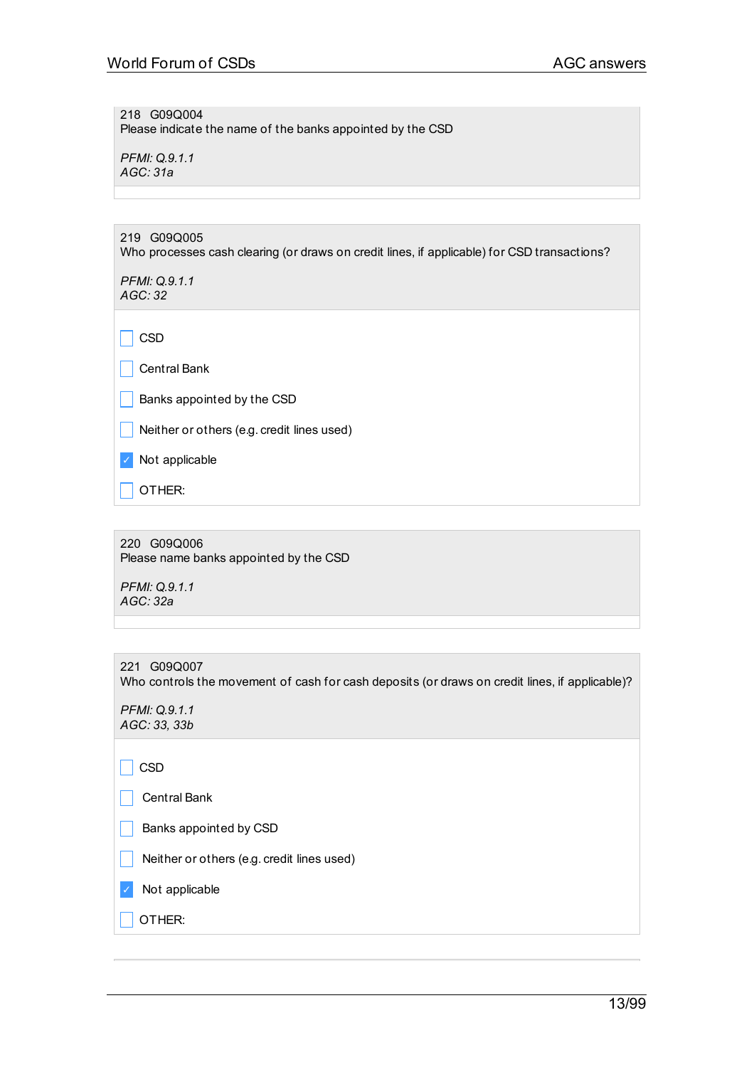218 G09Q004
Please indicate the name of the banks appointed by the CSD

*PFMI: Q.9.1.1*
*AGC: 31a*

---

219 G09Q005
Who processes cash clearing (or draws on credit lines, if applicable) for CSD transactions?

*PFMI: Q.9.1.1*
*AGC: 32*

- [ ] CSD
- [ ] Central Bank
- [ ] Banks appointed by the CSD
- [ ] Neither or others (e.g. credit lines used)
- [x] Not applicable
- [ ] OTHER:

---

220 G09Q006
Please name banks appointed by the CSD

*PFMI: Q.9.1.1*
*AGC: 32a*

---

221 G09Q007
Who controls the movement of cash for cash deposits (or draws on credit lines, if applicable)?

*PFMI: Q.9.1.1*
*AGC: 33, 33b*

- [ ] CSD
- [ ] Central Bank
- [ ] Banks appointed by CSD
- [ ] Neither or others (e.g. credit lines used)
- [x] Not applicable
- [ ] OTHER: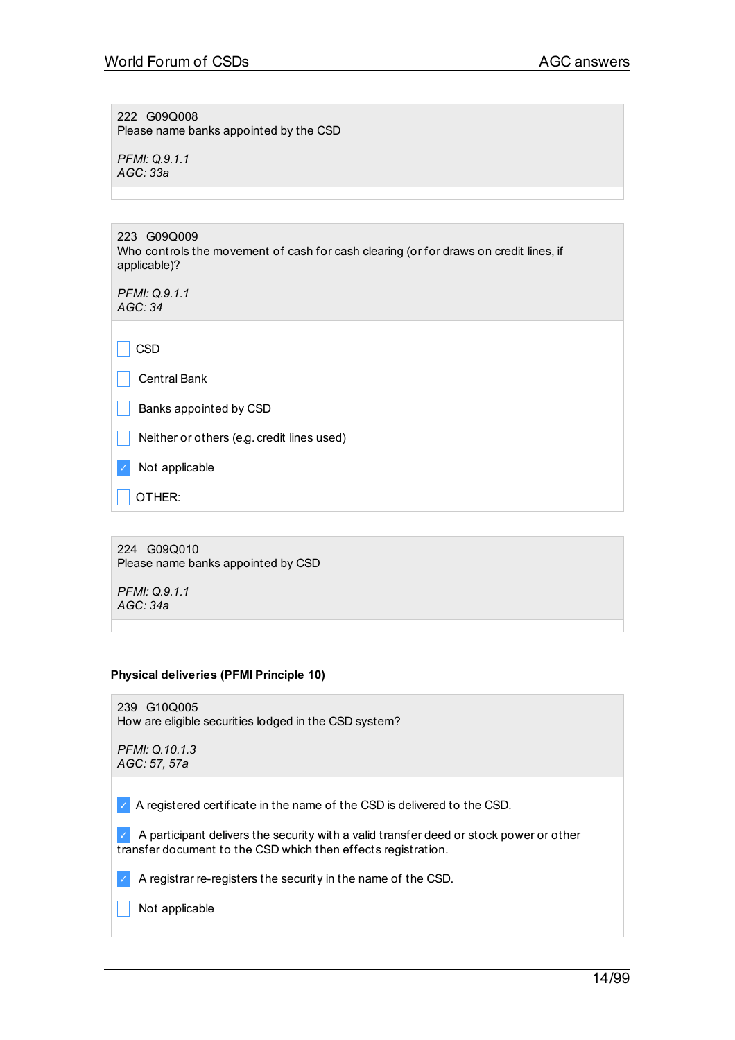222 G09Q008
Please name banks appointed by the CSD

*PFMI: Q.9.1.1*
*AGC: 33a*

223 G09Q009
Who controls the movement of cash for cash clearing (or for draws on credit lines, if applicable)?

*PFMI: Q.9.1.1*
*AGC: 34*

- [ ] CSD
- [ ] Central Bank
- [ ] Banks appointed by CSD
- [ ] Neither or others (e.g. credit lines used)
- [x] Not applicable
- [ ] OTHER:

224 G09Q010
Please name banks appointed by CSD

*PFMI: Q.9.1.1*
*AGC: 34a*

**Physical deliveries (PFMI Principle 10)**

239 G10Q005
How are eligible securities lodged in the CSD system?

*PFMI: Q.10.1.3*
*AGC: 57, 57a*

- [x] A registered certificate in the name of the CSD is delivered to the CSD.
- [x] A participant delivers the security with a valid transfer deed or stock power or other transfer document to the CSD which then effects registration.
- [x] A registrar re-registers the security in the name of the CSD.
- [ ] Not applicable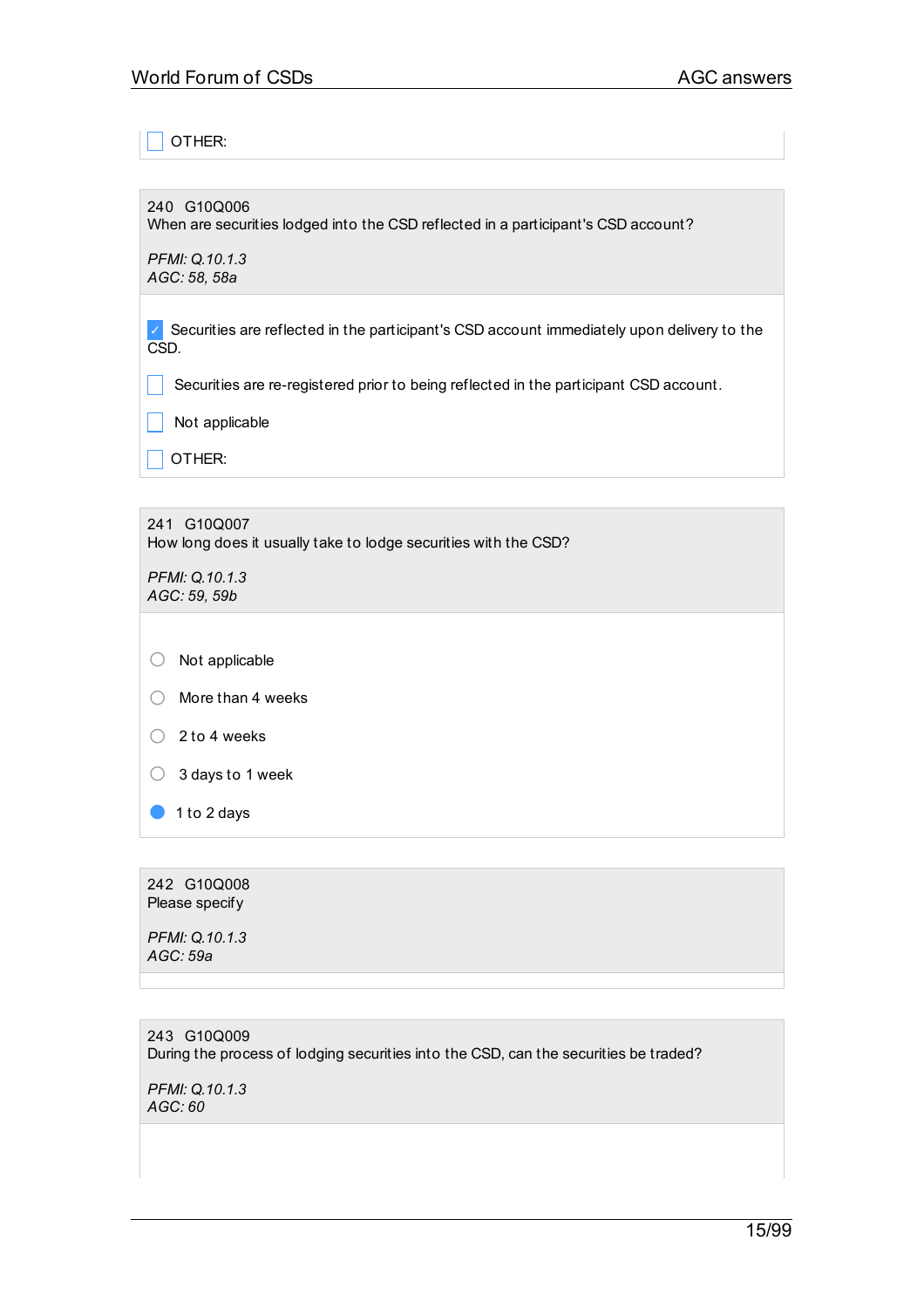- [ ] OTHER:

240 G10Q006
When are securities lodged into the CSD reflected in a participant's CSD account?

*PFMI: Q.10.1.3*
*AGC: 58, 58a*

- [x] Securities are reflected in the participant's CSD account immediately upon delivery to the CSD.
- [ ] Securities are re-registered prior to being reflected in the participant CSD account.
- [ ] Not applicable
- [ ] OTHER:

241 G10Q007
How long does it usually take to lodge securities with the CSD?

*PFMI: Q.10.1.3*
*AGC: 59, 59b*

- ○ Not applicable
- ○ More than 4 weeks
- ○ 2 to 4 weeks
- ○ 3 days to 1 week
- ● 1 to 2 days

242 G10Q008
Please specify

*PFMI: Q.10.1.3*
*AGC: 59a*

243 G10Q009
During the process of lodging securities into the CSD, can the securities be traded?

*PFMI: Q.10.1.3*
*AGC: 60*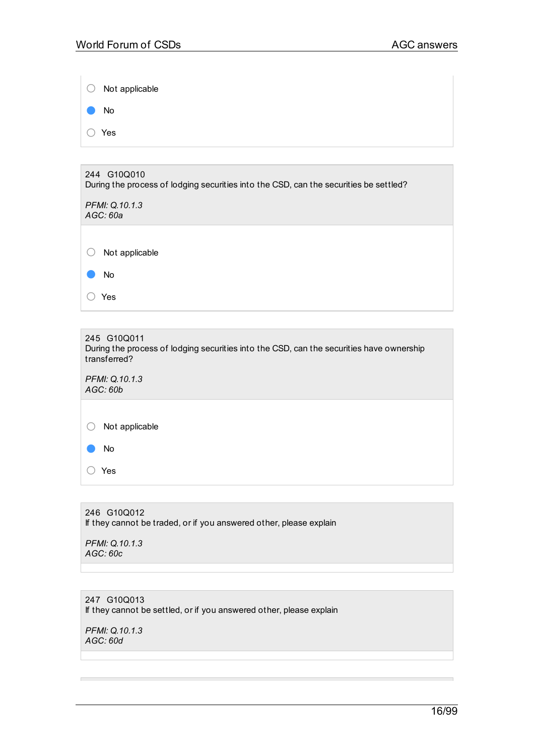- ○ Not applicable
- ● No
- ○ Yes

244 G10Q010
During the process of lodging securities into the CSD, can the securities be settled?

*PFMI: Q.10.1.3*
*AGC: 60a*

- ○ Not applicable
- ● No
- ○ Yes

245 G10Q011
During the process of lodging securities into the CSD, can the securities have ownership transferred?

*PFMI: Q.10.1.3*
*AGC: 60b*

- ○ Not applicable
- ● No
- ○ Yes

246 G10Q012
If they cannot be traded, or if you answered other, please explain

*PFMI: Q.10.1.3*
*AGC: 60c*

247 G10Q013
If they cannot be settled, or if you answered other, please explain

*PFMI: Q.10.1.3*
*AGC: 60d*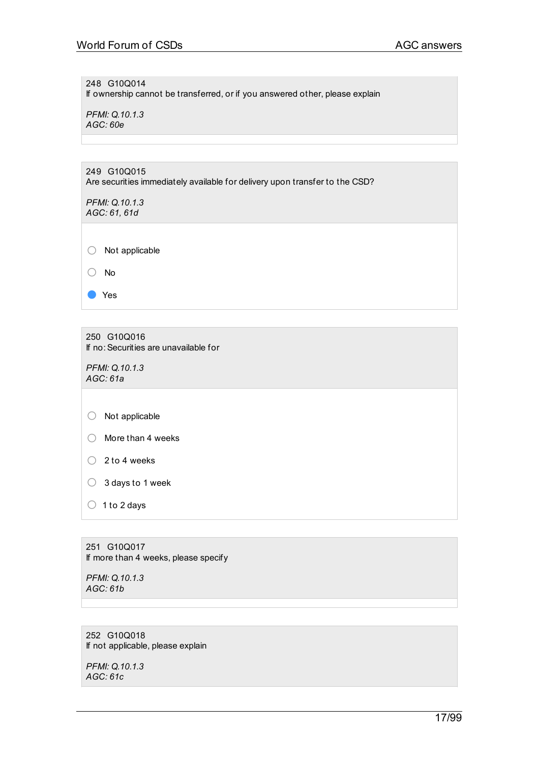248 G10Q014
If ownership cannot be transferred, or if you answered other, please explain

*PFMI: Q.10.1.3*
*AGC: 60e*

249 G10Q015
Are securities immediately available for delivery upon transfer to the CSD?

*PFMI: Q.10.1.3*
*AGC: 61, 61d*

- ○ Not applicable
- ○ No
- ● Yes

250 G10Q016
If no: Securities are unavailable for

*PFMI: Q.10.1.3*
*AGC: 61a*

- ○ Not applicable
- ○ More than 4 weeks
- ○ 2 to 4 weeks
- ○ 3 days to 1 week
- ○ 1 to 2 days

251 G10Q017
If more than 4 weeks, please specify

*PFMI: Q.10.1.3*
*AGC: 61b*

252 G10Q018
If not applicable, please explain

*PFMI: Q.10.1.3*
*AGC: 61c*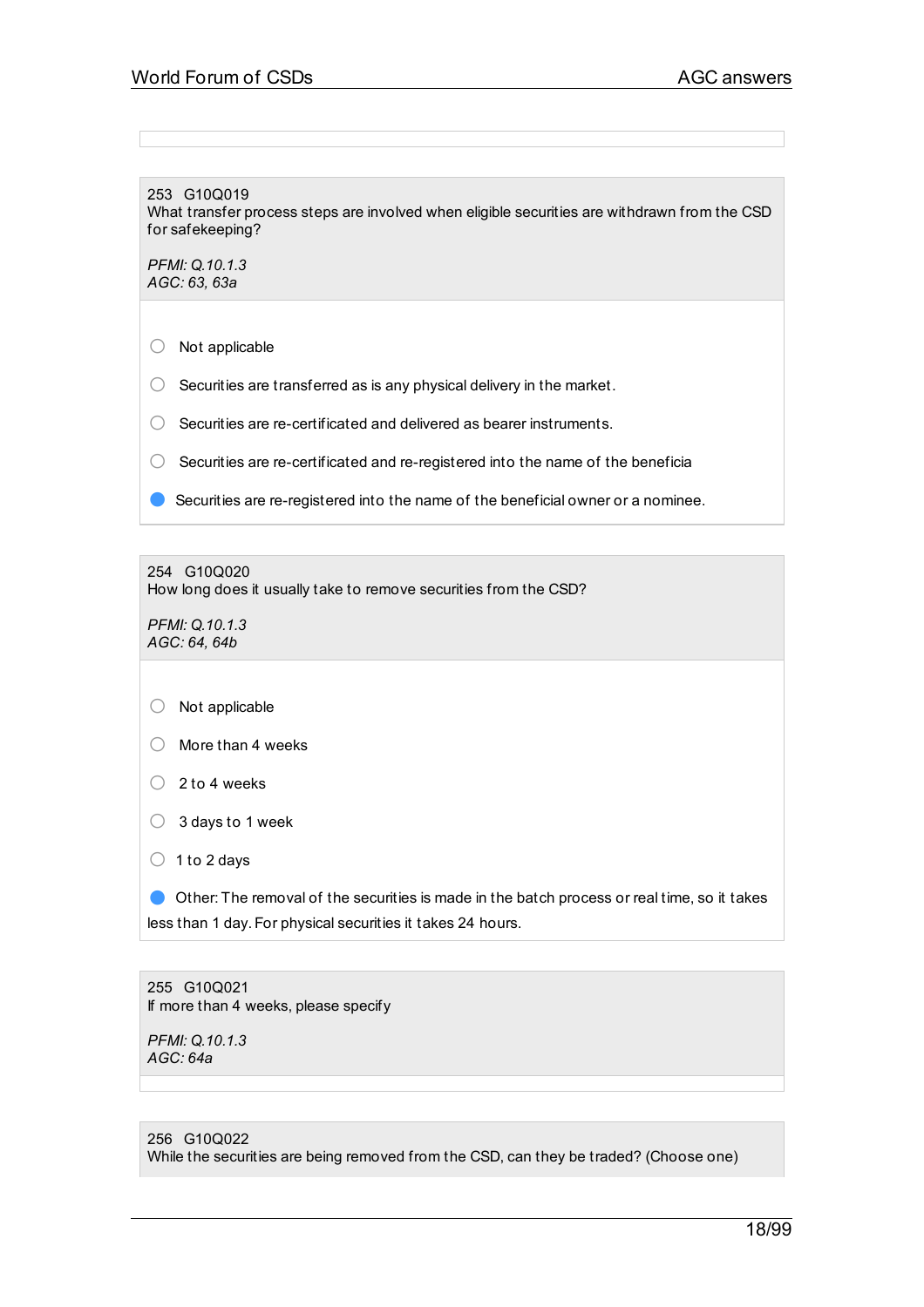253 G10Q019
What transfer process steps are involved when eligible securities are withdrawn from the CSD for safekeeping?

*PFMI: Q.10.1.3*
*AGC: 63, 63a*

- ○ Not applicable
- ○ Securities are transferred as is any physical delivery in the market.
- ○ Securities are re-certificated and delivered as bearer instruments.
- ○ Securities are re-certificated and re-registered into the name of the beneficia
- ● Securities are re-registered into the name of the beneficial owner or a nominee.

254 G10Q020
How long does it usually take to remove securities from the CSD?

*PFMI: Q.10.1.3*
*AGC: 64, 64b*

- ○ Not applicable
- ○ More than 4 weeks
- ○ 2 to 4 weeks
- ○ 3 days to 1 week
- ○ 1 to 2 days
- ● Other: The removal of the securities is made in the batch process or real time, so it takes less than 1 day. For physical securities it takes 24 hours.

255 G10Q021
If more than 4 weeks, please specify

*PFMI: Q.10.1.3*
*AGC: 64a*

256 G10Q022
While the securities are being removed from the CSD, can they be traded? (Choose one)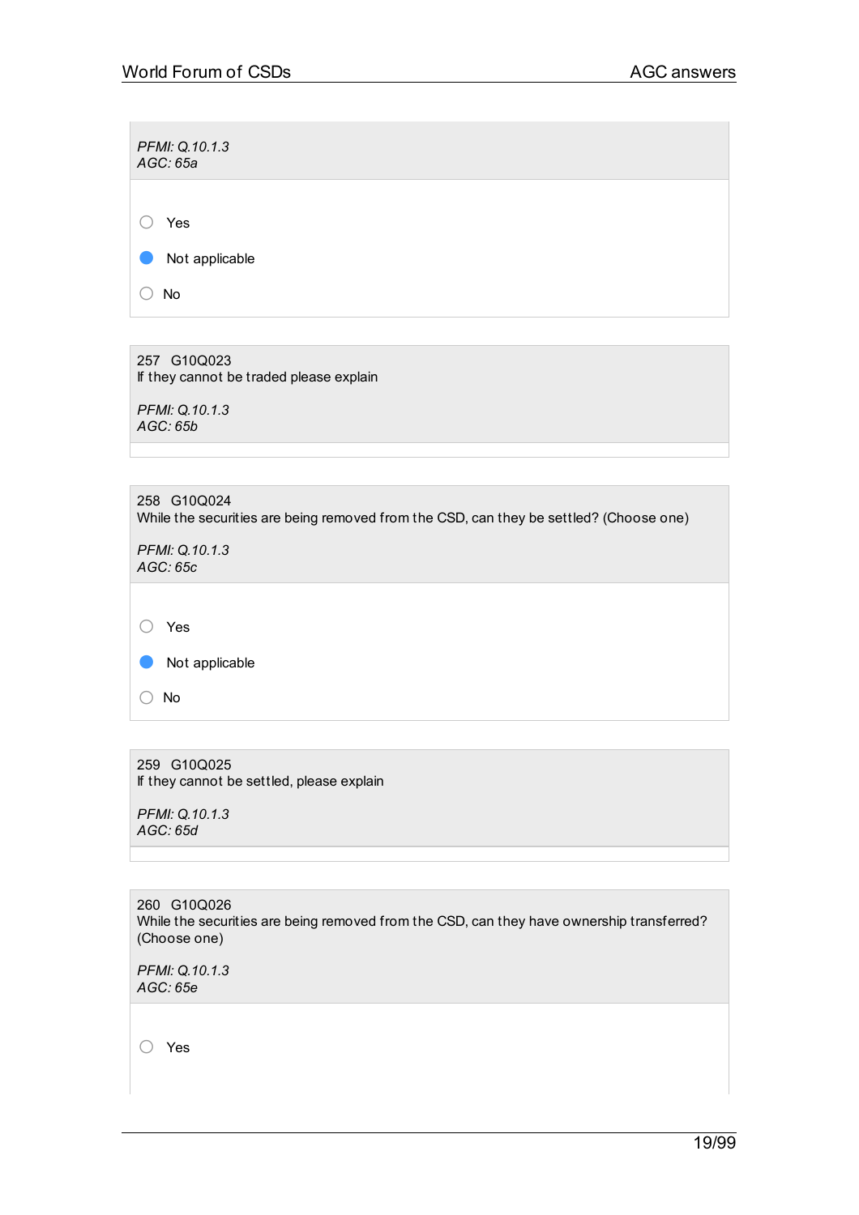*PFMI: Q.10.1.3*
*AGC: 65a*

- ○ Yes
- ● Not applicable
- ○ No

257 G10Q023
If they cannot be traded please explain

*PFMI: Q.10.1.3*
*AGC: 65b*

258 G10Q024
While the securities are being removed from the CSD, can they be settled? (Choose one)

*PFMI: Q.10.1.3*
*AGC: 65c*

- ○ Yes
- ● Not applicable
- ○ No

259 G10Q025
If they cannot be settled, please explain

*PFMI: Q.10.1.3*
*AGC: 65d*

260 G10Q026
While the securities are being removed from the CSD, can they have ownership transferred? (Choose one)

*PFMI: Q.10.1.3*
*AGC: 65e*

- ○ Yes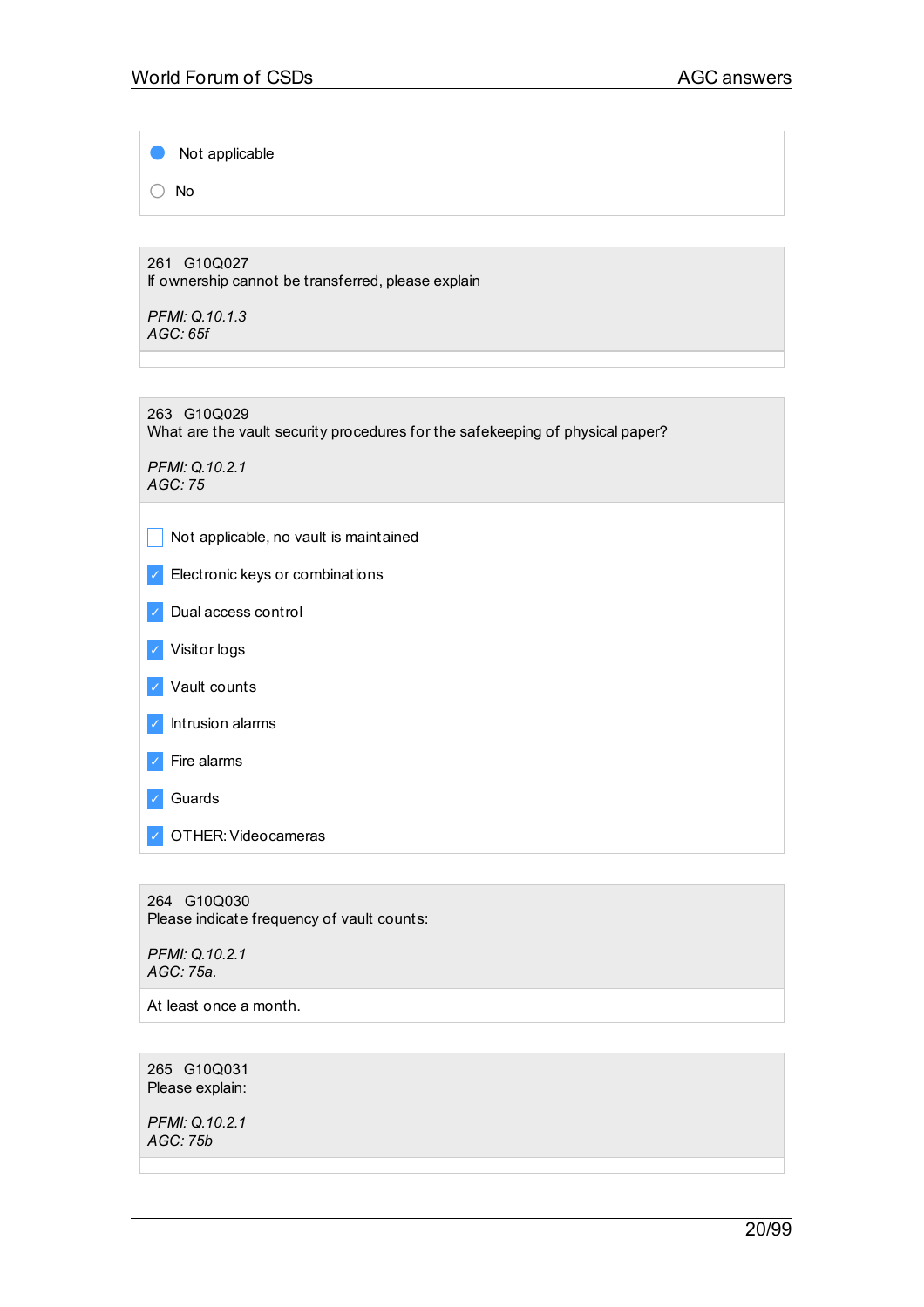- [x] Not applicable
- [ ] No

261 G10Q027
If ownership cannot be transferred, please explain

*PFMI: Q.10.1.3*
*AGC: 65f*

263 G10Q029
What are the vault security procedures for the safekeeping of physical paper?

*PFMI: Q.10.2.1*
*AGC: 75*

- [ ] Not applicable, no vault is maintained
- [x] Electronic keys or combinations
- [x] Dual access control
- [x] Visitor logs
- [x] Vault counts
- [x] Intrusion alarms
- [x] Fire alarms
- [x] Guards
- [x] OTHER: Videocameras

264 G10Q030
Please indicate frequency of vault counts:

*PFMI: Q.10.2.1*
*AGC: 75a.*

At least once a month.

265 G10Q031
Please explain:

*PFMI: Q.10.2.1*
*AGC: 75b*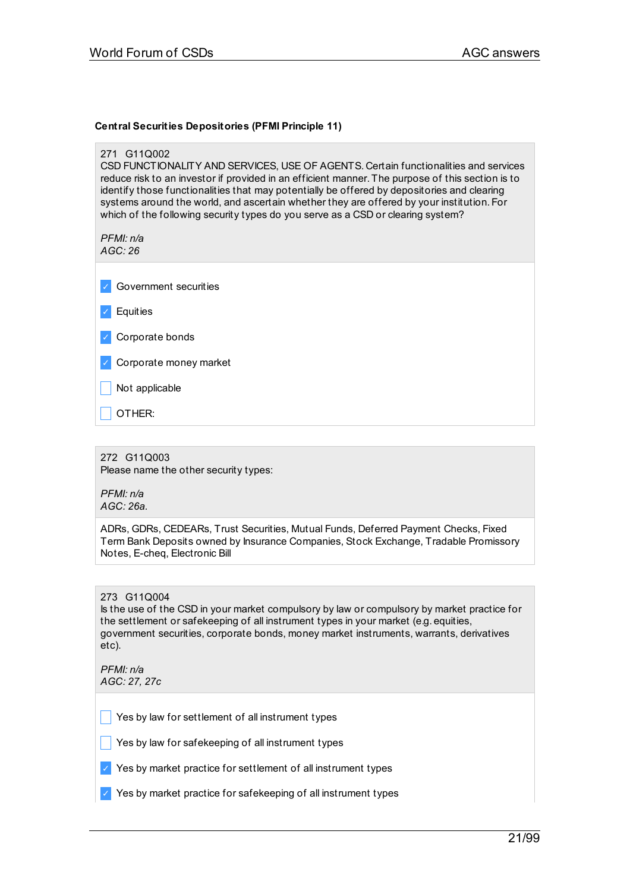**Central Securities Depositories (PFMI Principle 11)**

271 G11Q002
CSD FUNCTIONALITY AND SERVICES, USE OF AGENTS. Certain functionalities and services reduce risk to an investor if provided in an efficient manner. The purpose of this section is to identify those functionalities that may potentially be offered by depositories and clearing systems around the world, and ascertain whether they are offered by your institution. For which of the following security types do you serve as a CSD or clearing system?

*PFMI: n/a*
*AGC: 26*

- [x] Government securities
- [x] Equities
- [x] Corporate bonds
- [x] Corporate money market
- [ ] Not applicable
- [ ] OTHER:

272 G11Q003
Please name the other security types:

*PFMI: n/a*
*AGC: 26a.*

ADRs, GDRs, CEDEARs, Trust Securities, Mutual Funds, Deferred Payment Checks, Fixed Term Bank Deposits owned by Insurance Companies, Stock Exchange, Tradable Promissory Notes, E-cheq, Electronic Bill

273 G11Q004
Is the use of the CSD in your market compulsory by law or compulsory by market practice for the settlement or safekeeping of all instrument types in your market (e.g. equities, government securities, corporate bonds, money market instruments, warrants, derivatives etc).

*PFMI: n/a*
*AGC: 27, 27c*

- [ ] Yes by law for settlement of all instrument types
- [ ] Yes by law for safekeeping of all instrument types
- [x] Yes by market practice for settlement of all instrument types
- [x] Yes by market practice for safekeeping of all instrument types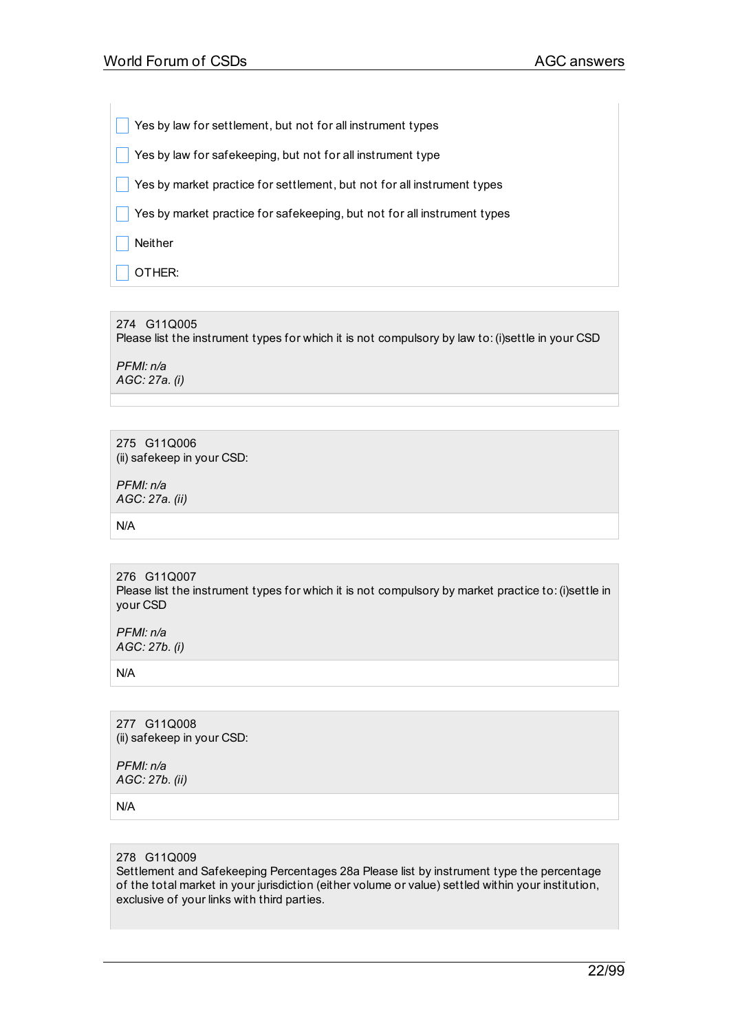- [ ] Yes by law for settlement, but not for all instrument types
- [ ] Yes by law for safekeeping, but not for all instrument type
- [ ] Yes by market practice for settlement, but not for all instrument types
- [ ] Yes by market practice for safekeeping, but not for all instrument types
- [ ] Neither
- [ ] OTHER:

274 G11Q005
Please list the instrument types for which it is not compulsory by law to: (i)settle in your CSD

*PFMI: n/a*
*AGC: 27a. (i)*

275 G11Q006
(ii) safekeep in your CSD:

*PFMI: n/a*
*AGC: 27a. (ii)*

N/A

276 G11Q007
Please list the instrument types for which it is not compulsory by market practice to: (i)settle in your CSD

*PFMI: n/a*
*AGC: 27b. (i)*

N/A

277 G11Q008
(ii) safekeep in your CSD:

*PFMI: n/a*
*AGC: 27b. (ii)*

N/A

278 G11Q009
Settlement and Safekeeping Percentages 28a Please list by instrument type the percentage of the total market in your jurisdiction (either volume or value) settled within your institution, exclusive of your links with third parties.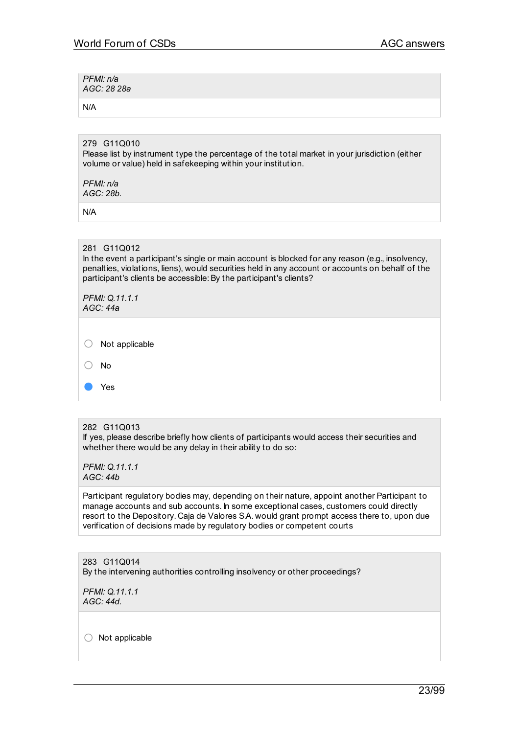*PFMI: n/a*
*AGC: 28 28a*

N/A

279 G11Q010
Please list by instrument type the percentage of the total market in your jurisdiction (either volume or value) held in safekeeping within your institution.

*PFMI: n/a*
*AGC: 28b.*

N/A

281 G11Q012
In the event a participant's single or main account is blocked for any reason (e.g., insolvency, penalties, violations, liens), would securities held in any account or accounts on behalf of the participant's clients be accessible: By the participant's clients?

*PFMI: Q.11.1.1*
*AGC: 44a*

- ○ Not applicable
- ○ No
- ● Yes

282 G11Q013
If yes, please describe briefly how clients of participants would access their securities and whether there would be any delay in their ability to do so:

*PFMI: Q.11.1.1*
*AGC: 44b*

Participant regulatory bodies may, depending on their nature, appoint another Participant to manage accounts and sub accounts. In some exceptional cases, customers could directly resort to the Depository. Caja de Valores S.A. would grant prompt access there to, upon due verification of decisions made by regulatory bodies or competent courts

283 G11Q014
By the intervening authorities controlling insolvency or other proceedings?

*PFMI: Q.11.1.1*
*AGC: 44d.*

- ○ Not applicable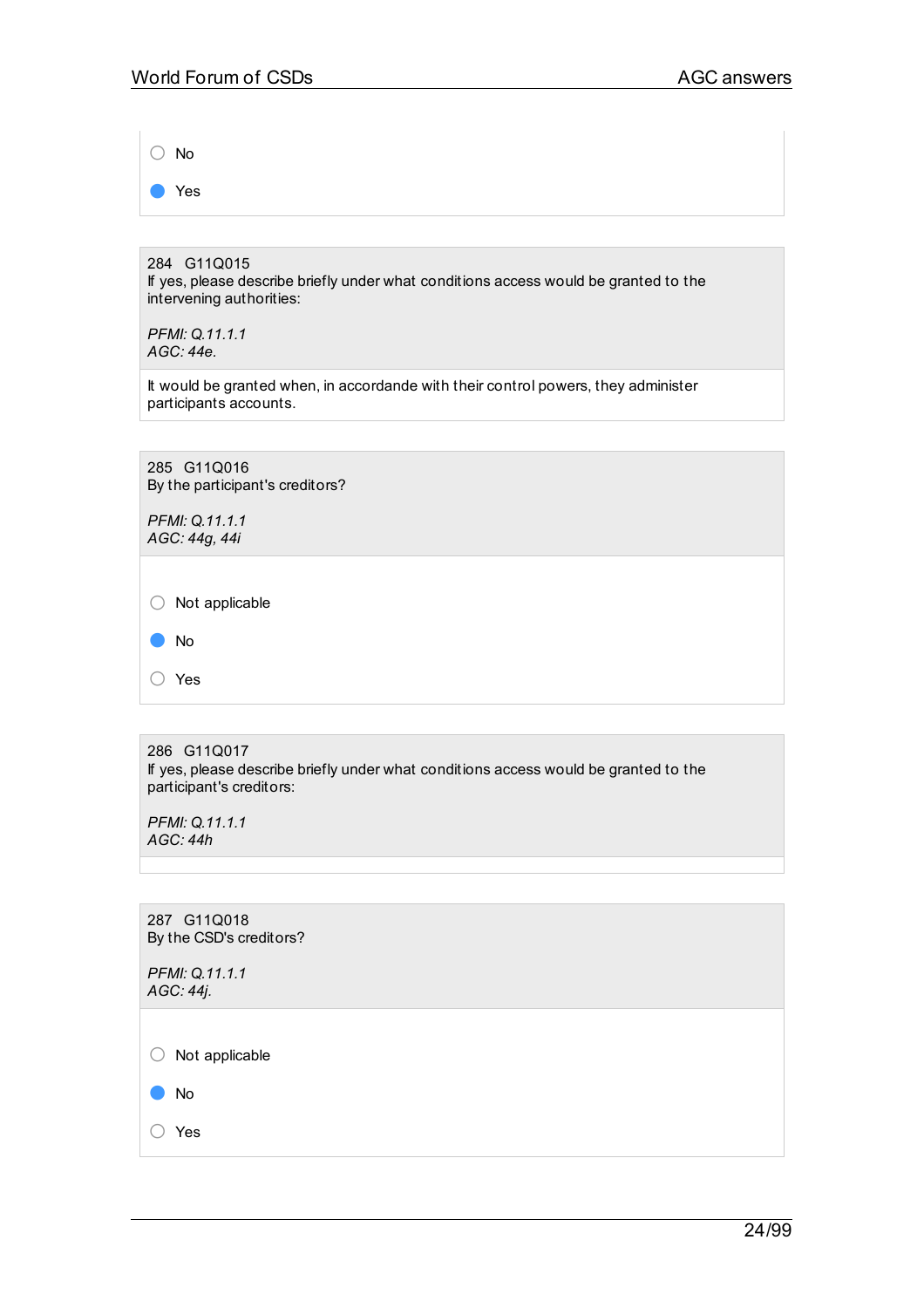- ○ No
- ● Yes

284 G11Q015
If yes, please describe briefly under what conditions access would be granted to the intervening authorities:

*PFMI: Q.11.1.1*
*AGC: 44e.*

It would be granted when, in accordande with their control powers, they administer participants accounts.

285 G11Q016
By the participant's creditors?

*PFMI: Q.11.1.1*
*AGC: 44g, 44i*

- ○ Not applicable
- ● No
- ○ Yes

286 G11Q017
If yes, please describe briefly under what conditions access would be granted to the participant's creditors:

*PFMI: Q.11.1.1*
*AGC: 44h*

287 G11Q018
By the CSD's creditors?

*PFMI: Q.11.1.1*
*AGC: 44j.*

- ○ Not applicable
- ● No
- ○ Yes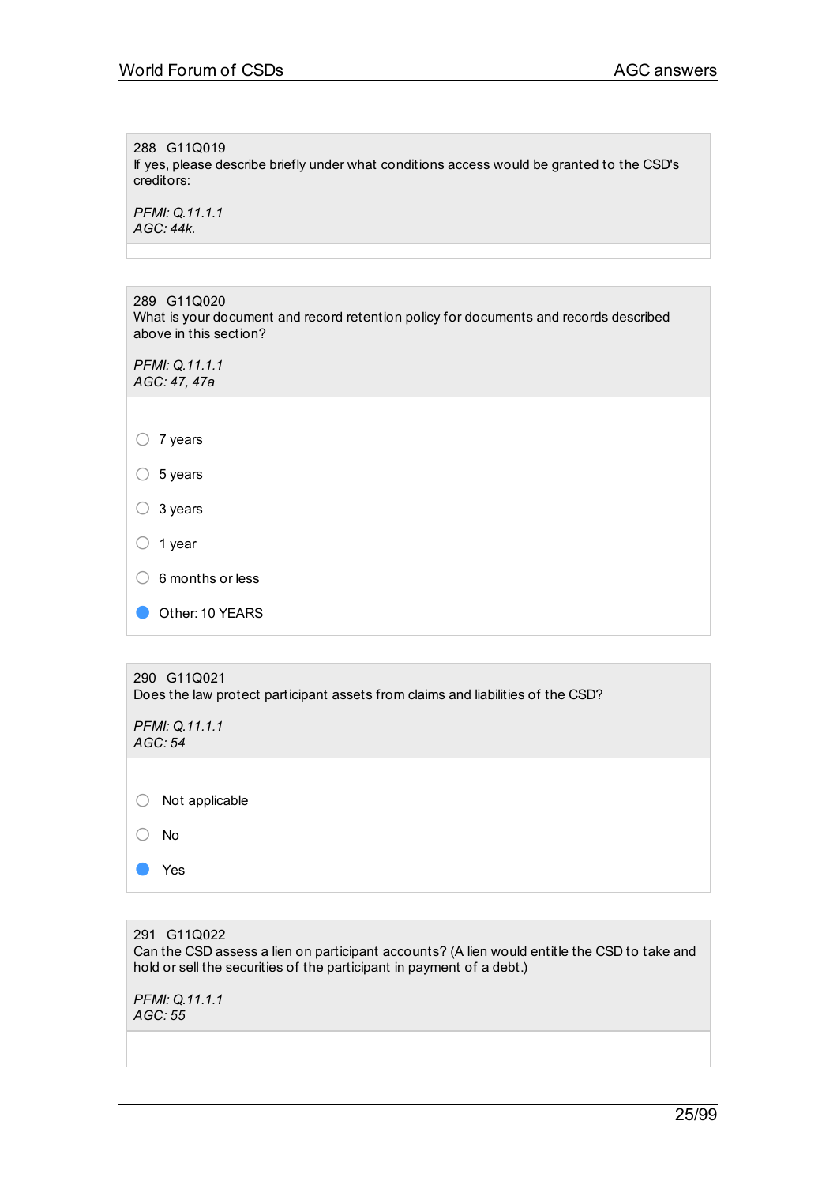288 G11Q019
If yes, please describe briefly under what conditions access would be granted to the CSD's creditors:

*PFMI: Q.11.1.1*
*AGC: 44k.*

---

289 G11Q020
What is your document and record retention policy for documents and records described above in this section?

*PFMI: Q.11.1.1*
*AGC: 47, 47a*

- ○ 7 years
- ○ 5 years
- ○ 3 years
- ○ 1 year
- ○ 6 months or less
- ● Other: 10 YEARS

---

290 G11Q021
Does the law protect participant assets from claims and liabilities of the CSD?

*PFMI: Q.11.1.1*
*AGC: 54*

- ○ Not applicable
- ○ No
- ● Yes

---

291 G11Q022
Can the CSD assess a lien on participant accounts? (A lien would entitle the CSD to take and hold or sell the securities of the participant in payment of a debt.)

*PFMI: Q.11.1.1*
*AGC: 55*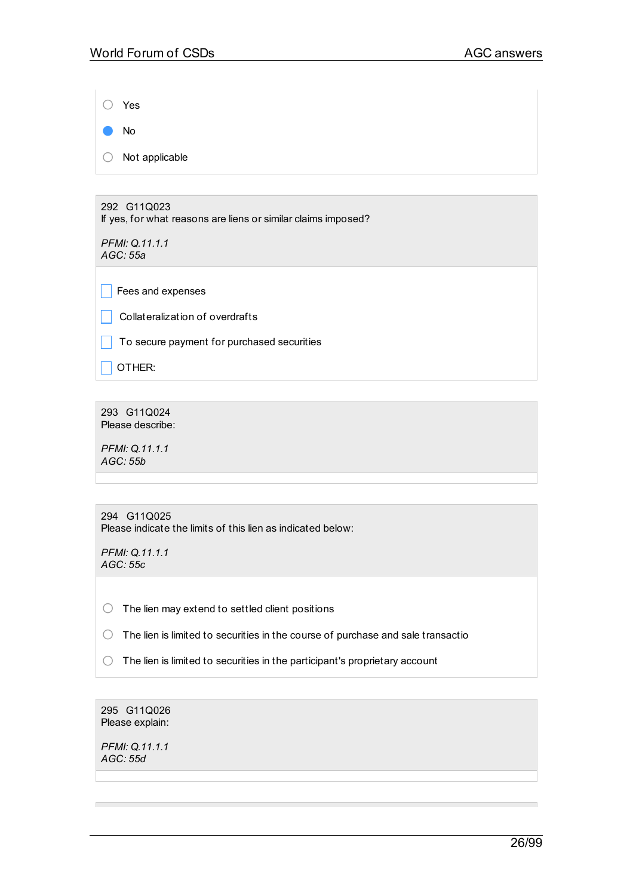- ○ Yes
- ● No
- ○ Not applicable

292 G11Q023
If yes, for what reasons are liens or similar claims imposed?

*PFMI: Q.11.1.1*
*AGC: 55a*

- ☐ Fees and expenses
- ☐ Collateralization of overdrafts
- ☐ To secure payment for purchased securities
- ☐ OTHER:

293 G11Q024
Please describe:

*PFMI: Q.11.1.1*
*AGC: 55b*

294 G11Q025
Please indicate the limits of this lien as indicated below:

*PFMI: Q.11.1.1*
*AGC: 55c*

- ○ The lien may extend to settled client positions
- ○ The lien is limited to securities in the course of purchase and sale transactio
- ○ The lien is limited to securities in the participant's proprietary account

295 G11Q026
Please explain:

*PFMI: Q.11.1.1*
*AGC: 55d*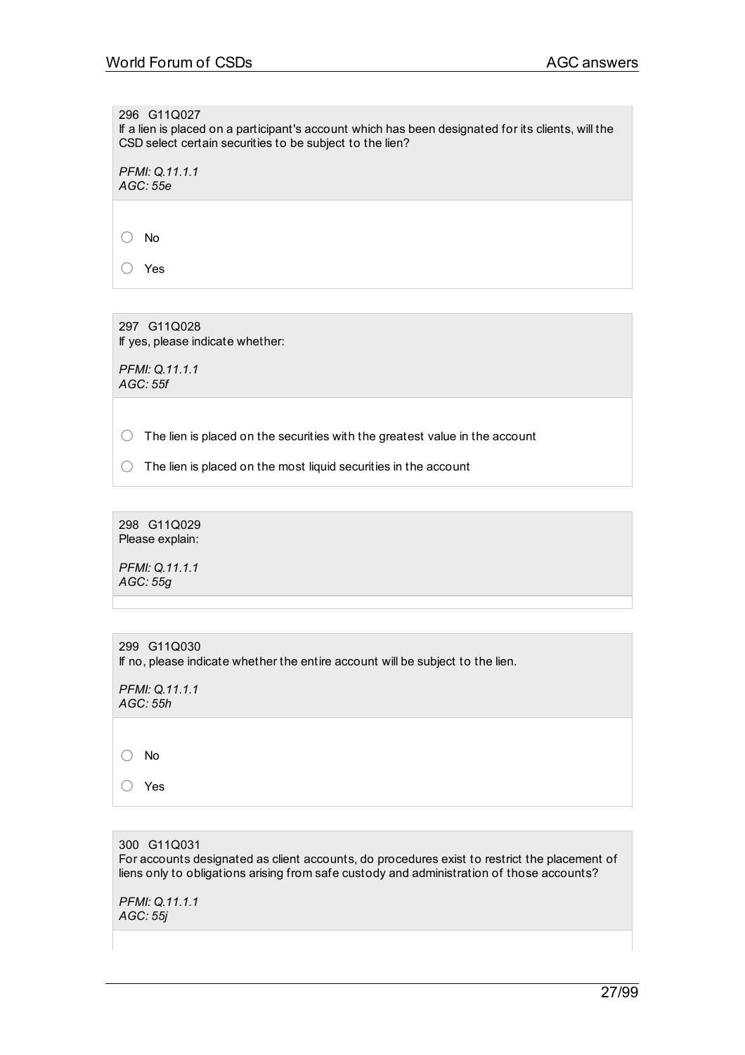296 G11Q027
If a lien is placed on a participant's account which has been designated for its clients, will the CSD select certain securities to be subject to the lien?

*PFMI: Q.11.1.1*
*AGC: 55e*

○ No

○ Yes

297 G11Q028
If yes, please indicate whether:

*PFMI: Q.11.1.1*
*AGC: 55f*

○ The lien is placed on the securities with the greatest value in the account

○ The lien is placed on the most liquid securities in the account

298 G11Q029
Please explain:

*PFMI: Q.11.1.1*
*AGC: 55g*

299 G11Q030
If no, please indicate whether the entire account will be subject to the lien.

*PFMI: Q.11.1.1*
*AGC: 55h*

○ No

○ Yes

300 G11Q031
For accounts designated as client accounts, do procedures exist to restrict the placement of liens only to obligations arising from safe custody and administration of those accounts?

*PFMI: Q.11.1.1*
*AGC: 55j*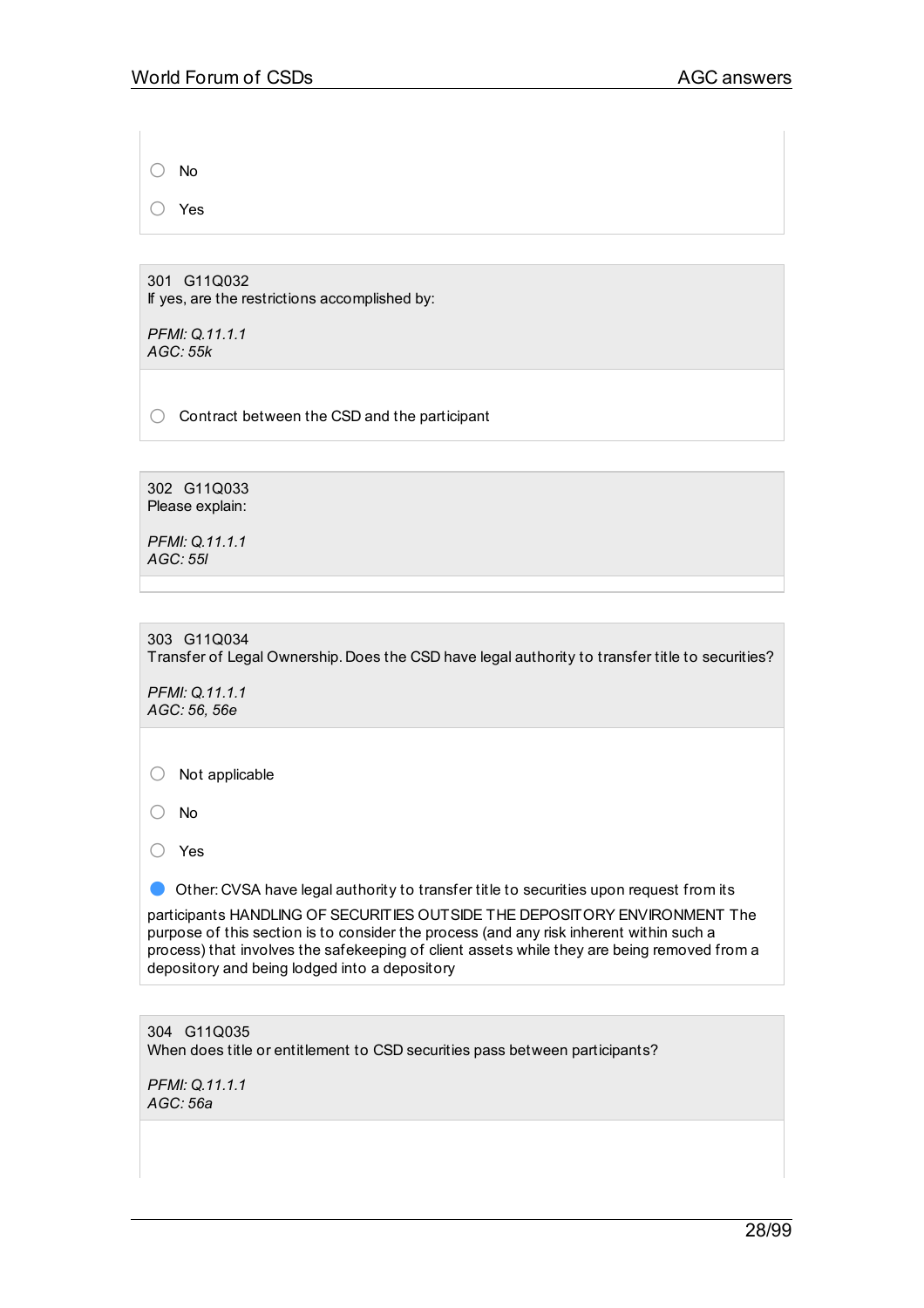- ○ No
- ○ Yes

301 G11Q032
If yes, are the restrictions accomplished by:

*PFMI: Q.11.1.1*
*AGC: 55k*

- ○ Contract between the CSD and the participant

302 G11Q033
Please explain:

*PFMI: Q.11.1.1*
*AGC: 55l*

303 G11Q034
Transfer of Legal Ownership. Does the CSD have legal authority to transfer title to securities?

*PFMI: Q.11.1.1*
*AGC: 56, 56e*

- ○ Not applicable
- ○ No
- ○ Yes
- ● Other: CVSA have legal authority to transfer title to securities upon request from its participants HANDLING OF SECURITIES OUTSIDE THE DEPOSITORY ENVIRONMENT The purpose of this section is to consider the process (and any risk inherent within such a process) that involves the safekeeping of client assets while they are being removed from a depository and being lodged into a depository

304 G11Q035
When does title or entitlement to CSD securities pass between participants?

*PFMI: Q.11.1.1*
*AGC: 56a*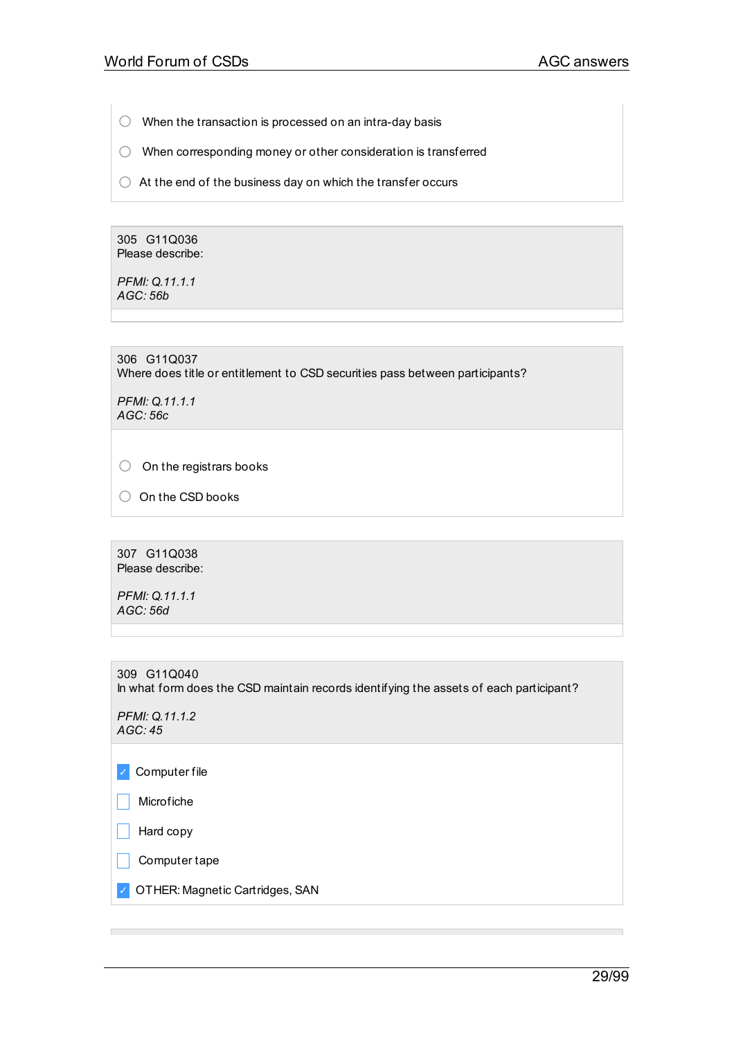- ○ When the transaction is processed on an intra-day basis
- ○ When corresponding money or other consideration is transferred
- ○ At the end of the business day on which the transfer occurs

305 G11Q036
Please describe:

*PFMI: Q.11.1.1*
*AGC: 56b*

306 G11Q037
Where does title or entitlement to CSD securities pass between participants?

*PFMI: Q.11.1.1*
*AGC: 56c*

- ○ On the registrars books
- ○ On the CSD books

307 G11Q038
Please describe:

*PFMI: Q.11.1.1*
*AGC: 56d*

309 G11Q040
In what form does the CSD maintain records identifying the assets of each participant?

*PFMI: Q.11.1.2*
*AGC: 45*

- [x] Computer file
- [ ] Microfiche
- [ ] Hard copy
- [ ] Computer tape
- [x] OTHER: Magnetic Cartridges, SAN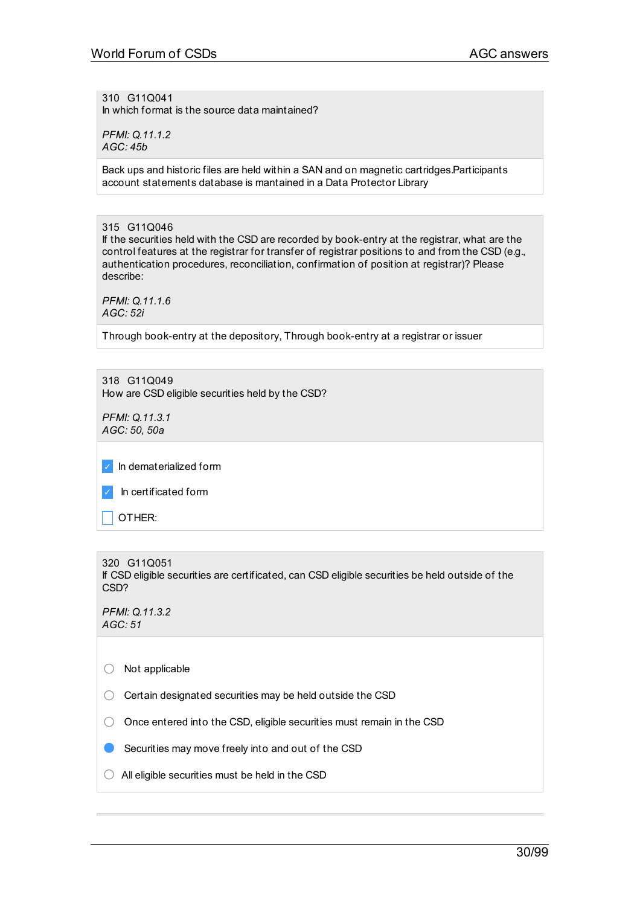310 G11Q041
In which format is the source data maintained?

*PFMI: Q.11.1.2*
*AGC: 45b*

Back ups and historic files are held within a SAN and on magnetic cartridges.Participants account statements database is mantained in a Data Protector Library

315 G11Q046
If the securities held with the CSD are recorded by book-entry at the registrar, what are the control features at the registrar for transfer of registrar positions to and from the CSD (e.g., authentication procedures, reconciliation, confirmation of position at registrar)? Please describe:

*PFMI: Q.11.1.6*
*AGC: 52i*

Through book-entry at the depository, Through book-entry at a registrar or issuer

318 G11Q049
How are CSD eligible securities held by the CSD?

*PFMI: Q.11.3.1*
*AGC: 50, 50a*

- [x] In dematerialized form
- [x] In certificated form
- [ ] OTHER:

320 G11Q051
If CSD eligible securities are certificated, can CSD eligible securities be held outside of the CSD?

*PFMI: Q.11.3.2*
*AGC: 51*

- ○ Not applicable
- ○ Certain designated securities may be held outside the CSD
- ○ Once entered into the CSD, eligible securities must remain in the CSD
- ● Securities may move freely into and out of the CSD
- ○ All eligible securities must be held in the CSD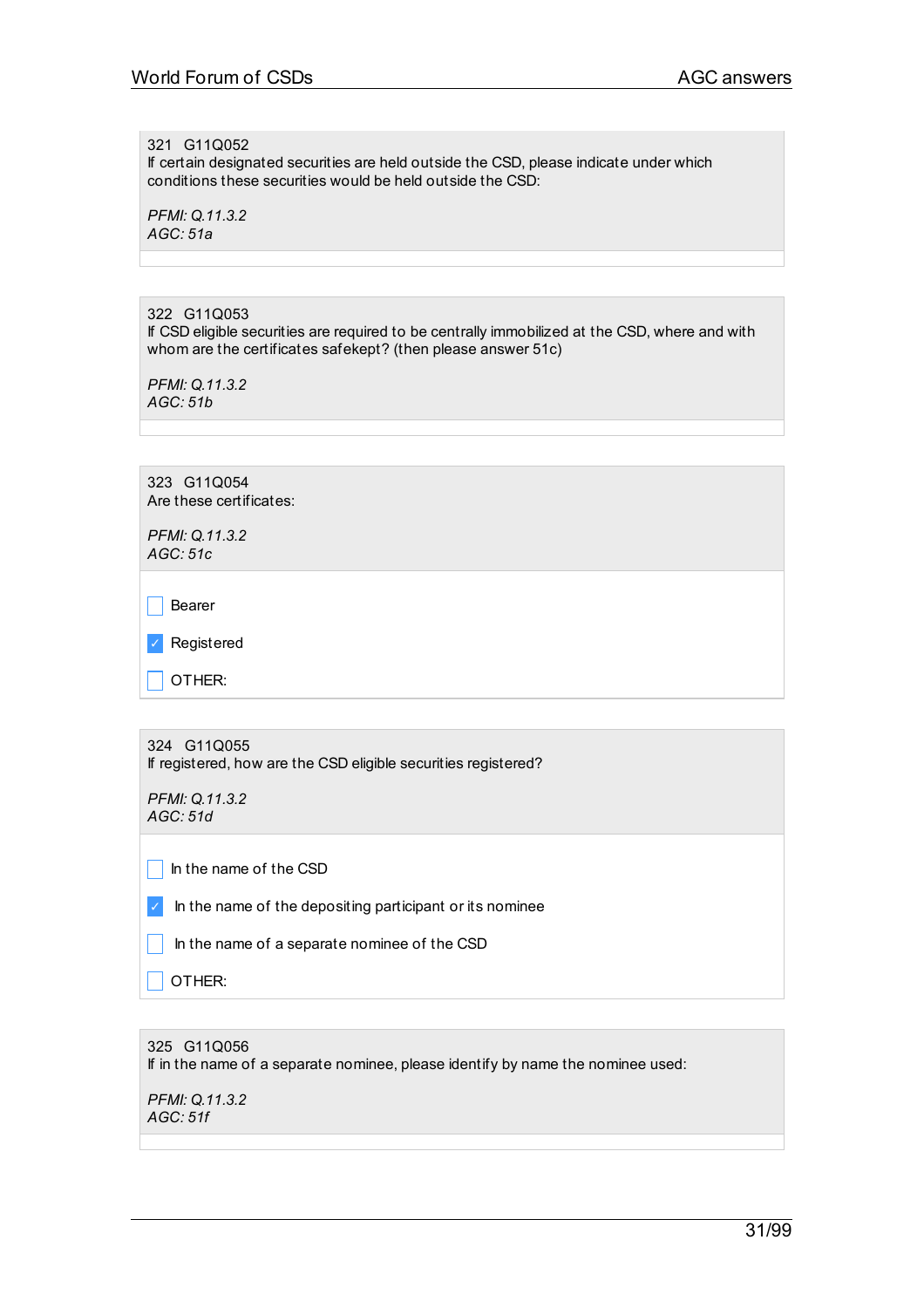321 G11Q052
If certain designated securities are held outside the CSD, please indicate under which conditions these securities would be held outside the CSD:

*PFMI: Q.11.3.2*
*AGC: 51a*

322 G11Q053
If CSD eligible securities are required to be centrally immobilized at the CSD, where and with whom are the certificates safekept? (then please answer 51c)

*PFMI: Q.11.3.2*
*AGC: 51b*

323 G11Q054
Are these certificates:

*PFMI: Q.11.3.2*
*AGC: 51c*

- [ ] Bearer
- [x] Registered
- [ ] OTHER:

324 G11Q055
If registered, how are the CSD eligible securities registered?

*PFMI: Q.11.3.2*
*AGC: 51d*

- [ ] In the name of the CSD
- [x] In the name of the depositing participant or its nominee
- [ ] In the name of a separate nominee of the CSD
- [ ] OTHER:

325 G11Q056
If in the name of a separate nominee, please identify by name the nominee used:

*PFMI: Q.11.3.2*
*AGC: 51f*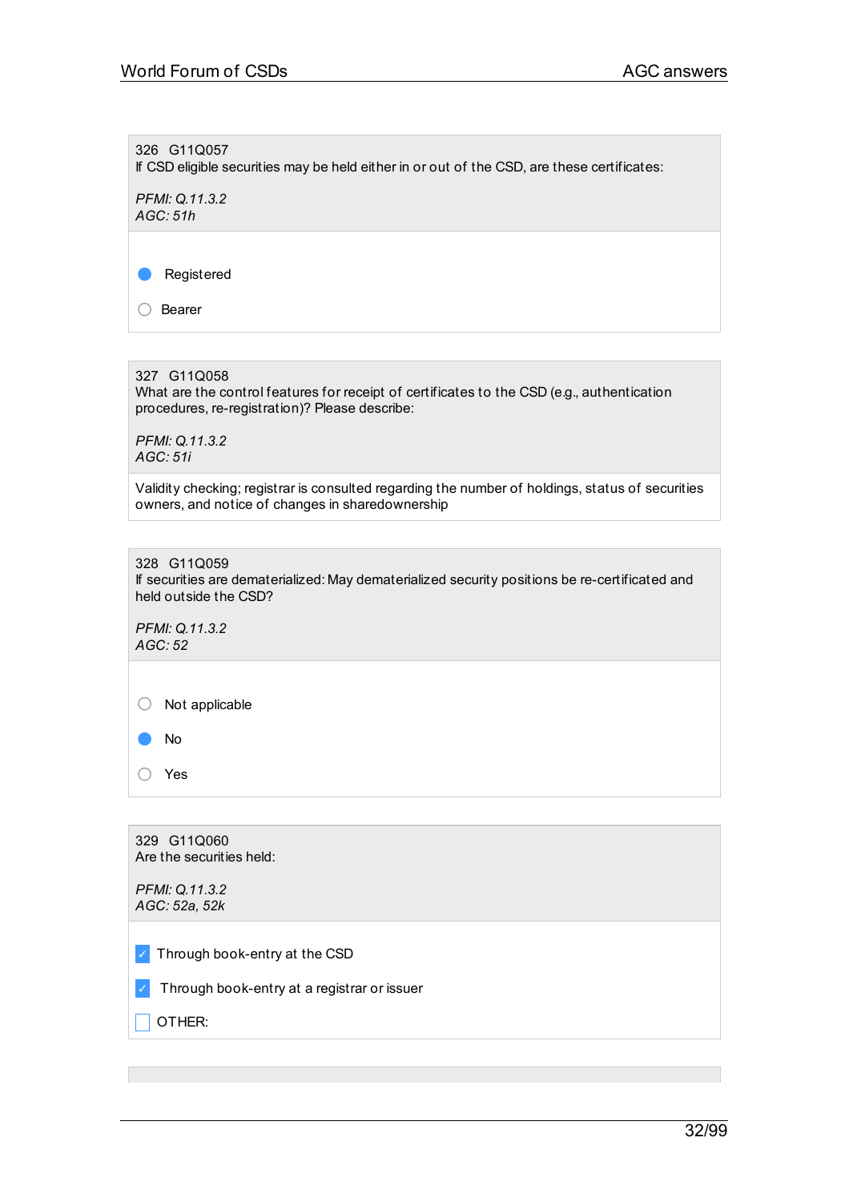326 G11Q057
If CSD eligible securities may be held either in or out of the CSD, are these certificates:

*PFMI: Q.11.3.2*
*AGC: 51h*

- (●) Registered
- ( ) Bearer

---

327 G11Q058
What are the control features for receipt of certificates to the CSD (e.g., authentication procedures, re-registration)? Please describe:

*PFMI: Q.11.3.2*
*AGC: 51i*

Validity checking; registrar is consulted regarding the number of holdings, status of securities owners, and notice of changes in sharedownership

---

328 G11Q059
If securities are dematerialized: May dematerialized security positions be re-certificated and held outside the CSD?

*PFMI: Q.11.3.2*
*AGC: 52*

- ( ) Not applicable
- (●) No
- ( ) Yes

---

329 G11Q060
Are the securities held:

*PFMI: Q.11.3.2*
*AGC: 52a, 52k*

- [x] Through book-entry at the CSD
- [x] Through book-entry at a registrar or issuer
- [ ] OTHER: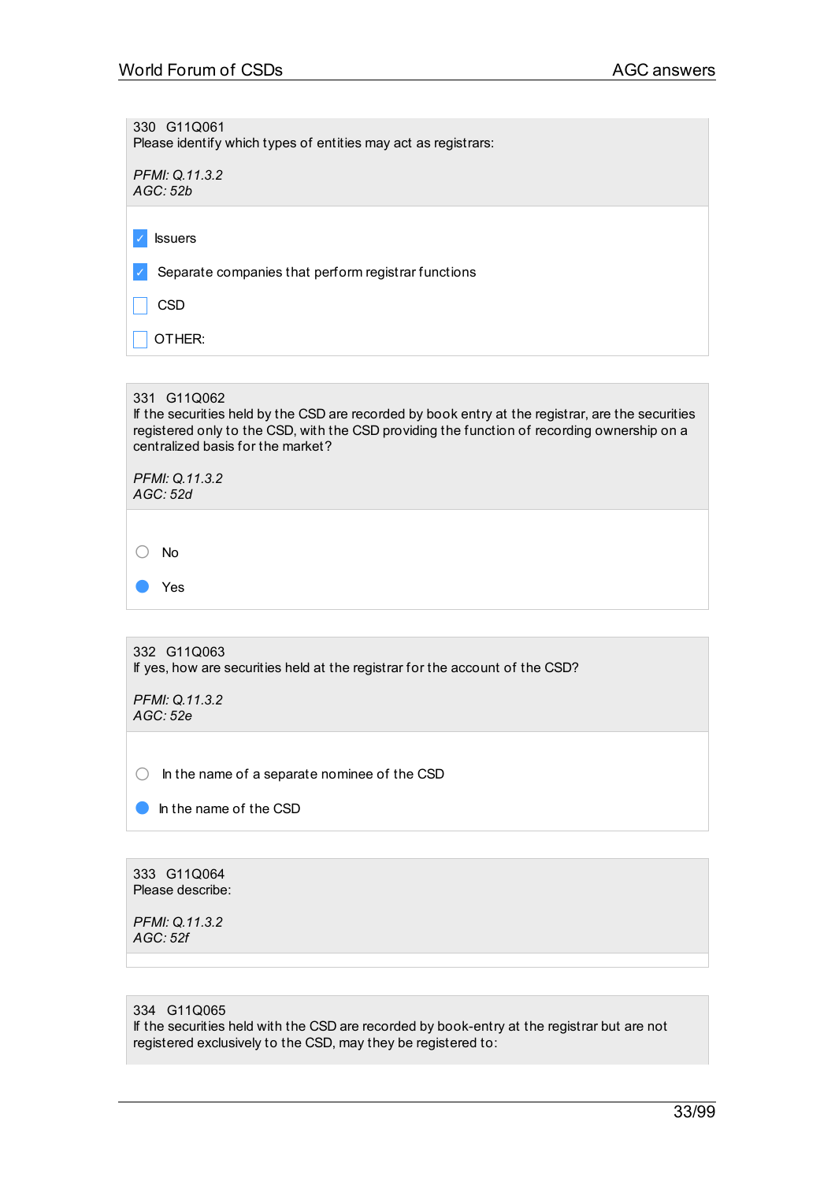330 G11Q061
Please identify which types of entities may act as registrars:

*PFMI: Q.11.3.2*
*AGC: 52b*

- [x] Issuers
- [x] Separate companies that perform registrar functions
- [ ] CSD
- [ ] OTHER:

331 G11Q062
If the securities held by the CSD are recorded by book entry at the registrar, are the securities registered only to the CSD, with the CSD providing the function of recording ownership on a centralized basis for the market?

*PFMI: Q.11.3.2*
*AGC: 52d*

- ○ No
- ● Yes

332 G11Q063
If yes, how are securities held at the registrar for the account of the CSD?

*PFMI: Q.11.3.2*
*AGC: 52e*

- ○ In the name of a separate nominee of the CSD
- ● In the name of the CSD

333 G11Q064
Please describe:

*PFMI: Q.11.3.2*
*AGC: 52f*

334 G11Q065
If the securities held with the CSD are recorded by book-entry at the registrar but are not registered exclusively to the CSD, may they be registered to: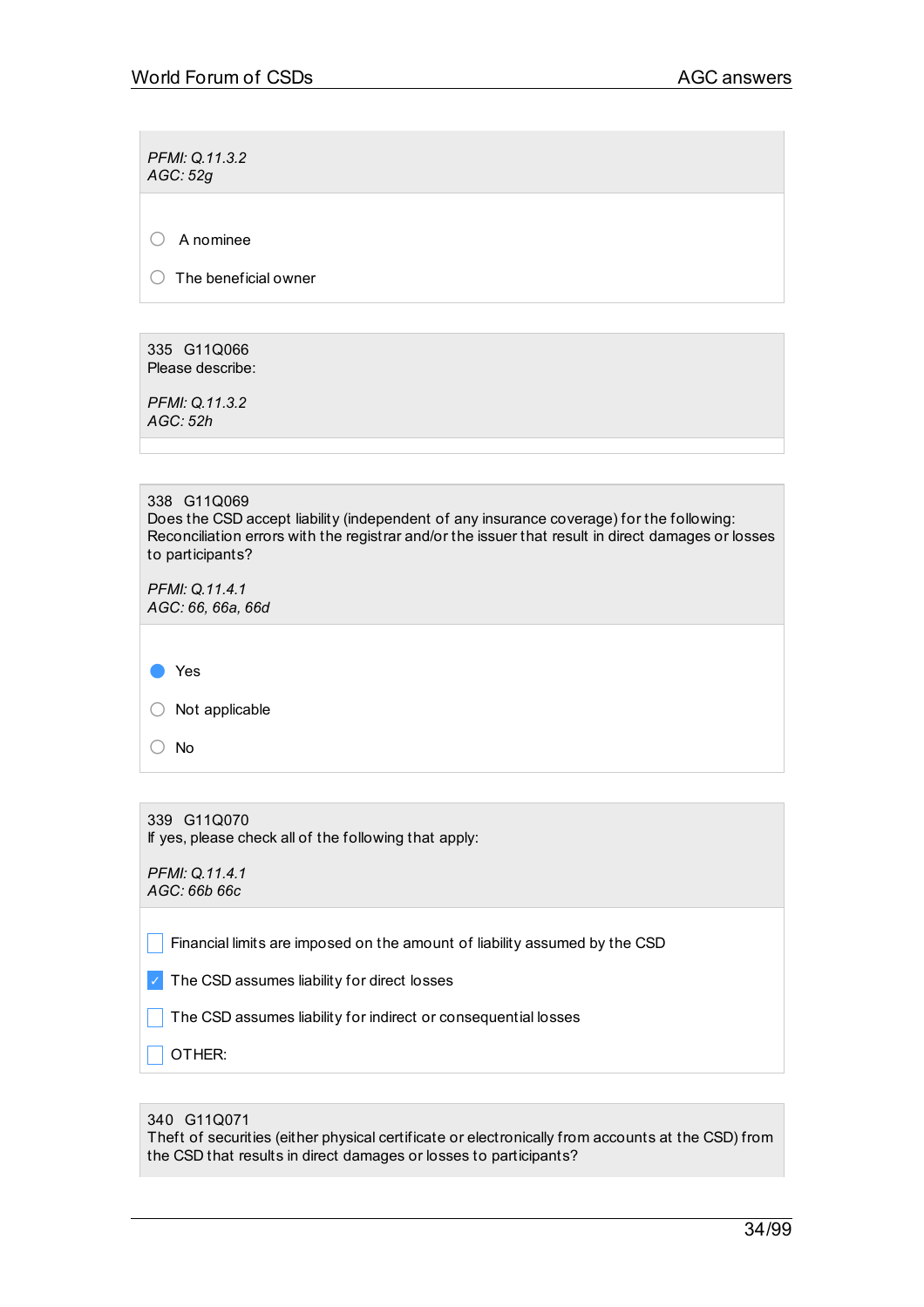*PFMI: Q.11.3.2*
*AGC: 52g*

- ○ A nominee
- ○ The beneficial owner

335 G11Q066
Please describe:

*PFMI: Q.11.3.2*
*AGC: 52h*

338 G11Q069
Does the CSD accept liability (independent of any insurance coverage) for the following: Reconciliation errors with the registrar and/or the issuer that result in direct damages or losses to participants?

*PFMI: Q.11.4.1*
*AGC: 66, 66a, 66d*

- ● Yes
- ○ Not applicable
- ○ No

339 G11Q070
If yes, please check all of the following that apply:

*PFMI: Q.11.4.1*
*AGC: 66b 66c*

- [ ] Financial limits are imposed on the amount of liability assumed by the CSD
- [x] The CSD assumes liability for direct losses
- [ ] The CSD assumes liability for indirect or consequential losses
- [ ] OTHER:

340 G11Q071
Theft of securities (either physical certificate or electronically from accounts at the CSD) from the CSD that results in direct damages or losses to participants?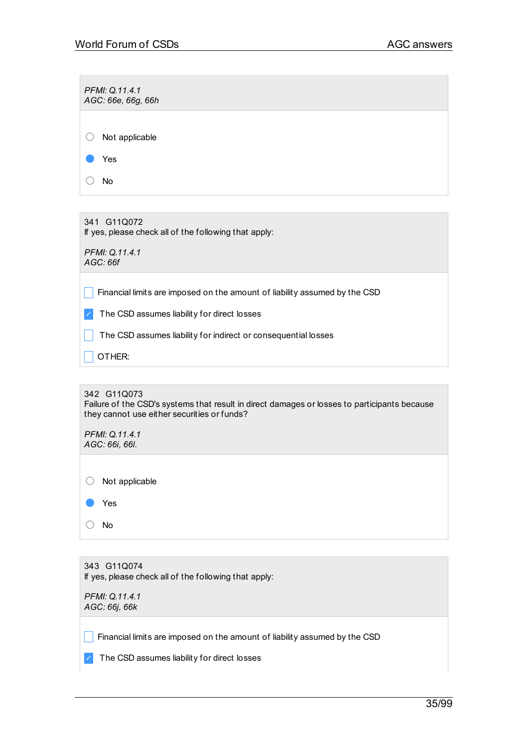*PFMI: Q.11.4.1*
*AGC: 66e, 66g, 66h*

- ○ Not applicable
- ● Yes
- ○ No

341 G11Q072
If yes, please check all of the following that apply:

*PFMI: Q.11.4.1*
*AGC: 66f*

- [ ] Financial limits are imposed on the amount of liability assumed by the CSD
- [x] The CSD assumes liability for direct losses
- [ ] The CSD assumes liability for indirect or consequential losses
- [ ] OTHER:

342 G11Q073
Failure of the CSD's systems that result in direct damages or losses to participants because they cannot use either securities or funds?

*PFMI: Q.11.4.1*
*AGC: 66i, 66l.*

- ○ Not applicable
- ● Yes
- ○ No

343 G11Q074
If yes, please check all of the following that apply:

*PFMI: Q.11.4.1*
*AGC: 66j, 66k*

- [ ] Financial limits are imposed on the amount of liability assumed by the CSD
- [x] The CSD assumes liability for direct losses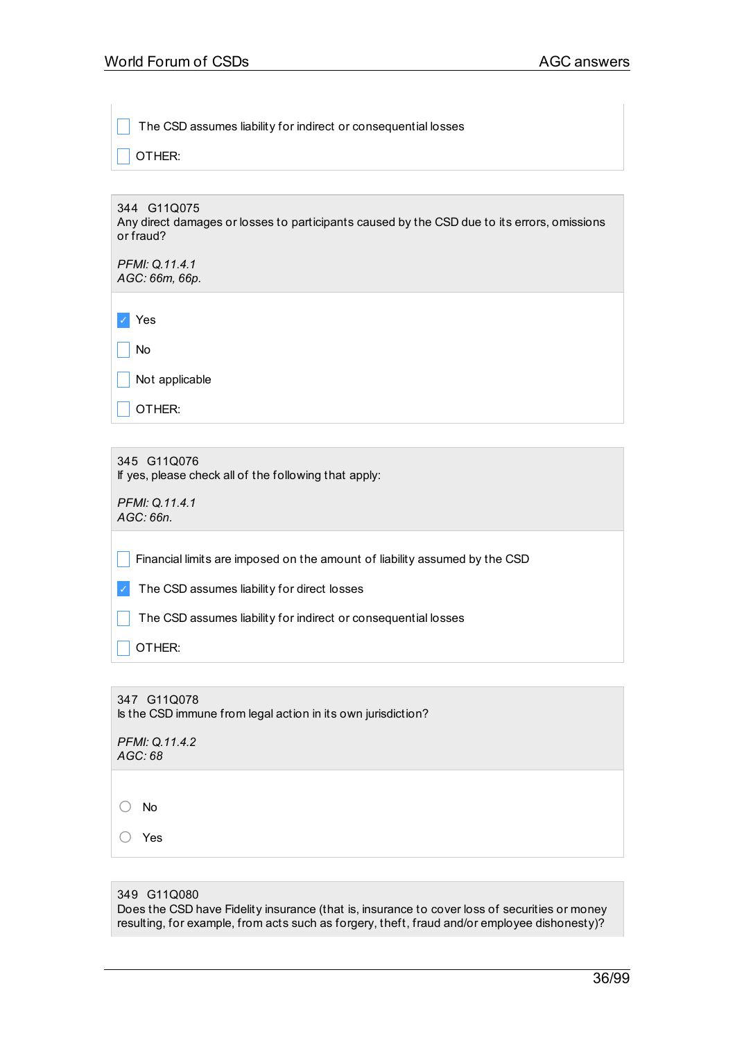- [ ] The CSD assumes liability for indirect or consequential losses
- [ ] OTHER:

344 G11Q075
Any direct damages or losses to participants caused by the CSD due to its errors, omissions or fraud?

*PFMI: Q.11.4.1*
*AGC: 66m, 66p.*

- [x] Yes
- [ ] No
- [ ] Not applicable
- [ ] OTHER:

345 G11Q076
If yes, please check all of the following that apply:

*PFMI: Q.11.4.1*
*AGC: 66n.*

- [ ] Financial limits are imposed on the amount of liability assumed by the CSD
- [x] The CSD assumes liability for direct losses
- [ ] The CSD assumes liability for indirect or consequential losses
- [ ] OTHER:

347 G11Q078
Is the CSD immune from legal action in its own jurisdiction?

*PFMI: Q.11.4.2*
*AGC: 68*

- ( ) No
- ( ) Yes

349 G11Q080
Does the CSD have Fidelity insurance (that is, insurance to cover loss of securities or money resulting, for example, from acts such as forgery, theft, fraud and/or employee dishonesty)?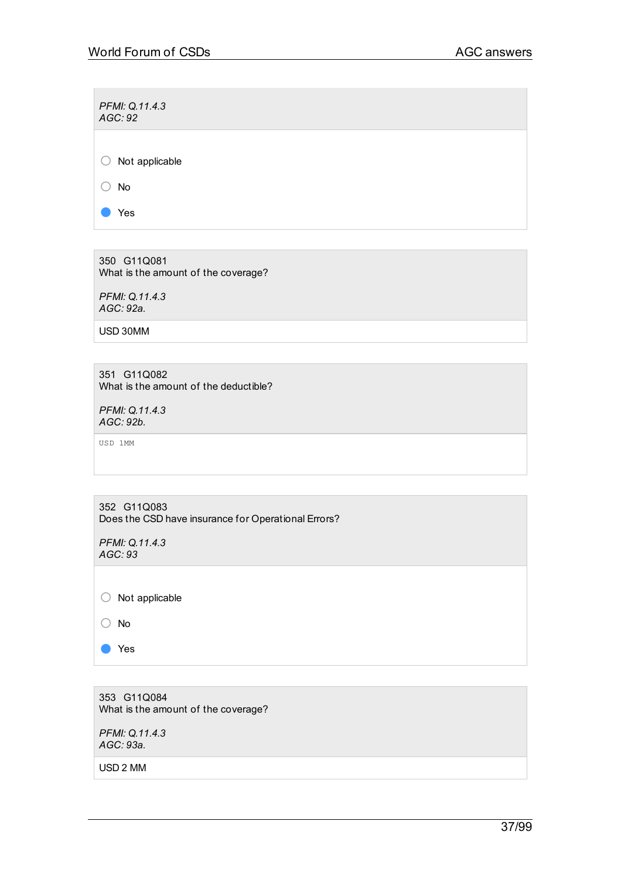*PFMI: Q.11.4.3*
*AGC: 92*

- ○ Not applicable
- ○ No
- ● Yes

350 G11Q081
What is the amount of the coverage?

*PFMI: Q.11.4.3*
*AGC: 92a.*

USD 30MM

351 G11Q082
What is the amount of the deductible?

*PFMI: Q.11.4.3*
*AGC: 92b.*

```
USD 1MM
```

352 G11Q083
Does the CSD have insurance for Operational Errors?

*PFMI: Q.11.4.3*
*AGC: 93*

- ○ Not applicable
- ○ No
- ● Yes

353 G11Q084
What is the amount of the coverage?

*PFMI: Q.11.4.3*
*AGC: 93a.*

USD 2 MM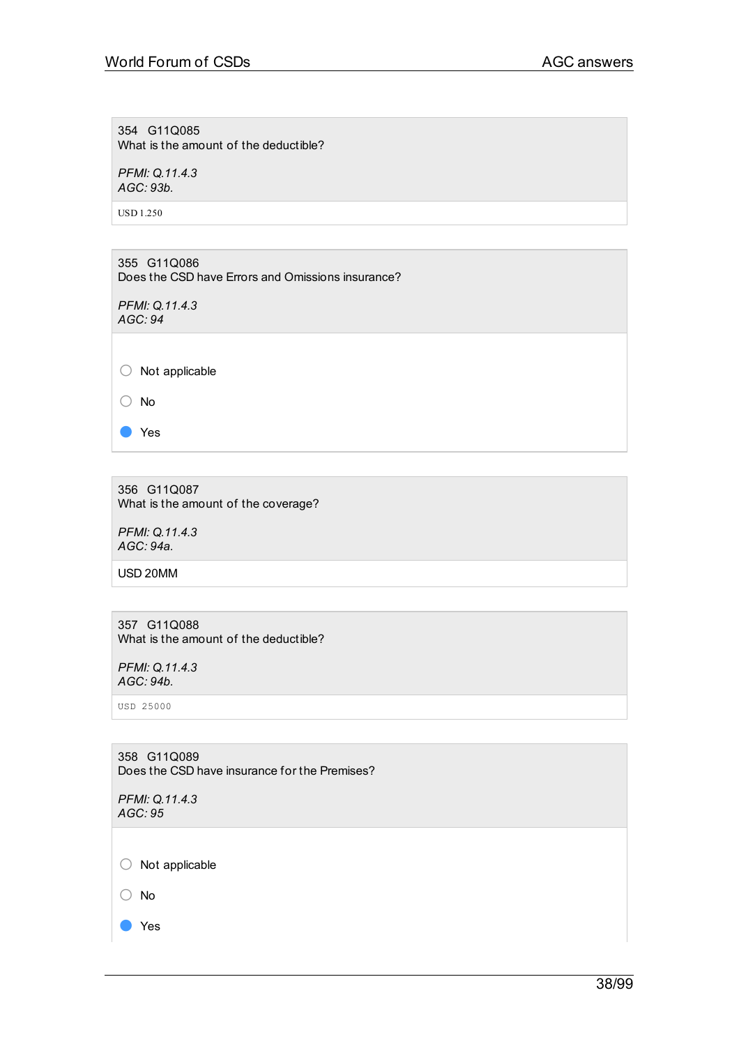354 G11Q085
What is the amount of the deductible?

*PFMI: Q.11.4.3*
*AGC: 93b.*

USD 1.250

355 G11Q086
Does the CSD have Errors and Omissions insurance?

*PFMI: Q.11.4.3*
*AGC: 94*

- ○ Not applicable
- ○ No
- ● Yes

356 G11Q087
What is the amount of the coverage?

*PFMI: Q.11.4.3*
*AGC: 94a.*

USD 20MM

357 G11Q088
What is the amount of the deductible?

*PFMI: Q.11.4.3*
*AGC: 94b.*

USD 25000

358 G11Q089
Does the CSD have insurance for the Premises?

*PFMI: Q.11.4.3*
*AGC: 95*

- ○ Not applicable
- ○ No
- ● Yes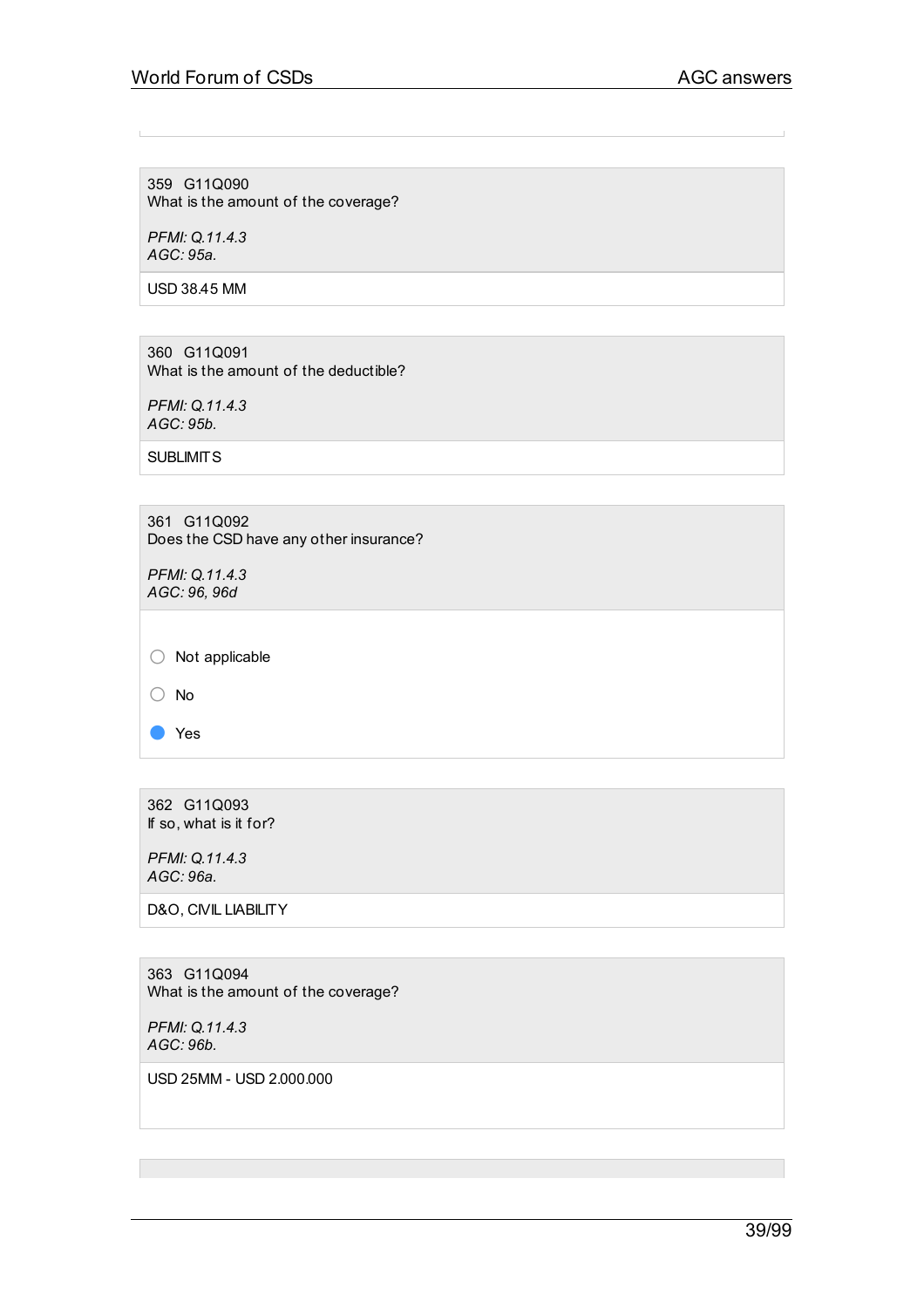359 G11Q090
What is the amount of the coverage?

*PFMI: Q.11.4.3*
*AGC: 95a.*

USD 38.45 MM

360 G11Q091
What is the amount of the deductible?

*PFMI: Q.11.4.3*
*AGC: 95b.*

SUBLIMITS

361 G11Q092
Does the CSD have any other insurance?

*PFMI: Q.11.4.3*
*AGC: 96, 96d*

- ○ Not applicable
- ○ No
- ● Yes

362 G11Q093
If so, what is it for?

*PFMI: Q.11.4.3*
*AGC: 96a.*

D&O, CIVIL LIABILITY

363 G11Q094
What is the amount of the coverage?

*PFMI: Q.11.4.3*
*AGC: 96b.*

USD 25MM - USD 2.000.000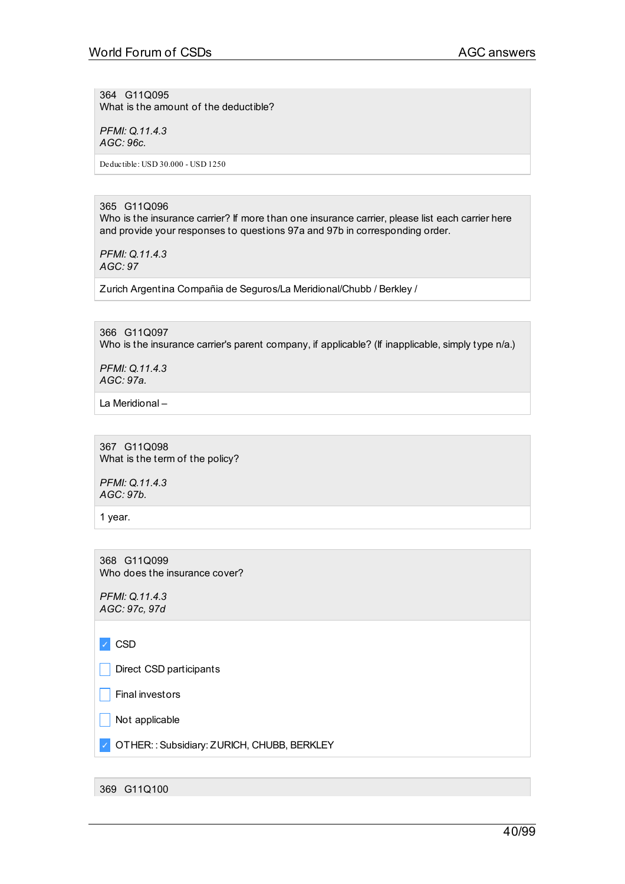364 G11Q095
What is the amount of the deductible?

*PFMI: Q.11.4.3*
*AGC: 96c.*

Deductible: USD 30.000 - USD 1250

365 G11Q096
Who is the insurance carrier? If more than one insurance carrier, please list each carrier here and provide your responses to questions 97a and 97b in corresponding order.

*PFMI: Q.11.4.3*
*AGC: 97*

Zurich Argentina Compañia de Seguros/La Meridional/Chubb / Berkley /

366 G11Q097
Who is the insurance carrier's parent company, if applicable? (If inapplicable, simply type n/a.)

*PFMI: Q.11.4.3*
*AGC: 97a.*

La Meridional –

367 G11Q098
What is the term of the policy?

*PFMI: Q.11.4.3*
*AGC: 97b.*

1 year.

368 G11Q099
Who does the insurance cover?

*PFMI: Q.11.4.3*
*AGC: 97c, 97d*

- [x] CSD
- [ ] Direct CSD participants
- [ ] Final investors
- [ ] Not applicable
- [x] OTHER: : Subsidiary: ZURICH, CHUBB, BERKLEY

369 G11Q100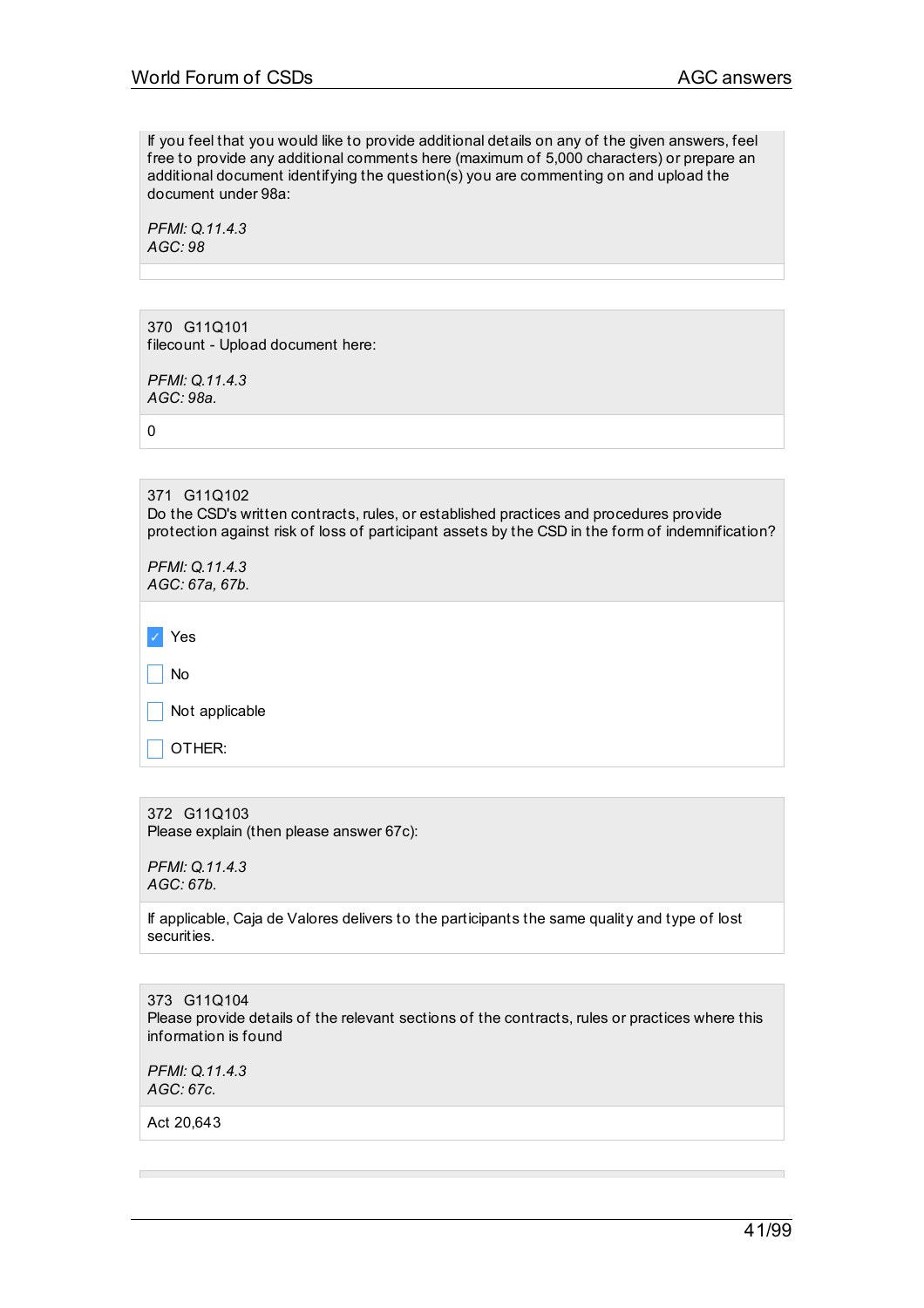If you feel that you would like to provide additional details on any of the given answers, feel free to provide any additional comments here (maximum of 5,000 characters) or prepare an additional document identifying the question(s) you are commenting on and upload the document under 98a:

*PFMI: Q.11.4.3*
*AGC: 98*

---

370 G11Q101
filecount - Upload document here:

*PFMI: Q.11.4.3*
*AGC: 98a.*

0

---

371 G11Q102
Do the CSD's written contracts, rules, or established practices and procedures provide protection against risk of loss of participant assets by the CSD in the form of indemnification?

*PFMI: Q.11.4.3*
*AGC: 67a, 67b.*

- [x] Yes
- [ ] No
- [ ] Not applicable
- [ ] OTHER:

---

372 G11Q103
Please explain (then please answer 67c):

*PFMI: Q.11.4.3*
*AGC: 67b.*

If applicable, Caja de Valores delivers to the participants the same quality and type of lost securities.

---

373 G11Q104
Please provide details of the relevant sections of the contracts, rules or practices where this information is found

*PFMI: Q.11.4.3*
*AGC: 67c.*

Act 20,643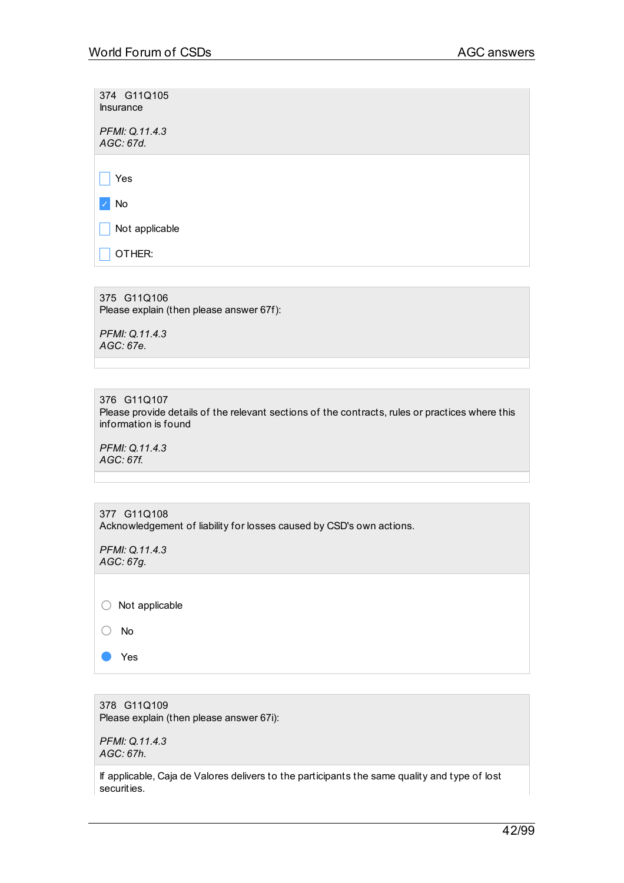374 G11Q105
Insurance

*PFMI: Q.11.4.3*
*AGC: 67d.*

- [ ] Yes
- [x] No
- [ ] Not applicable
- [ ] OTHER:

375 G11Q106
Please explain (then please answer 67f):

*PFMI: Q.11.4.3*
*AGC: 67e.*

376 G11Q107
Please provide details of the relevant sections of the contracts, rules or practices where this information is found

*PFMI: Q.11.4.3*
*AGC: 67f.*

377 G11Q108
Acknowledgement of liability for losses caused by CSD's own actions.

*PFMI: Q.11.4.3*
*AGC: 67g.*

- ○ Not applicable
- ○ No
- ● Yes

378 G11Q109
Please explain (then please answer 67i):

*PFMI: Q.11.4.3*
*AGC: 67h.*

If applicable, Caja de Valores delivers to the participants the same quality and type of lost securities.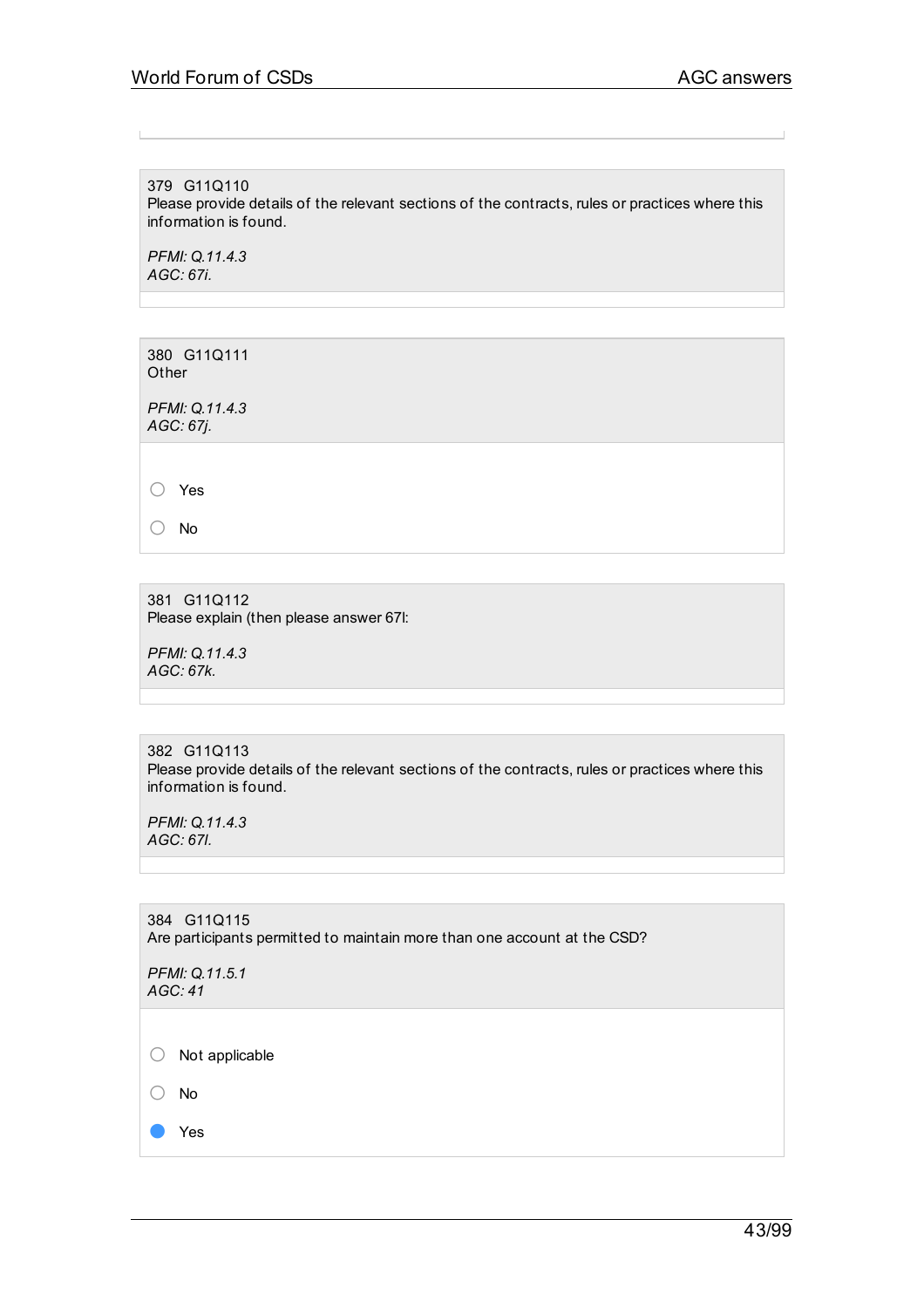379 G11Q110
Please provide details of the relevant sections of the contracts, rules or practices where this information is found.

*PFMI: Q.11.4.3*
*AGC: 67i.*

380 G11Q111
Other

*PFMI: Q.11.4.3*
*AGC: 67j.*

- ○ Yes
- ○ No

381 G11Q112
Please explain (then please answer 67l:

*PFMI: Q.11.4.3*
*AGC: 67k.*

382 G11Q113
Please provide details of the relevant sections of the contracts, rules or practices where this information is found.

*PFMI: Q.11.4.3*
*AGC: 67l.*

384 G11Q115
Are participants permitted to maintain more than one account at the CSD?

*PFMI: Q.11.5.1*
*AGC: 41*

- ○ Not applicable
- ○ No
- ● Yes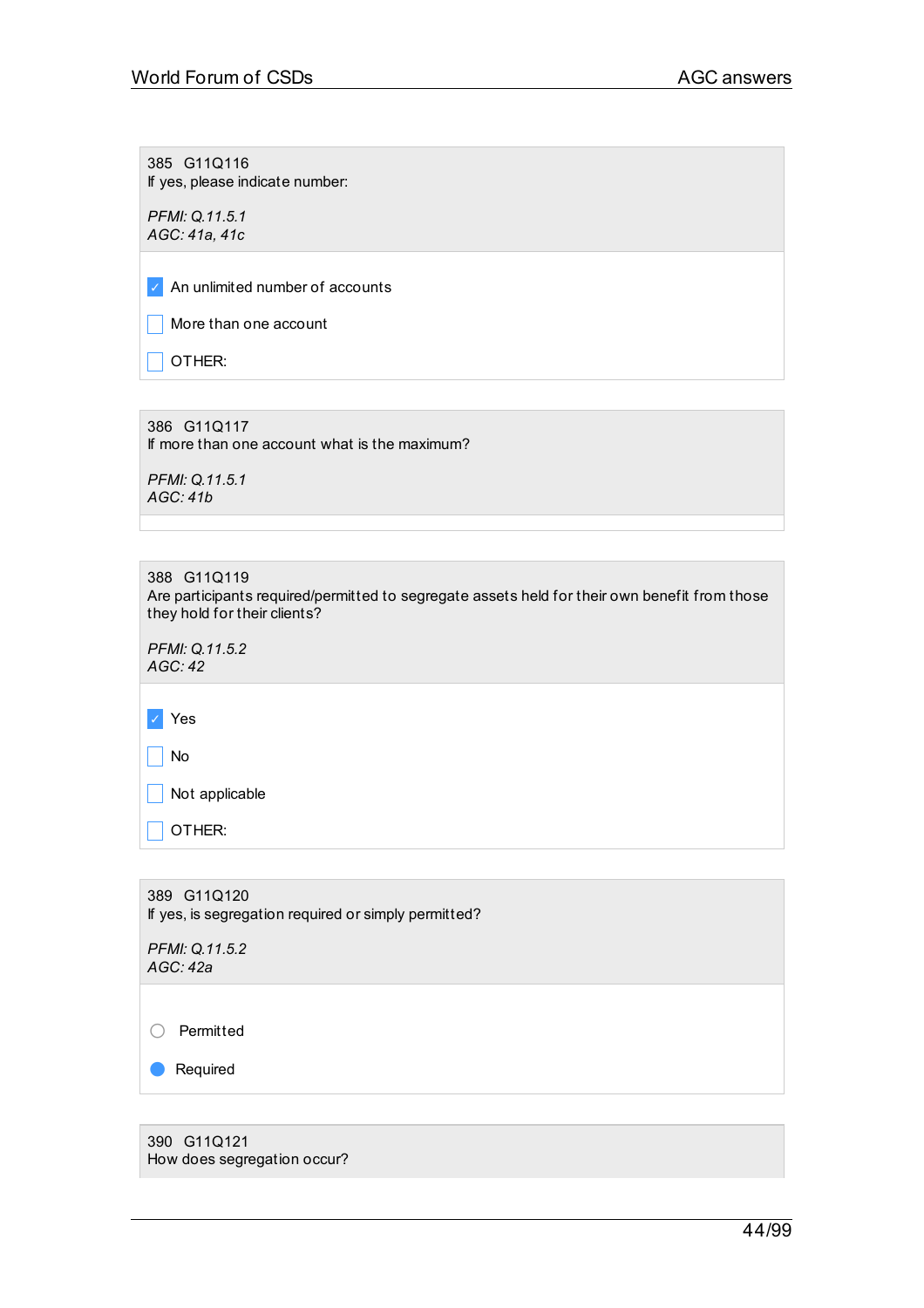385 G11Q116
If yes, please indicate number:

*PFMI: Q.11.5.1*
*AGC: 41a, 41c*

- [x] An unlimited number of accounts
- [ ] More than one account
- [ ] OTHER:

386 G11Q117
If more than one account what is the maximum?

*PFMI: Q.11.5.1*
*AGC: 41b*

388 G11Q119
Are participants required/permitted to segregate assets held for their own benefit from those they hold for their clients?

*PFMI: Q.11.5.2*
*AGC: 42*

- [x] Yes
- [ ] No
- [ ] Not applicable
- [ ] OTHER:

389 G11Q120
If yes, is segregation required or simply permitted?

*PFMI: Q.11.5.2*
*AGC: 42a*

- ○ Permitted
- ● Required

390 G11Q121
How does segregation occur?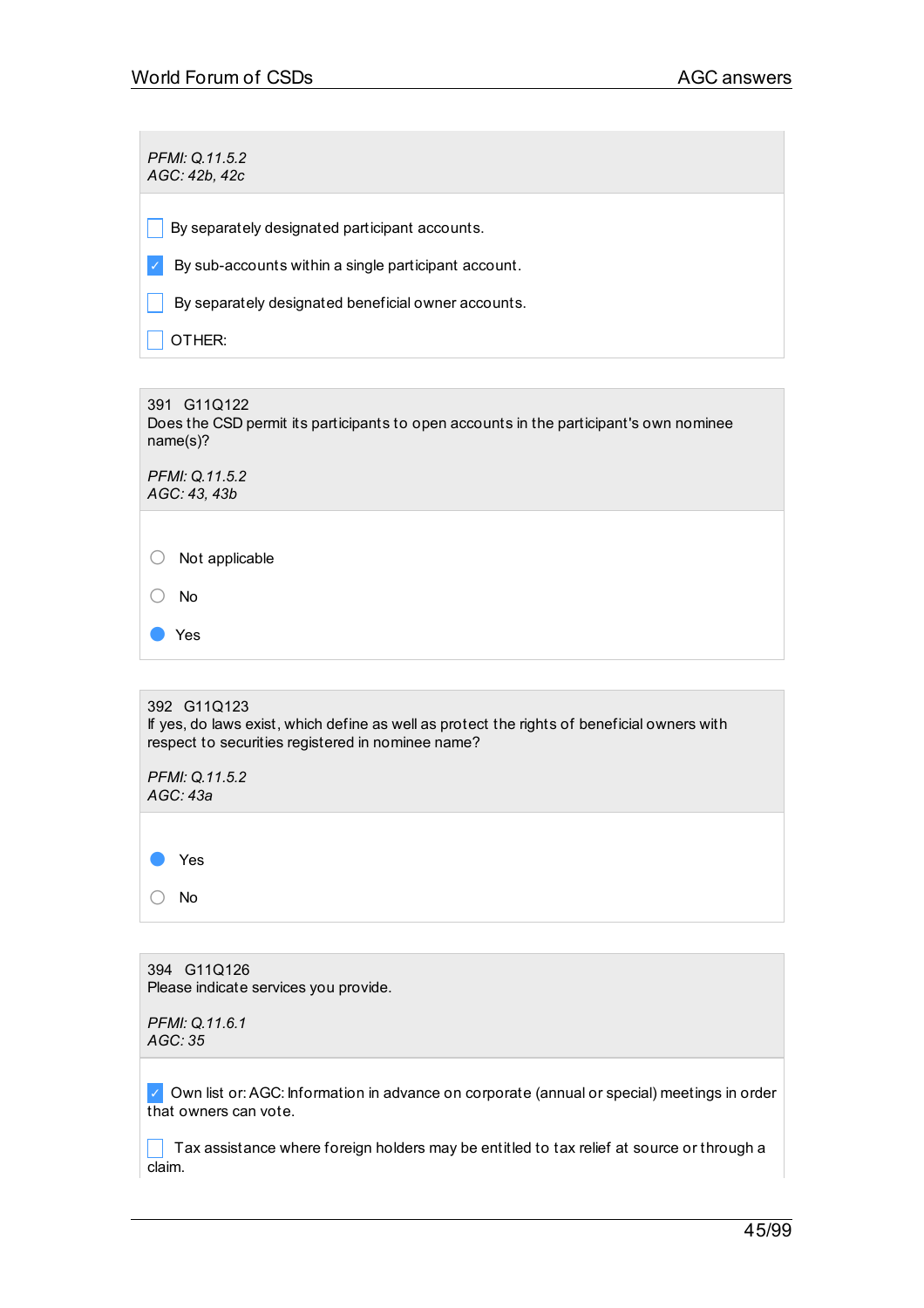*PFMI: Q.11.5.2*
*AGC: 42b, 42c*

- [ ] By separately designated participant accounts.
- [x] By sub-accounts within a single participant account.
- [ ] By separately designated beneficial owner accounts.
- [ ] OTHER:

391 G11Q122
Does the CSD permit its participants to open accounts in the participant's own nominee name(s)?

*PFMI: Q.11.5.2*
*AGC: 43, 43b*

- ○ Not applicable
- ○ No
- ● Yes

392 G11Q123
If yes, do laws exist, which define as well as protect the rights of beneficial owners with respect to securities registered in nominee name?

*PFMI: Q.11.5.2*
*AGC: 43a*

- ● Yes
- ○ No

394 G11Q126
Please indicate services you provide.

*PFMI: Q.11.6.1*
*AGC: 35*

- [x] Own list or: AGC: Information in advance on corporate (annual or special) meetings in order that owners can vote.
- [ ] Tax assistance where foreign holders may be entitled to tax relief at source or through a claim.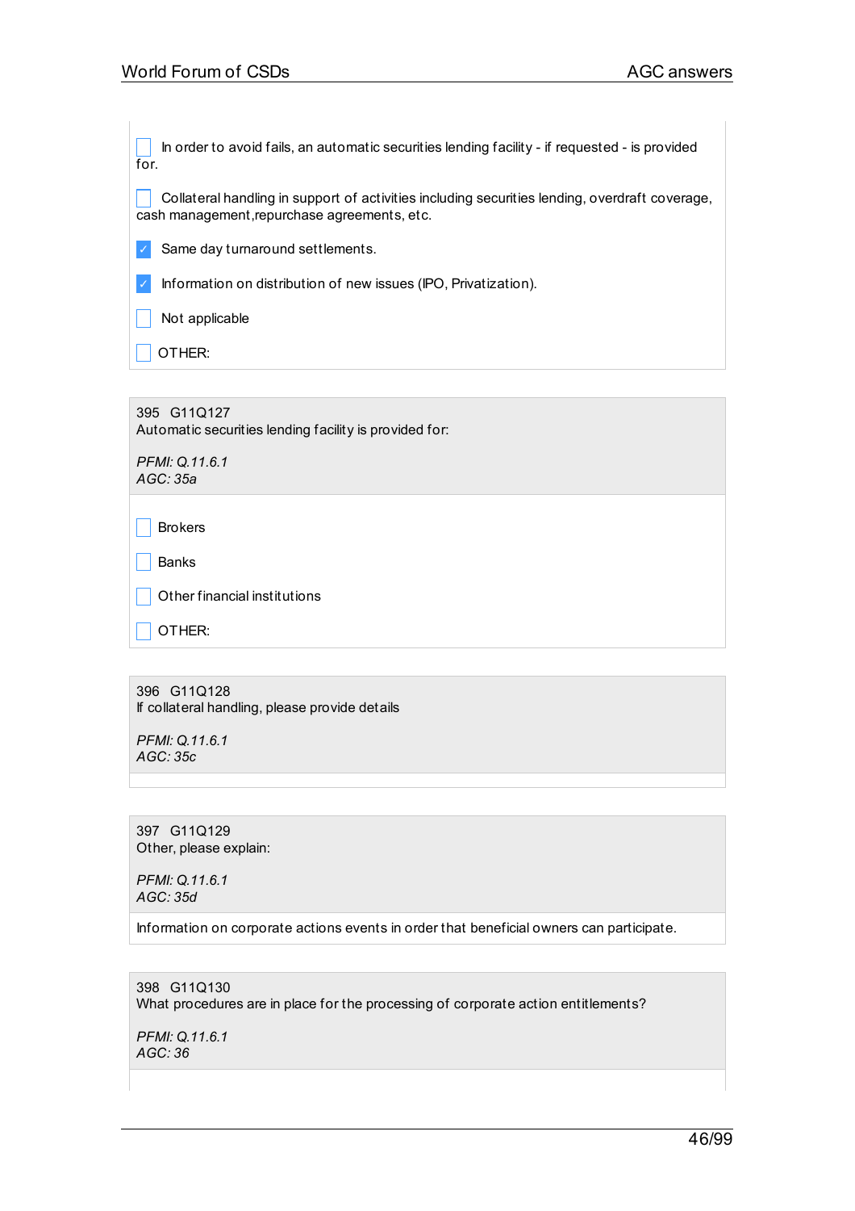- [ ] In order to avoid fails, an automatic securities lending facility - if requested - is provided for.
- [ ] Collateral handling in support of activities including securities lending, overdraft coverage, cash management,repurchase agreements, etc.
- [x] Same day turnaround settlements.
- [x] Information on distribution of new issues (IPO, Privatization).
- [ ] Not applicable
- [ ] OTHER:

---

395 G11Q127
Automatic securities lending facility is provided for:

*PFMI: Q.11.6.1*
*AGC: 35a*

- [ ] Brokers
- [ ] Banks
- [ ] Other financial institutions
- [ ] OTHER:

---

396 G11Q128
If collateral handling, please provide details

*PFMI: Q.11.6.1*
*AGC: 35c*

---

397 G11Q129
Other, please explain:

*PFMI: Q.11.6.1*
*AGC: 35d*

Information on corporate actions events in order that beneficial owners can participate.

---

398 G11Q130
What procedures are in place for the processing of corporate action entitlements?

*PFMI: Q.11.6.1*
*AGC: 36*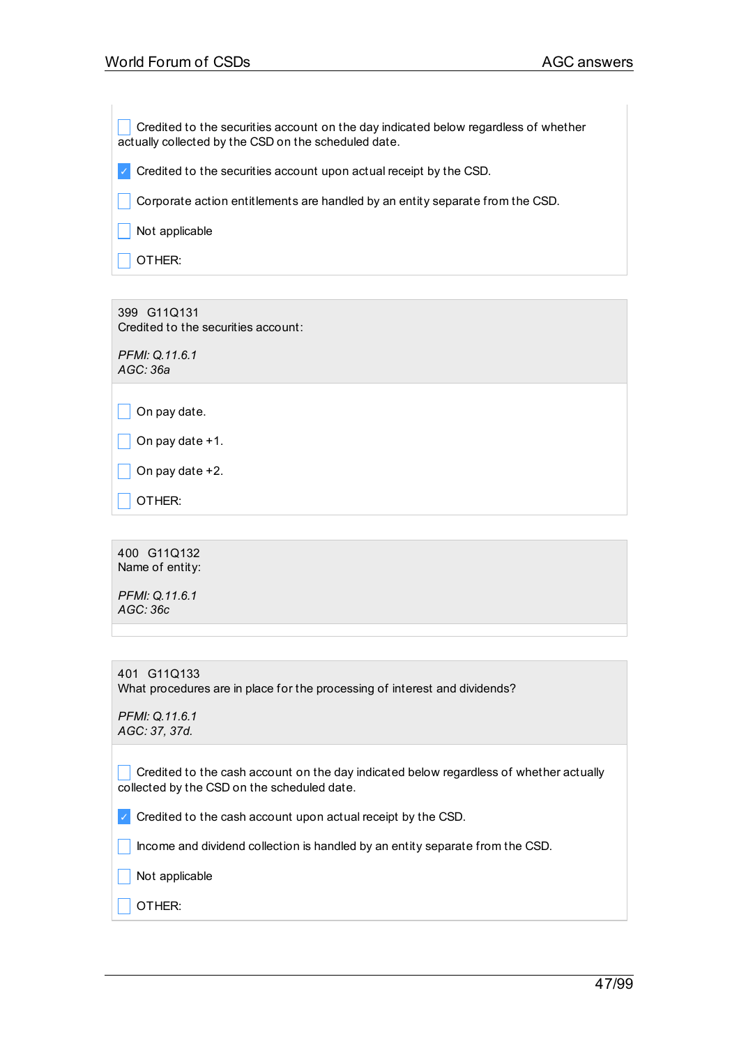- [ ] Credited to the securities account on the day indicated below regardless of whether actually collected by the CSD on the scheduled date.
- [x] Credited to the securities account upon actual receipt by the CSD.
- [ ] Corporate action entitlements are handled by an entity separate from the CSD.
- [ ] Not applicable
- [ ] OTHER:

399 G11Q131
Credited to the securities account:

*PFMI: Q.11.6.1*
*AGC: 36a*

- [ ] On pay date.
- [ ] On pay date +1.
- [ ] On pay date +2.
- [ ] OTHER:

400 G11Q132
Name of entity:

*PFMI: Q.11.6.1*
*AGC: 36c*

401 G11Q133
What procedures are in place for the processing of interest and dividends?

*PFMI: Q.11.6.1*
*AGC: 37, 37d.*

- [ ] Credited to the cash account on the day indicated below regardless of whether actually collected by the CSD on the scheduled date.
- [x] Credited to the cash account upon actual receipt by the CSD.
- [ ] Income and dividend collection is handled by an entity separate from the CSD.
- [ ] Not applicable
- [ ] OTHER: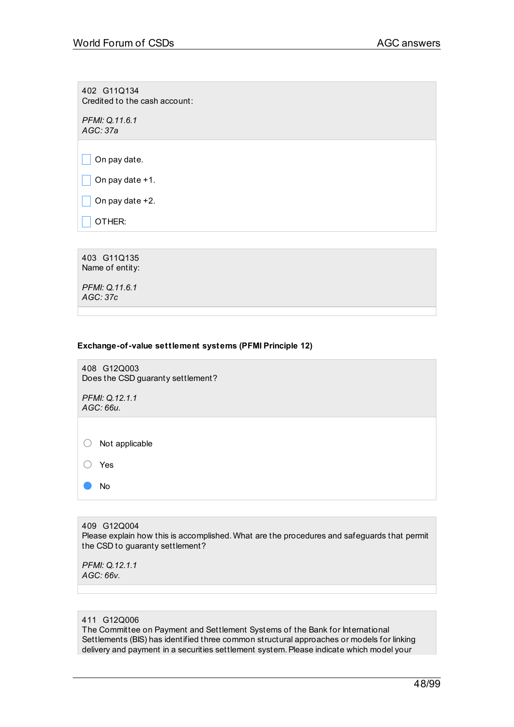402 G11Q134
Credited to the cash account:

*PFMI: Q.11.6.1*
*AGC: 37a*

- [ ] On pay date.
- [ ] On pay date +1.
- [ ] On pay date +2.
- [ ] OTHER:

403 G11Q135
Name of entity:

*PFMI: Q.11.6.1*
*AGC: 37c*

**Exchange-of-value settlement systems (PFMI Principle 12)**

408 G12Q003
Does the CSD guaranty settlement?

*PFMI: Q.12.1.1*
*AGC: 66u.*

- ○ Not applicable
- ○ Yes
- ● No

409 G12Q004
Please explain how this is accomplished. What are the procedures and safeguards that permit the CSD to guaranty settlement?

*PFMI: Q.12.1.1*
*AGC: 66v.*

411 G12Q006
The Committee on Payment and Settlement Systems of the Bank for International Settlements (BIS) has identified three common structural approaches or models for linking delivery and payment in a securities settlement system. Please indicate which model your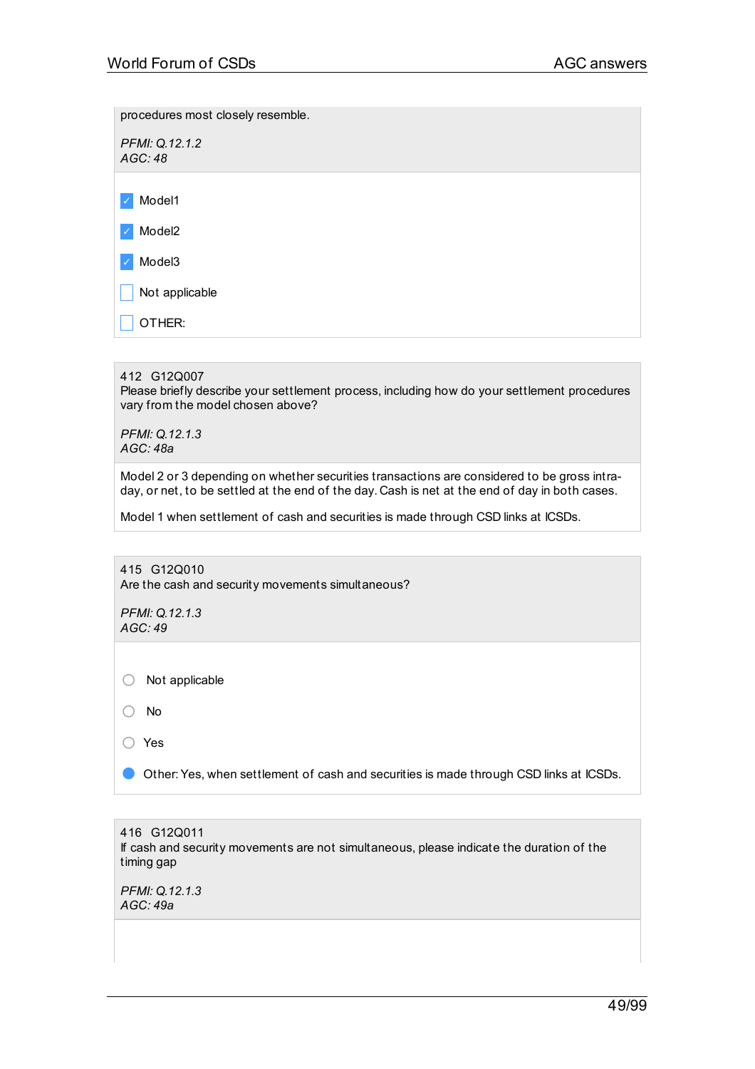procedures most closely resemble.

*PFMI: Q.12.1.2*
*AGC: 48*

- [x] Model1
- [x] Model2
- [x] Model3
- [ ] Not applicable
- [ ] OTHER:

---

412 G12Q007
Please briefly describe your settlement process, including how do your settlement procedures vary from the model chosen above?

*PFMI: Q.12.1.3*
*AGC: 48a*

Model 2 or 3 depending on whether securities transactions are considered to be gross intra-day, or net, to be settled at the end of the day. Cash is net at the end of day in both cases.

Model 1 when settlement of cash and securities is made through CSD links at ICSDs.

---

415 G12Q010
Are the cash and security movements simultaneous?

*PFMI: Q.12.1.3*
*AGC: 49*

- ( ) Not applicable
- ( ) No
- ( ) Yes
- (•) Other: Yes, when settlement of cash and securities is made through CSD links at ICSDs.

---

416 G12Q011
If cash and security movements are not simultaneous, please indicate the duration of the timing gap

*PFMI: Q.12.1.3*
*AGC: 49a*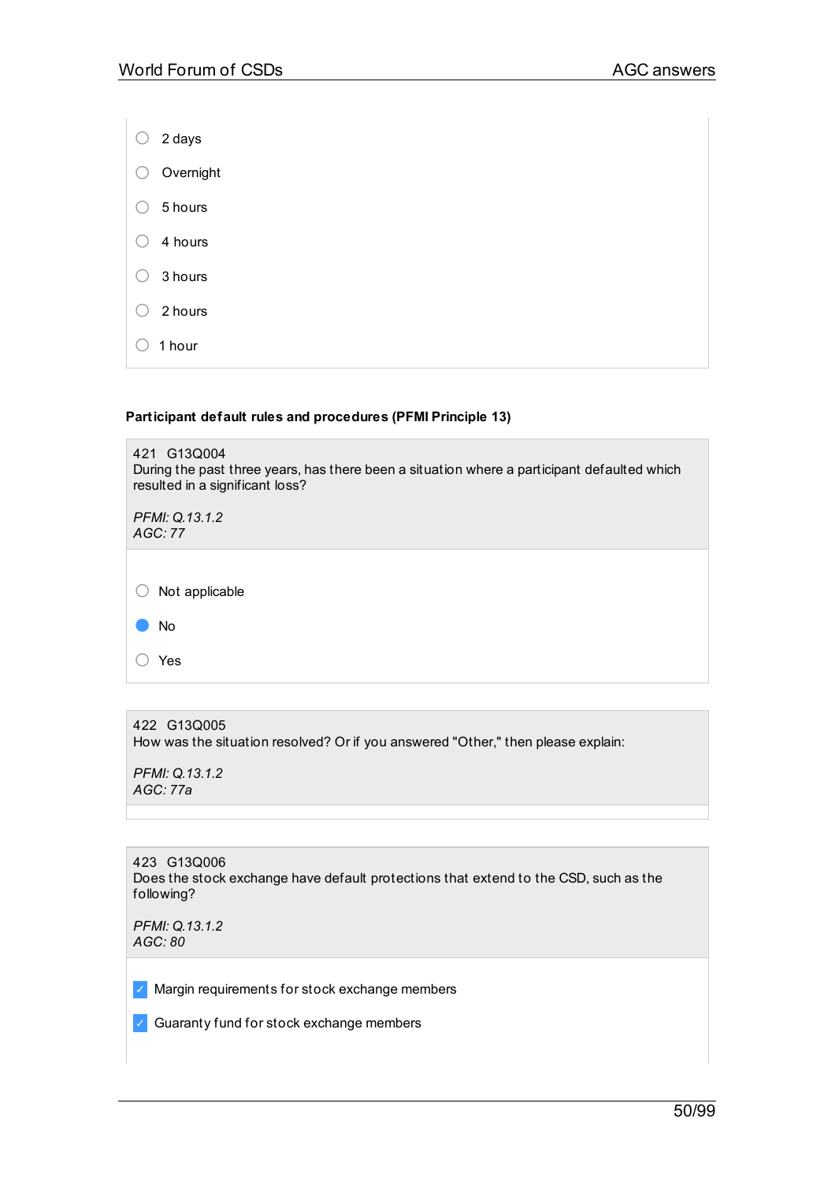- ○ 2 days
- ○ Overnight
- ○ 5 hours
- ○ 4 hours
- ○ 3 hours
- ○ 2 hours
- ○ 1 hour

**Participant default rules and procedures (PFMI Principle 13)**

421 G13Q004
During the past three years, has there been a situation where a participant defaulted which resulted in a significant loss?

*PFMI: Q.13.1.2*
*AGC: 77*

- ○ Not applicable
- ● No
- ○ Yes

422 G13Q005
How was the situation resolved? Or if you answered "Other," then please explain:

*PFMI: Q.13.1.2*
*AGC: 77a*

423 G13Q006
Does the stock exchange have default protections that extend to the CSD, such as the following?

*PFMI: Q.13.1.2*
*AGC: 80*

- ☑ Margin requirements for stock exchange members
- ☑ Guaranty fund for stock exchange members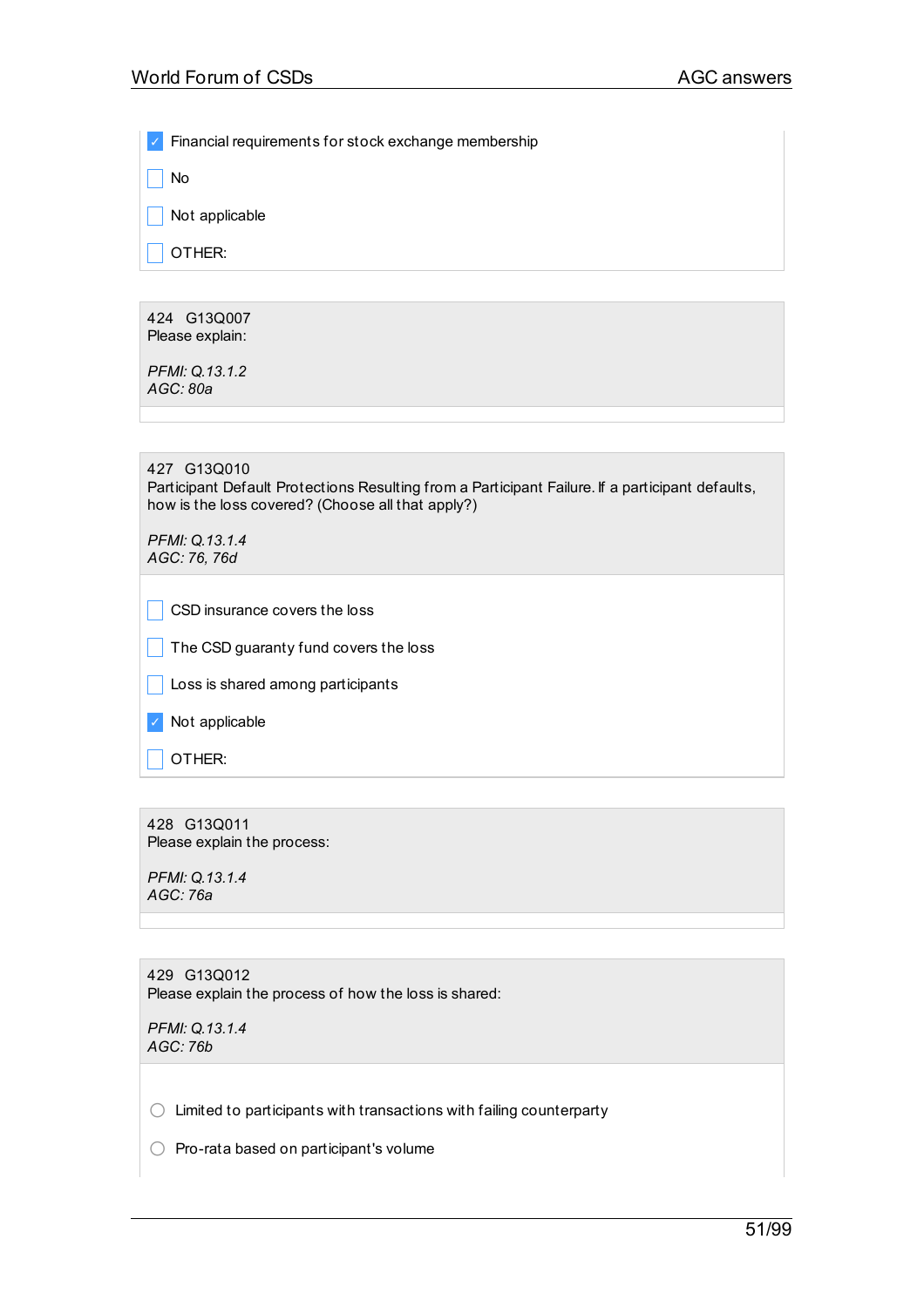- [x] Financial requirements for stock exchange membership
- [ ] No
- [ ] Not applicable
- [ ] OTHER:

424 G13Q007
Please explain:

*PFMI: Q.13.1.2*
*AGC: 80a*

427 G13Q010
Participant Default Protections Resulting from a Participant Failure. If a participant defaults, how is the loss covered? (Choose all that apply?)

*PFMI: Q.13.1.4*
*AGC: 76, 76d*

- [ ] CSD insurance covers the loss
- [ ] The CSD guaranty fund covers the loss
- [ ] Loss is shared among participants
- [x] Not applicable
- [ ] OTHER:

428 G13Q011
Please explain the process:

*PFMI: Q.13.1.4*
*AGC: 76a*

429 G13Q012
Please explain the process of how the loss is shared:

*PFMI: Q.13.1.4*
*AGC: 76b*

- ○ Limited to participants with transactions with failing counterparty
- ○ Pro-rata based on participant's volume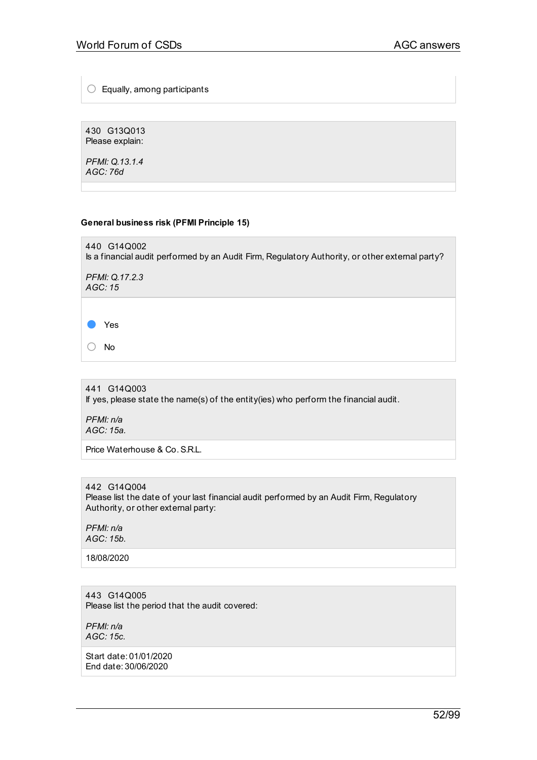○ Equally, among participants

430 G13Q013
Please explain:

*PFMI: Q.13.1.4*
*AGC: 76d*

**General business risk (PFMI Principle 15)**

440 G14Q002
Is a financial audit performed by an Audit Firm, Regulatory Authority, or other external party?

*PFMI: Q.17.2.3*
*AGC: 15*

● Yes

○ No

441 G14Q003
If yes, please state the name(s) of the entity(ies) who perform the financial audit.

*PFMI: n/a*
*AGC: 15a.*

Price Waterhouse & Co. S.R.L.

442 G14Q004
Please list the date of your last financial audit performed by an Audit Firm, Regulatory Authority, or other external party:

*PFMI: n/a*
*AGC: 15b.*

18/08/2020

443 G14Q005
Please list the period that the audit covered:

*PFMI: n/a*
*AGC: 15c.*

Start date: 01/01/2020
End date: 30/06/2020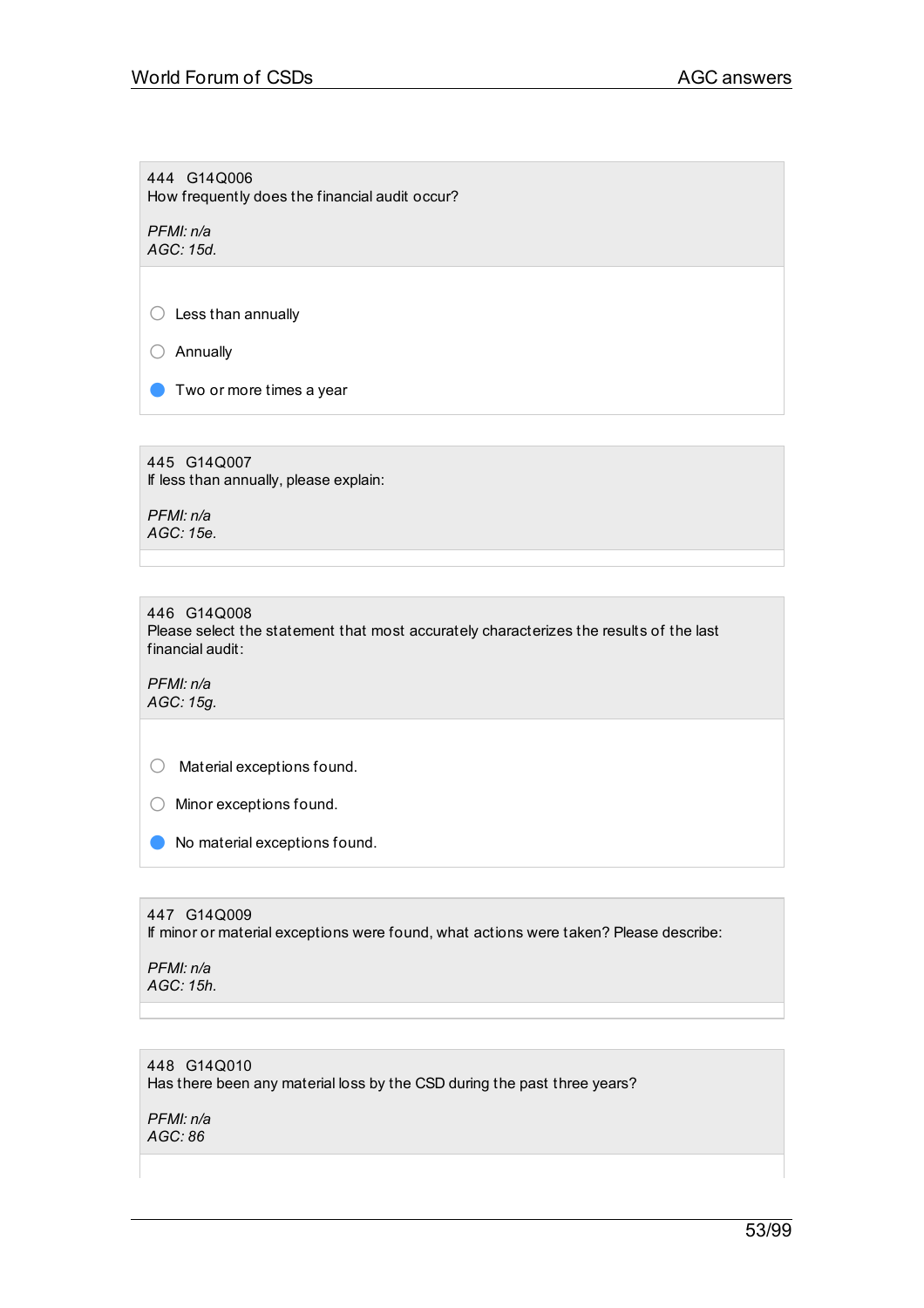444 G14Q006
How frequently does the financial audit occur?

*PFMI: n/a*
*AGC: 15d.*

- ○ Less than annually
- ○ Annually
- ● Two or more times a year

445 G14Q007
If less than annually, please explain:

*PFMI: n/a*
*AGC: 15e.*

446 G14Q008
Please select the statement that most accurately characterizes the results of the last financial audit:

*PFMI: n/a*
*AGC: 15g.*

- ○ Material exceptions found.
- ○ Minor exceptions found.
- ● No material exceptions found.

447 G14Q009
If minor or material exceptions were found, what actions were taken? Please describe:

*PFMI: n/a*
*AGC: 15h.*

448 G14Q010
Has there been any material loss by the CSD during the past three years?

*PFMI: n/a*
*AGC: 86*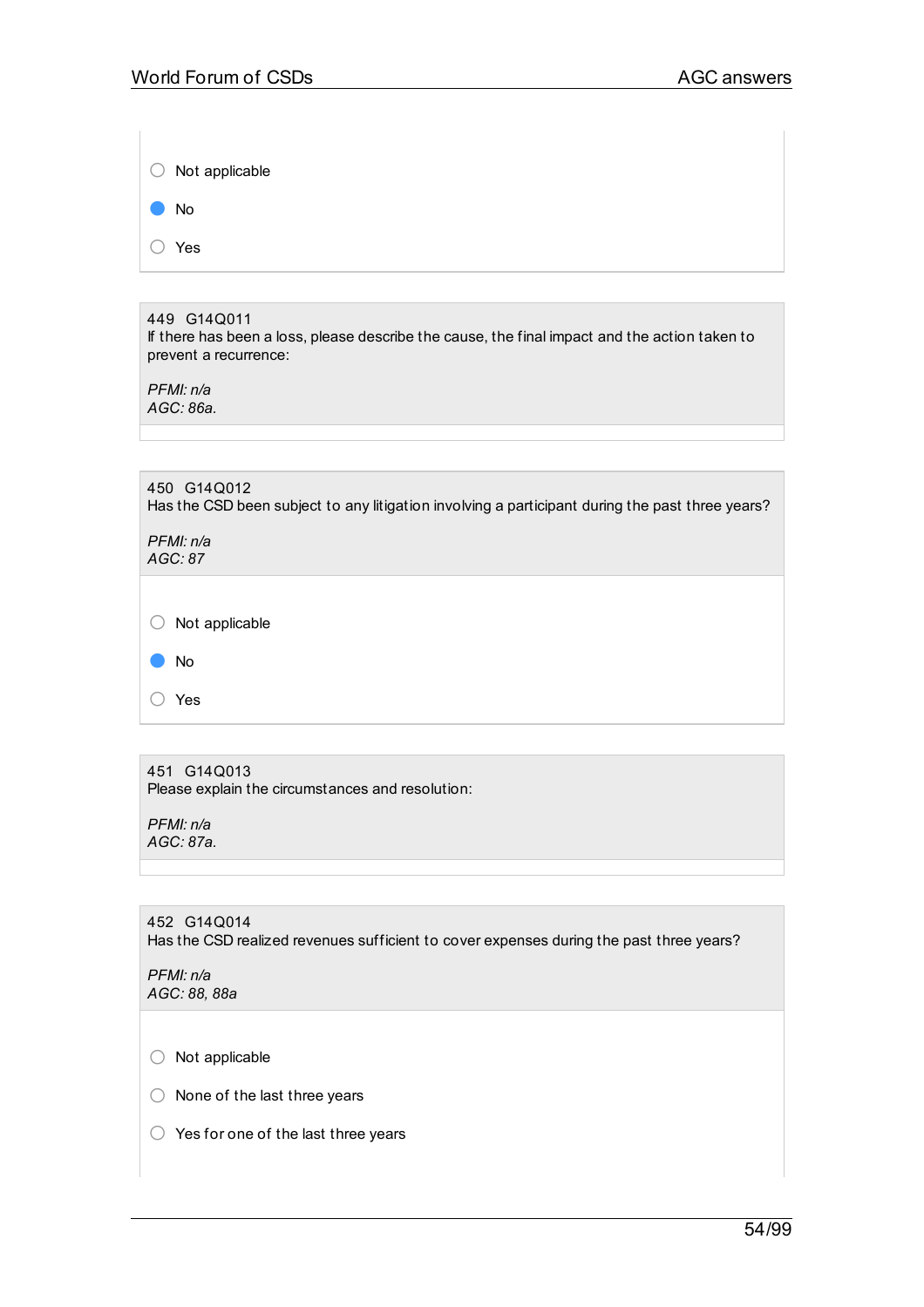- ○ Not applicable
- ● No
- ○ Yes

449 G14Q011
If there has been a loss, please describe the cause, the final impact and the action taken to prevent a recurrence:

*PFMI: n/a*
*AGC: 86a.*

450 G14Q012
Has the CSD been subject to any litigation involving a participant during the past three years?

*PFMI: n/a*
*AGC: 87*

- ○ Not applicable
- ● No
- ○ Yes

451 G14Q013
Please explain the circumstances and resolution:

*PFMI: n/a*
*AGC: 87a.*

452 G14Q014
Has the CSD realized revenues sufficient to cover expenses during the past three years?

*PFMI: n/a*
*AGC: 88, 88a*

- ○ Not applicable
- ○ None of the last three years
- ○ Yes for one of the last three years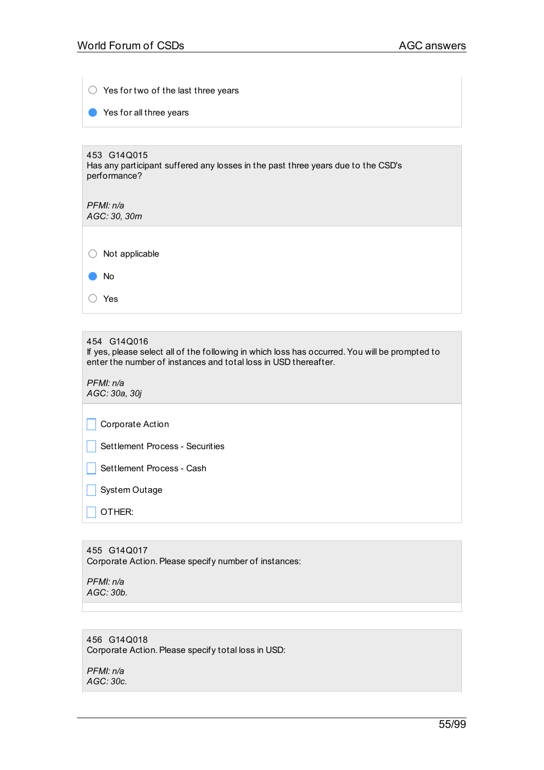- ○ Yes for two of the last three years
- ● Yes for all three years

453 G14Q015
Has any participant suffered any losses in the past three years due to the CSD's performance?

*PFMI: n/a*
*AGC: 30, 30m*

- ○ Not applicable
- ● No
- ○ Yes

454 G14Q016
If yes, please select all of the following in which loss has occurred. You will be prompted to enter the number of instances and total loss in USD thereafter.

*PFMI: n/a*
*AGC: 30a, 30j*

- ☐ Corporate Action
- ☐ Settlement Process - Securities
- ☐ Settlement Process - Cash
- ☐ System Outage
- ☐ OTHER:

455 G14Q017
Corporate Action. Please specify number of instances:

*PFMI: n/a*
*AGC: 30b.*

456 G14Q018
Corporate Action. Please specify total loss in USD:

*PFMI: n/a*
*AGC: 30c.*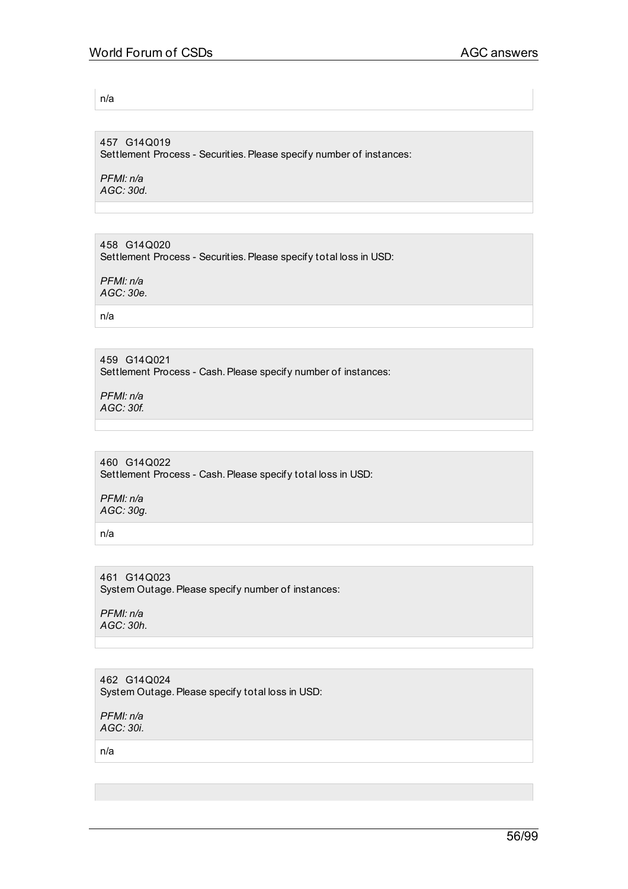n/a

457 G14Q019
Settlement Process - Securities. Please specify number of instances:

*PFMI: n/a*
*AGC: 30d.*

458 G14Q020
Settlement Process - Securities. Please specify total loss in USD:

*PFMI: n/a*
*AGC: 30e.*

n/a

459 G14Q021
Settlement Process - Cash. Please specify number of instances:

*PFMI: n/a*
*AGC: 30f.*

460 G14Q022
Settlement Process - Cash. Please specify total loss in USD:

*PFMI: n/a*
*AGC: 30g.*

n/a

461 G14Q023
System Outage. Please specify number of instances:

*PFMI: n/a*
*AGC: 30h.*

462 G14Q024
System Outage. Please specify total loss in USD:

*PFMI: n/a*
*AGC: 30i.*

n/a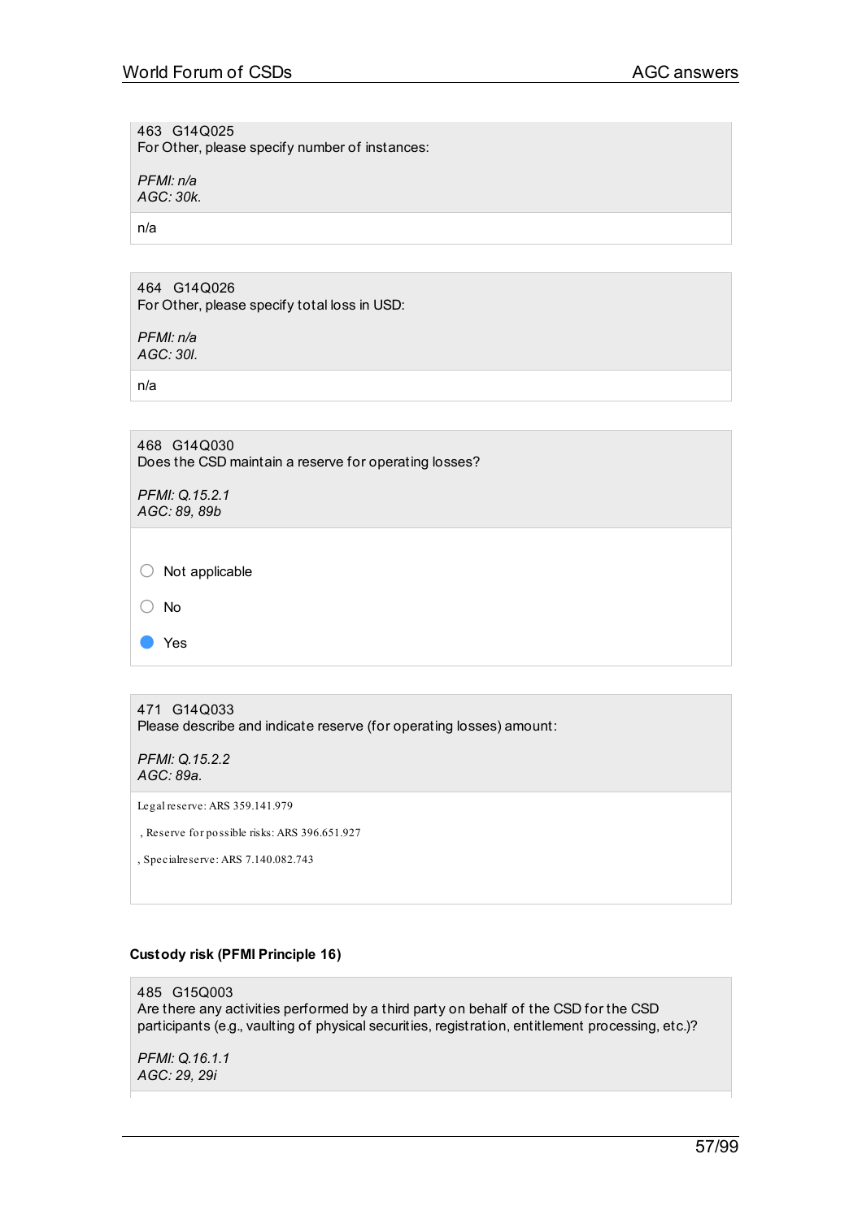463 G14Q025
For Other, please specify number of instances:

*PFMI: n/a*
*AGC: 30k.*

n/a

464 G14Q026
For Other, please specify total loss in USD:

*PFMI: n/a*
*AGC: 30l.*

n/a

468 G14Q030
Does the CSD maintain a reserve for operating losses?

*PFMI: Q.15.2.1*
*AGC: 89, 89b*

- ○ Not applicable
- ○ No
- ● Yes

471 G14Q033
Please describe and indicate reserve (for operating losses) amount:

*PFMI: Q.15.2.2*
*AGC: 89a.*

Legal reserve: ARS 359.141.979

, Reserve for possible risks: ARS 396.651.927

, Specialreserve: ARS 7.140.082.743

**Custody risk (PFMI Principle 16)**

485 G15Q003
Are there any activities performed by a third party on behalf of the CSD for the CSD participants (e.g., vaulting of physical securities, registration, entitlement processing, etc.)?

*PFMI: Q.16.1.1*
*AGC: 29, 29i*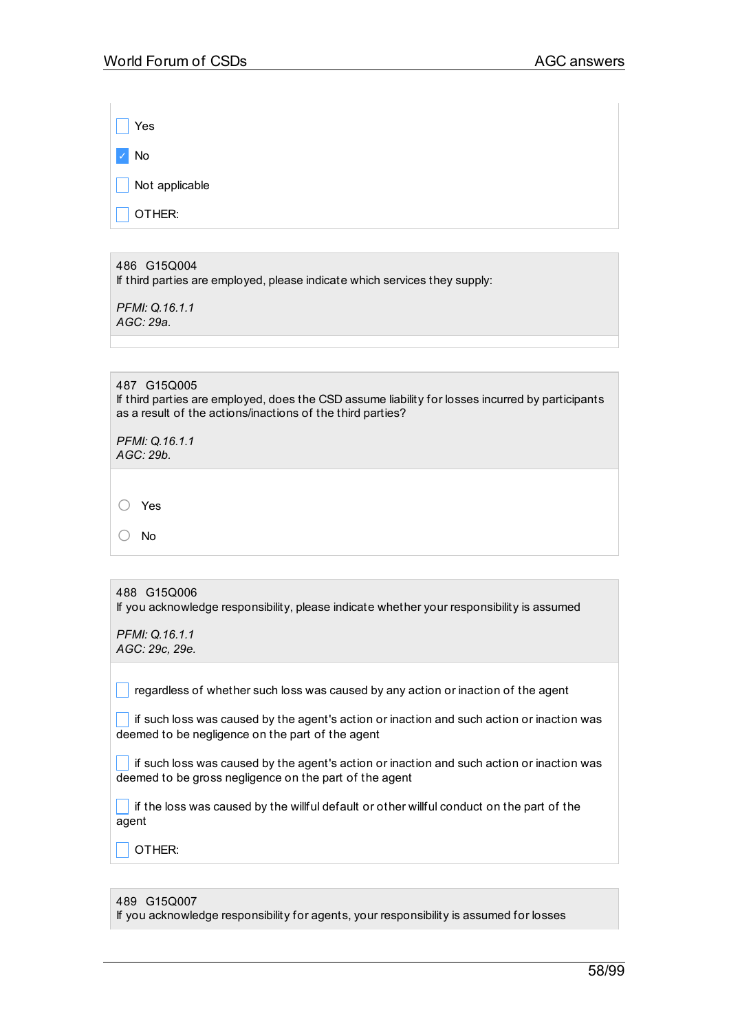- [ ] Yes
- [x] No
- [ ] Not applicable
- [ ] OTHER:

486 G15Q004
If third parties are employed, please indicate which services they supply:

*PFMI: Q.16.1.1*
*AGC: 29a.*

487 G15Q005
If third parties are employed, does the CSD assume liability for losses incurred by participants as a result of the actions/inactions of the third parties?

*PFMI: Q.16.1.1*
*AGC: 29b.*

- ○ Yes
- ○ No

488 G15Q006
If you acknowledge responsibility, please indicate whether your responsibility is assumed

*PFMI: Q.16.1.1*
*AGC: 29c, 29e.*

- [ ] regardless of whether such loss was caused by any action or inaction of the agent
- [ ] if such loss was caused by the agent's action or inaction and such action or inaction was deemed to be negligence on the part of the agent
- [ ] if such loss was caused by the agent's action or inaction and such action or inaction was deemed to be gross negligence on the part of the agent
- [ ] if the loss was caused by the willful default or other willful conduct on the part of the agent
- [ ] OTHER:

489 G15Q007
If you acknowledge responsibility for agents, your responsibility is assumed for losses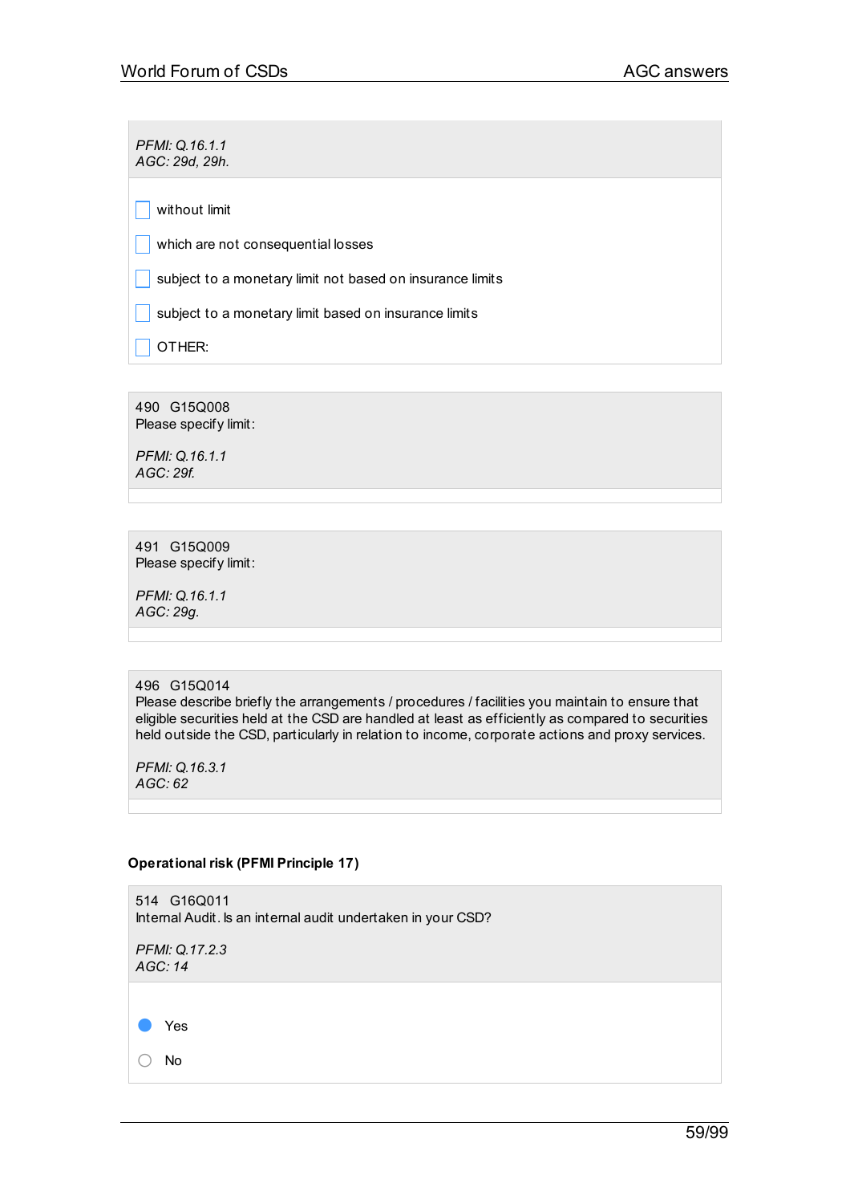*PFMI: Q.16.1.1*
*AGC: 29d, 29h.*

- [ ] without limit
- [ ] which are not consequential losses
- [ ] subject to a monetary limit not based on insurance limits
- [ ] subject to a monetary limit based on insurance limits
- [ ] OTHER:

490 G15Q008
Please specify limit:

*PFMI: Q.16.1.1*
*AGC: 29f.*

491 G15Q009
Please specify limit:

*PFMI: Q.16.1.1*
*AGC: 29g.*

496 G15Q014
Please describe briefly the arrangements / procedures / facilities you maintain to ensure that eligible securities held at the CSD are handled at least as efficiently as compared to securities held outside the CSD, particularly in relation to income, corporate actions and proxy services.

*PFMI: Q.16.3.1*
*AGC: 62*

**Operational risk (PFMI Principle 17)**

514 G16Q011
Internal Audit. Is an internal audit undertaken in your CSD?

*PFMI: Q.17.2.3*
*AGC: 14*

- (●) Yes
- ( ) No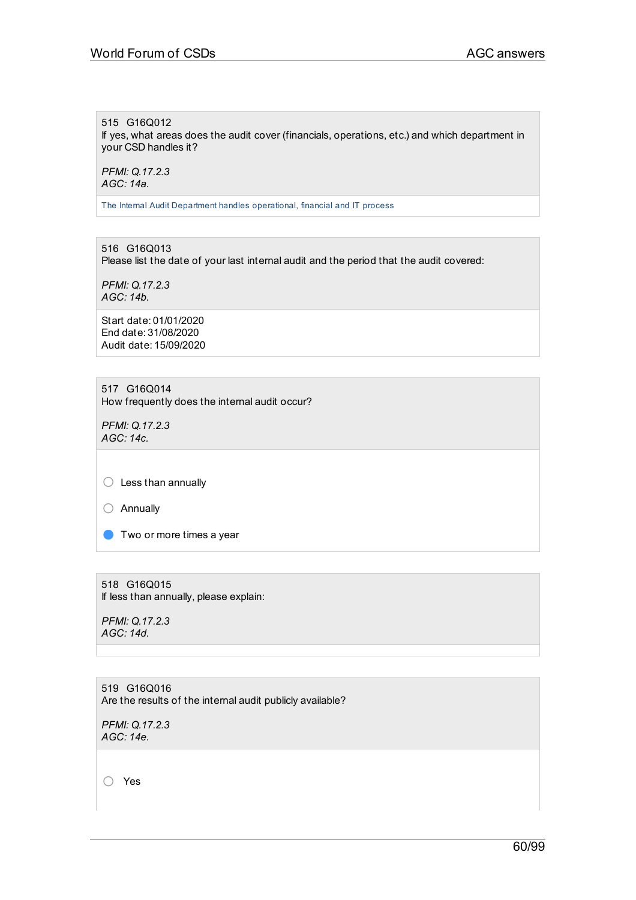515 G16Q012
If yes, what areas does the audit cover (financials, operations, etc.) and which department in your CSD handles it?

*PFMI: Q.17.2.3*
*AGC: 14a.*

The Internal Audit Department handles operational, financial and IT process

516 G16Q013
Please list the date of your last internal audit and the period that the audit covered:

*PFMI: Q.17.2.3*
*AGC: 14b.*

Start date: 01/01/2020
End date: 31/08/2020
Audit date: 15/09/2020

517 G16Q014
How frequently does the internal audit occur?

*PFMI: Q.17.2.3*
*AGC: 14c.*

- ○ Less than annually
- ○ Annually
- ● Two or more times a year

518 G16Q015
If less than annually, please explain:

*PFMI: Q.17.2.3*
*AGC: 14d.*

519 G16Q016
Are the results of the internal audit publicly available?

*PFMI: Q.17.2.3*
*AGC: 14e.*

- ○ Yes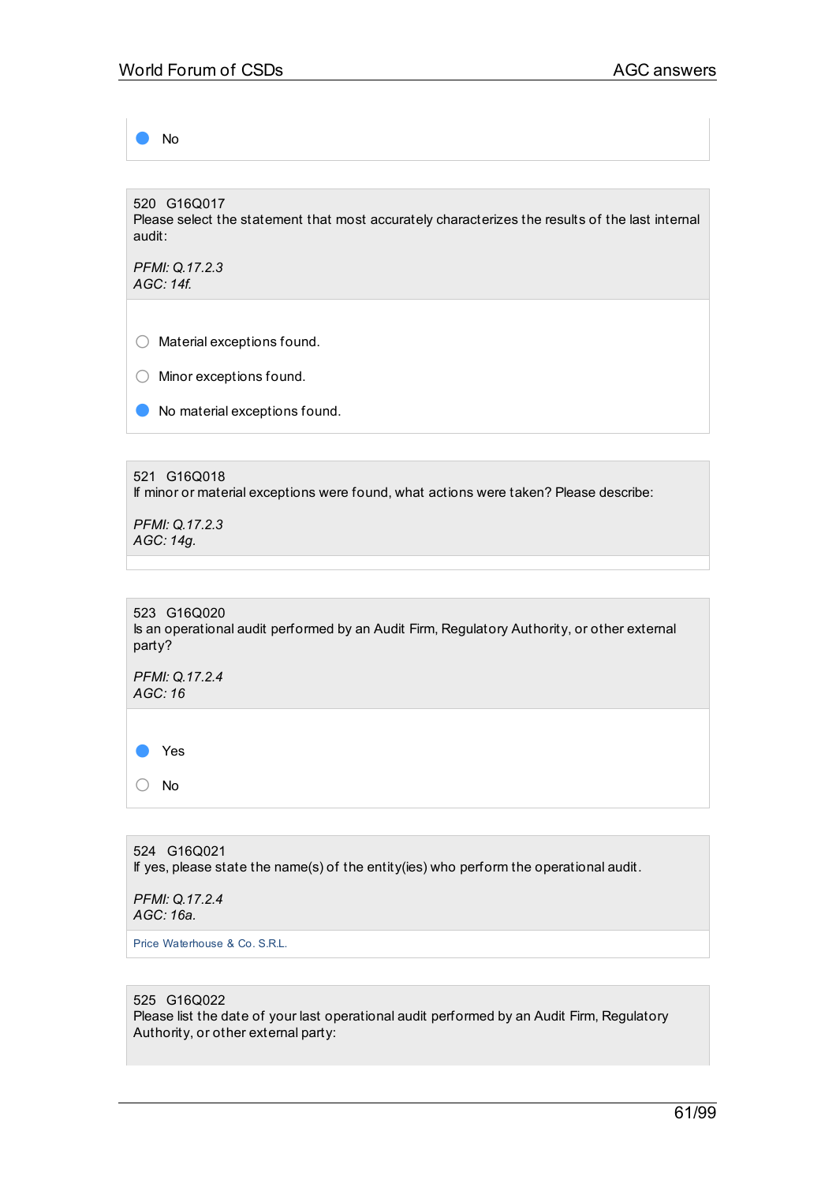- [x] No

520 G16Q017
Please select the statement that most accurately characterizes the results of the last internal audit:

*PFMI: Q.17.2.3*
*AGC: 14f.*

- [ ] Material exceptions found.
- [ ] Minor exceptions found.
- [x] No material exceptions found.

521 G16Q018
If minor or material exceptions were found, what actions were taken? Please describe:

*PFMI: Q.17.2.3*
*AGC: 14g.*

523 G16Q020
Is an operational audit performed by an Audit Firm, Regulatory Authority, or other external party?

*PFMI: Q.17.2.4*
*AGC: 16*

- [x] Yes
- [ ] No

524 G16Q021
If yes, please state the name(s) of the entity(ies) who perform the operational audit.

*PFMI: Q.17.2.4*
*AGC: 16a.*

Price Waterhouse & Co. S.R.L.

525 G16Q022
Please list the date of your last operational audit performed by an Audit Firm, Regulatory Authority, or other external party: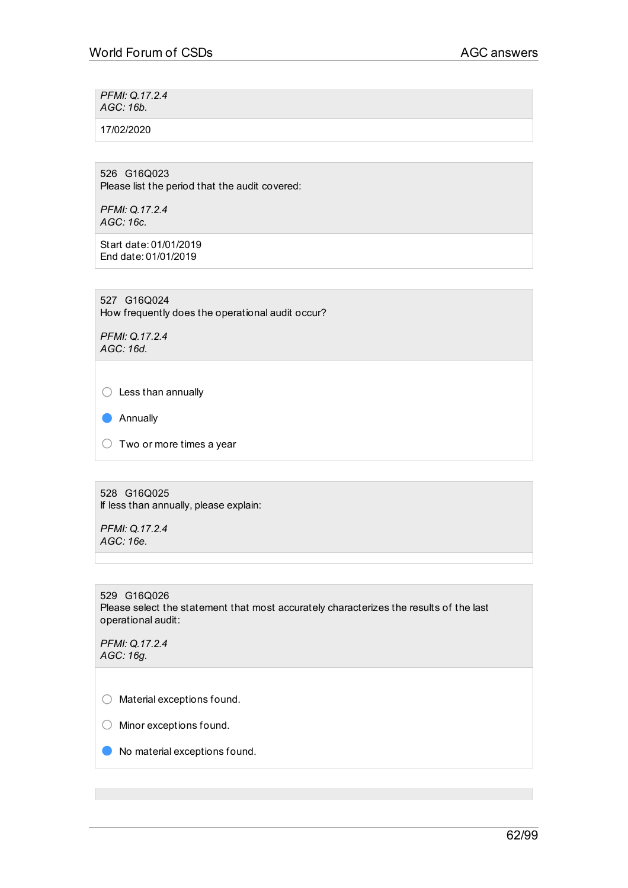*PFMI: Q.17.2.4*
*AGC: 16b.*

17/02/2020

526 G16Q023
Please list the period that the audit covered:

*PFMI: Q.17.2.4*
*AGC: 16c.*

Start date: 01/01/2019
End date: 01/01/2019

527 G16Q024
How frequently does the operational audit occur?

*PFMI: Q.17.2.4*
*AGC: 16d.*

- ○ Less than annually
- ● Annually
- ○ Two or more times a year

528 G16Q025
If less than annually, please explain:

*PFMI: Q.17.2.4*
*AGC: 16e.*

529 G16Q026
Please select the statement that most accurately characterizes the results of the last operational audit:

*PFMI: Q.17.2.4*
*AGC: 16g.*

- ○ Material exceptions found.
- ○ Minor exceptions found.
- ● No material exceptions found.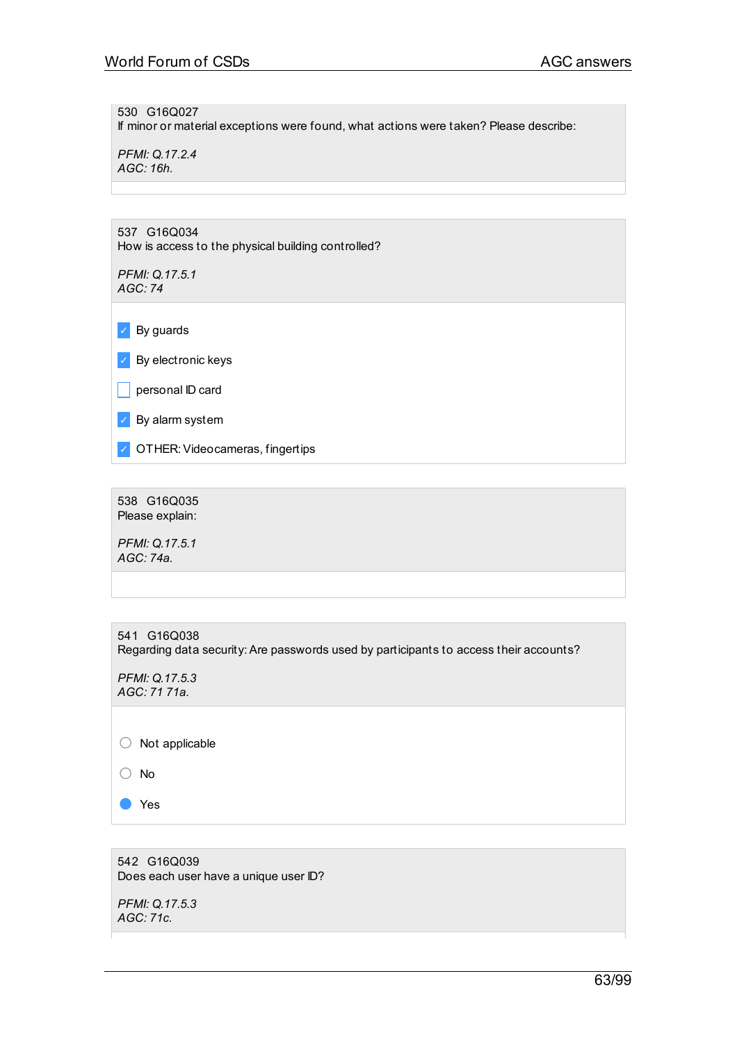530 G16Q027
If minor or material exceptions were found, what actions were taken? Please describe:

*PFMI: Q.17.2.4*
*AGC: 16h.*

537 G16Q034
How is access to the physical building controlled?

*PFMI: Q.17.5.1*
*AGC: 74*

- [x] By guards
- [x] By electronic keys
- [ ] personal ID card
- [x] By alarm system
- [x] OTHER: Videocameras, fingertips

538 G16Q035
Please explain:

*PFMI: Q.17.5.1*
*AGC: 74a.*

541 G16Q038
Regarding data security: Are passwords used by participants to access their accounts?

*PFMI: Q.17.5.3*
*AGC: 71 71a.*

- ○ Not applicable
- ○ No
- ● Yes

542 G16Q039
Does each user have a unique user ID?

*PFMI: Q.17.5.3*
*AGC: 71c.*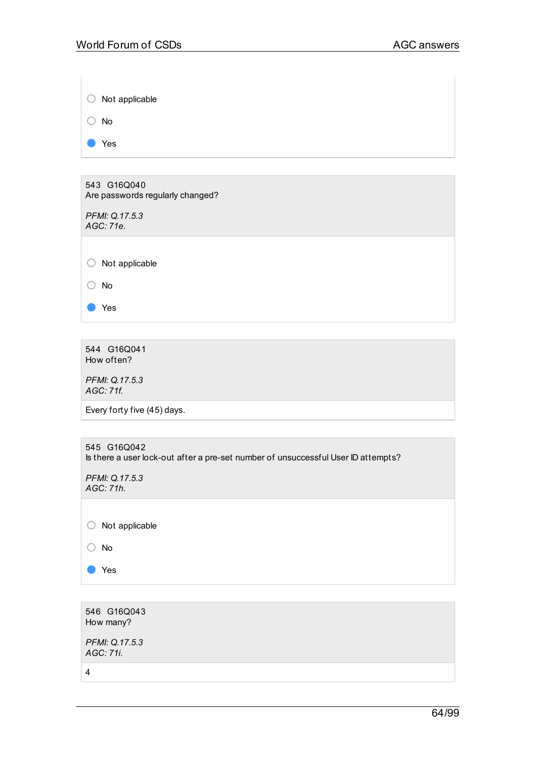- ○ Not applicable
- ○ No
- ● Yes

543 G16Q040
Are passwords regularly changed?

*PFMI: Q.17.5.3*
*AGC: 71e.*

- ○ Not applicable
- ○ No
- ● Yes

544 G16Q041
How often?

*PFMI: Q.17.5.3*
*AGC: 71f.*

Every forty five (45) days.

545 G16Q042
Is there a user lock-out after a pre-set number of unsuccessful User ID attempts?

*PFMI: Q.17.5.3*
*AGC: 71h.*

- ○ Not applicable
- ○ No
- ● Yes

546 G16Q043
How many?

*PFMI: Q.17.5.3*
*AGC: 71i.*

4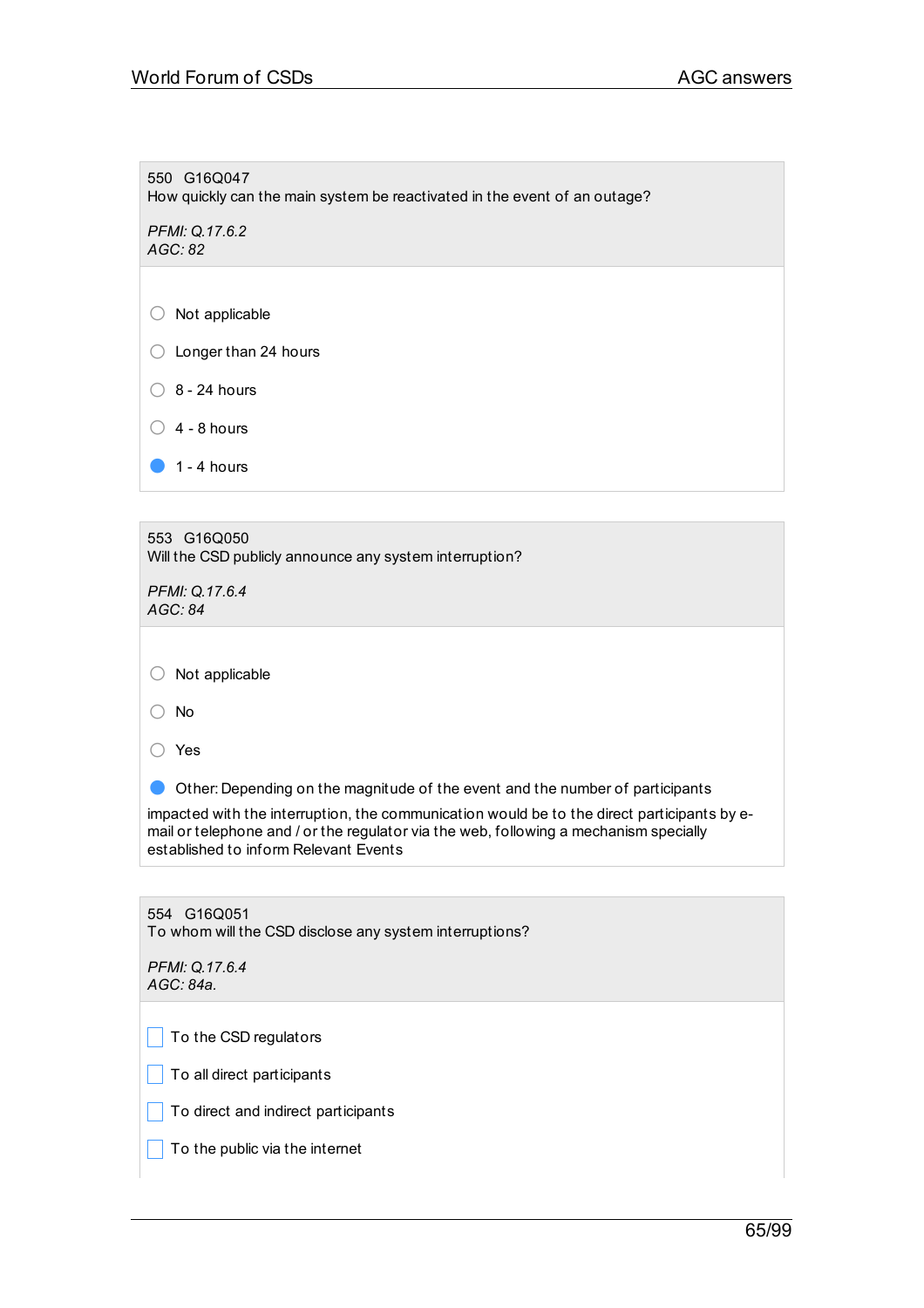550 G16Q047
How quickly can the main system be reactivated in the event of an outage?

*PFMI: Q.17.6.2*
*AGC: 82*

- ○ Not applicable
- ○ Longer than 24 hours
- ○ 8 - 24 hours
- ○ 4 - 8 hours
- ● 1 - 4 hours

553 G16Q050
Will the CSD publicly announce any system interruption?

*PFMI: Q.17.6.4*
*AGC: 84*

- ○ Not applicable
- ○ No
- ○ Yes
- ● Other: Depending on the magnitude of the event and the number of participants

impacted with the interruption, the communication would be to the direct participants by e-mail or telephone and / or the regulator via the web, following a mechanism specially established to inform Relevant Events

554 G16Q051
To whom will the CSD disclose any system interruptions?

*PFMI: Q.17.6.4*
*AGC: 84a.*

- ☐ To the CSD regulators
- ☐ To all direct participants
- ☐ To direct and indirect participants
- ☐ To the public via the internet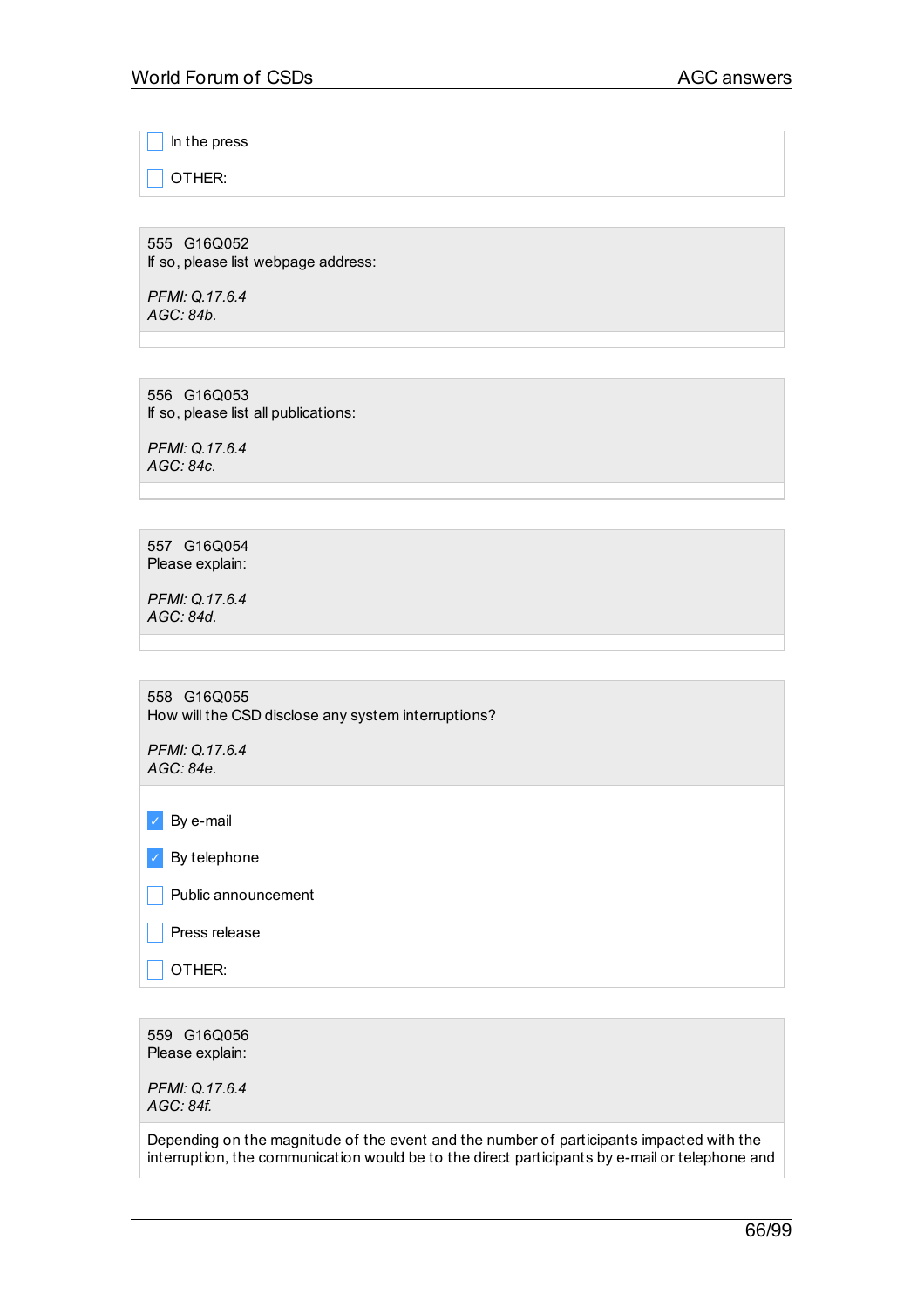- [ ] In the press
- [ ] OTHER:

555 G16Q052
If so, please list webpage address:

*PFMI: Q.17.6.4*
*AGC: 84b.*

556 G16Q053
If so, please list all publications:

*PFMI: Q.17.6.4*
*AGC: 84c.*

557 G16Q054
Please explain:

*PFMI: Q.17.6.4*
*AGC: 84d.*

558 G16Q055
How will the CSD disclose any system interruptions?

*PFMI: Q.17.6.4*
*AGC: 84e.*

- [x] By e-mail
- [x] By telephone
- [ ] Public announcement
- [ ] Press release
- [ ] OTHER:

559 G16Q056
Please explain:

*PFMI: Q.17.6.4*
*AGC: 84f.*

Depending on the magnitude of the event and the number of participants impacted with the interruption, the communication would be to the direct participants by e-mail or telephone and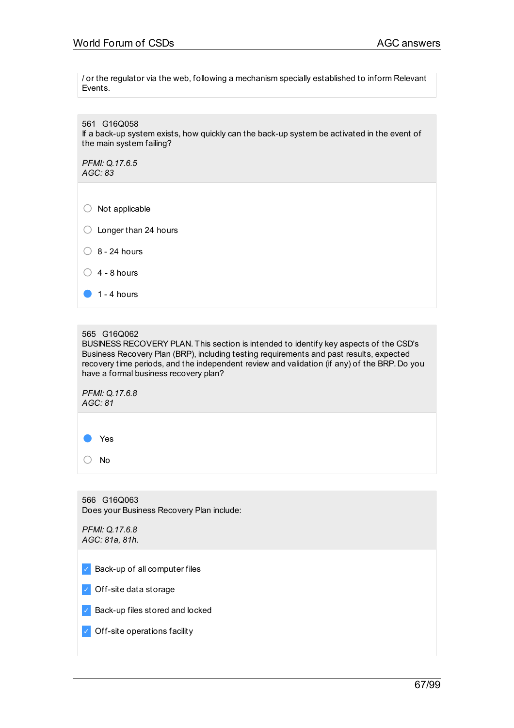/ or the regulator via the web, following a mechanism specially established to inform Relevant Events.

561 G16Q058
If a back-up system exists, how quickly can the back-up system be activated in the event of the main system failing?

*PFMI: Q.17.6.5*
*AGC: 83*

- ○ Not applicable
- ○ Longer than 24 hours
- ○ 8 - 24 hours
- ○ 4 - 8 hours
- ● 1 - 4 hours

565 G16Q062
BUSINESS RECOVERY PLAN. This section is intended to identify key aspects of the CSD's Business Recovery Plan (BRP), including testing requirements and past results, expected recovery time periods, and the independent review and validation (if any) of the BRP. Do you have a formal business recovery plan?

*PFMI: Q.17.6.8*
*AGC: 81*

- ● Yes
- ○ No

566 G16Q063
Does your Business Recovery Plan include:

*PFMI: Q.17.6.8*
*AGC: 81a, 81h.*

- [x] Back-up of all computer files
- [x] Off-site data storage
- [x] Back-up files stored and locked
- [x] Off-site operations facility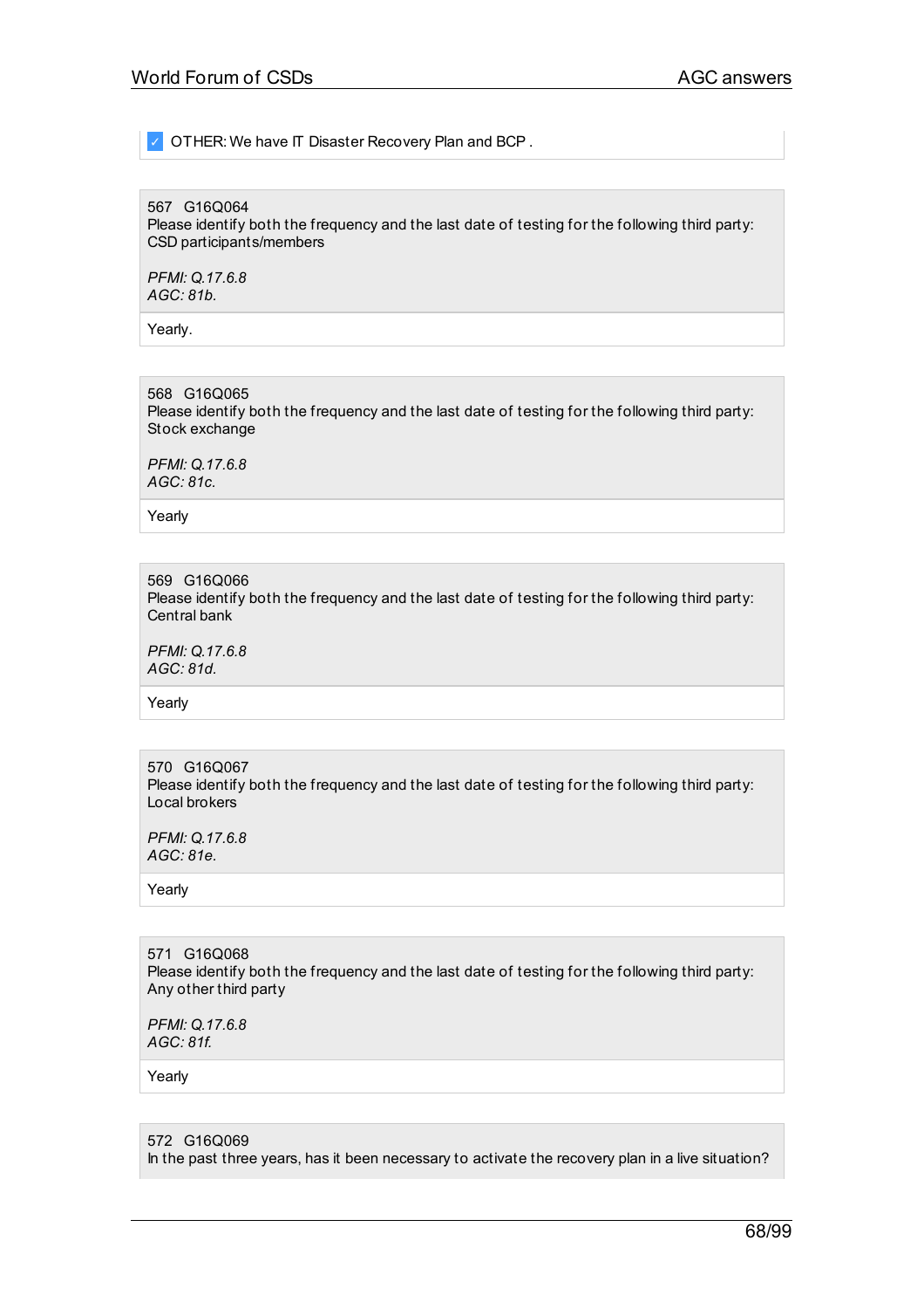- [x] OTHER: We have IT Disaster Recovery Plan and BCP .

567 G16Q064
Please identify both the frequency and the last date of testing for the following third party: CSD participants/members

*PFMI: Q.17.6.8*
*AGC: 81b.*

Yearly.

568 G16Q065
Please identify both the frequency and the last date of testing for the following third party: Stock exchange

*PFMI: Q.17.6.8*
*AGC: 81c.*

Yearly

569 G16Q066
Please identify both the frequency and the last date of testing for the following third party: Central bank

*PFMI: Q.17.6.8*
*AGC: 81d.*

Yearly

570 G16Q067
Please identify both the frequency and the last date of testing for the following third party: Local brokers

*PFMI: Q.17.6.8*
*AGC: 81e.*

Yearly

571 G16Q068
Please identify both the frequency and the last date of testing for the following third party: Any other third party

*PFMI: Q.17.6.8*
*AGC: 81f.*

Yearly

572 G16Q069
In the past three years, has it been necessary to activate the recovery plan in a live situation?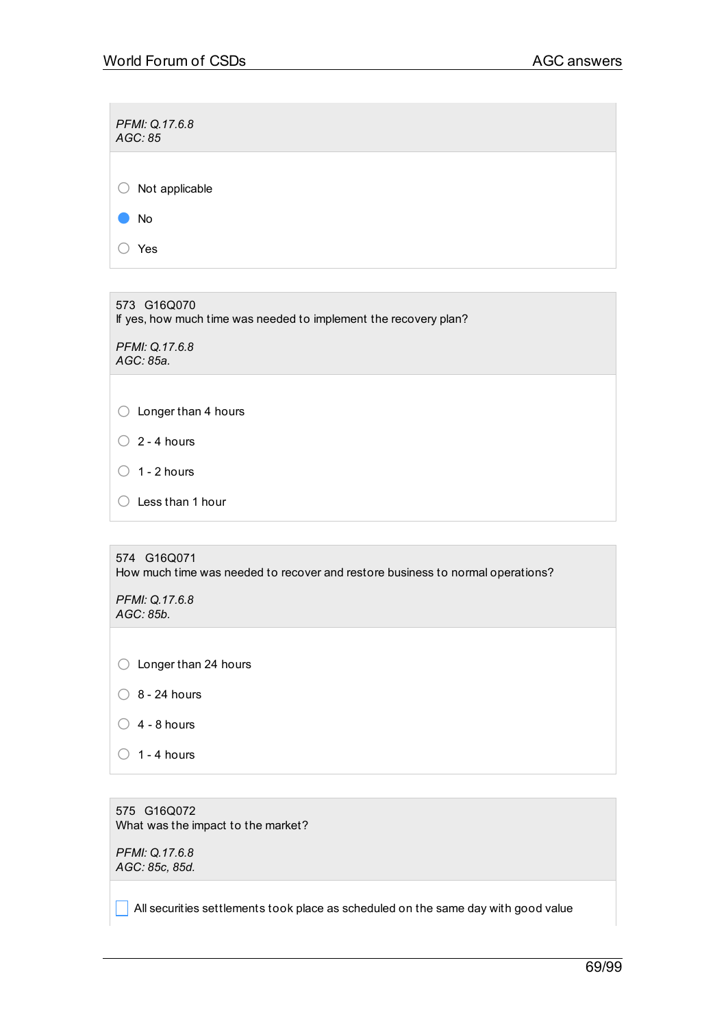*PFMI: Q.17.6.8*
*AGC: 85*

- ( ) Not applicable
- (x) No
- ( ) Yes

573 G16Q070
If yes, how much time was needed to implement the recovery plan?

*PFMI: Q.17.6.8*
*AGC: 85a.*

- ( ) Longer than 4 hours
- ( ) 2 - 4 hours
- ( ) 1 - 2 hours
- ( ) Less than 1 hour

574 G16Q071
How much time was needed to recover and restore business to normal operations?

*PFMI: Q.17.6.8*
*AGC: 85b.*

- ( ) Longer than 24 hours
- ( ) 8 - 24 hours
- ( ) 4 - 8 hours
- ( ) 1 - 4 hours

575 G16Q072
What was the impact to the market?

*PFMI: Q.17.6.8*
*AGC: 85c, 85d.*

- [ ] All securities settlements took place as scheduled on the same day with good value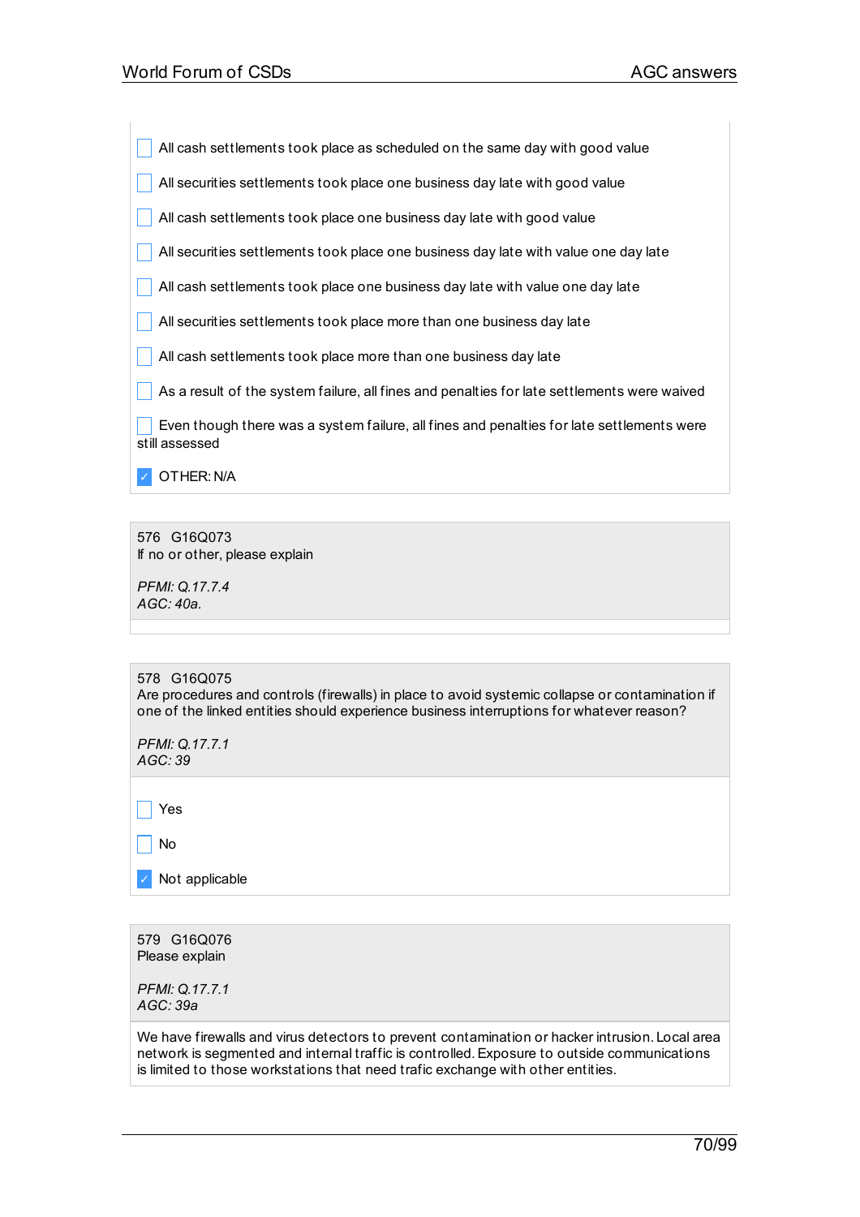- [ ] All cash settlements took place as scheduled on the same day with good value
- [ ] All securities settlements took place one business day late with good value
- [ ] All cash settlements took place one business day late with good value
- [ ] All securities settlements took place one business day late with value one day late
- [ ] All cash settlements took place one business day late with value one day late
- [ ] All securities settlements took place more than one business day late
- [ ] All cash settlements took place more than one business day late
- [ ] As a result of the system failure, all fines and penalties for late settlements were waived
- [ ] Even though there was a system failure, all fines and penalties for late settlements were still assessed
- [x] OTHER: N/A

576 G16Q073
If no or other, please explain

*PFMI: Q.17.7.4*
*AGC: 40a.*

578 G16Q075
Are procedures and controls (firewalls) in place to avoid systemic collapse or contamination if one of the linked entities should experience business interruptions for whatever reason?

*PFMI: Q.17.7.1*
*AGC: 39*

- [ ] Yes
- [ ] No
- [x] Not applicable

579 G16Q076
Please explain

*PFMI: Q.17.7.1*
*AGC: 39a*

We have firewalls and virus detectors to prevent contamination or hacker intrusion. Local area network is segmented and internal traffic is controlled. Exposure to outside communications is limited to those workstations that need trafic exchange with other entities.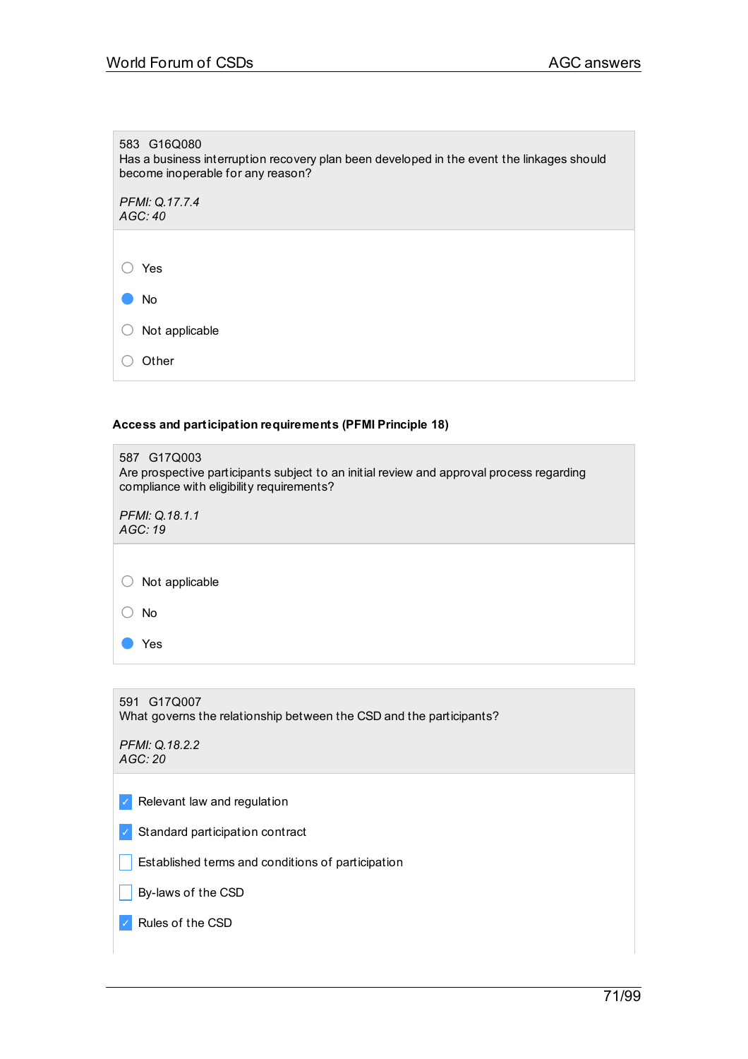583 G16Q080
Has a business interruption recovery plan been developed in the event the linkages should become inoperable for any reason?

*PFMI: Q.17.7.4*
*AGC: 40*

- ○ Yes
- ● No
- ○ Not applicable
- ○ Other

**Access and participation requirements (PFMI Principle 18)**

587 G17Q003
Are prospective participants subject to an initial review and approval process regarding compliance with eligibility requirements?

*PFMI: Q.18.1.1*
*AGC: 19*

- ○ Not applicable
- ○ No
- ● Yes

591 G17Q007
What governs the relationship between the CSD and the participants?

*PFMI: Q.18.2.2*
*AGC: 20*

- [x] Relevant law and regulation
- [x] Standard participation contract
- [ ] Established terms and conditions of participation
- [ ] By-laws of the CSD
- [x] Rules of the CSD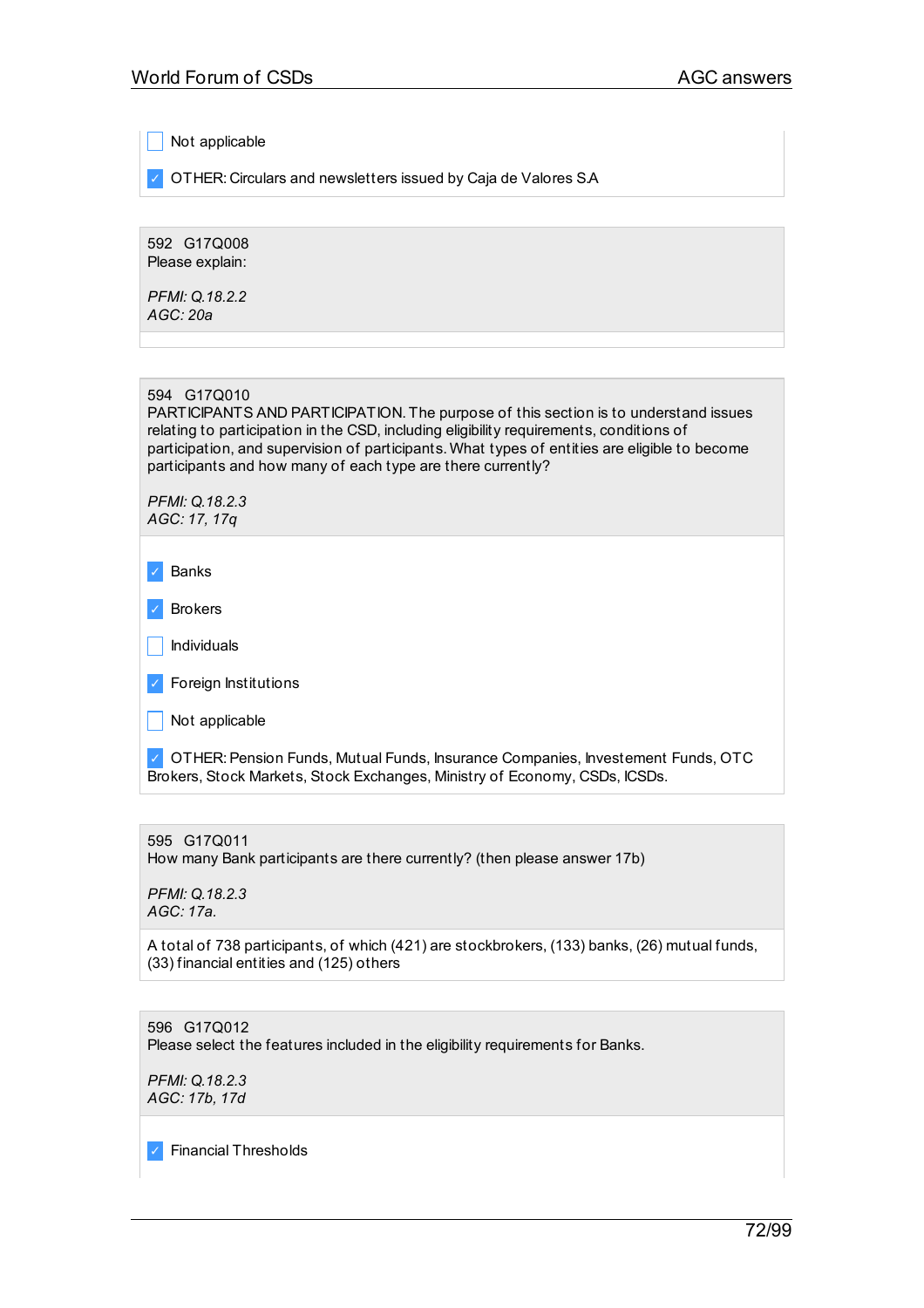- [ ] Not applicable
- [x] OTHER: Circulars and newsletters issued by Caja de Valores S.A

592 G17Q008
Please explain:

*PFMI: Q.18.2.2*
*AGC: 20a*

594 G17Q010
PARTICIPANTS AND PARTICIPATION. The purpose of this section is to understand issues relating to participation in the CSD, including eligibility requirements, conditions of participation, and supervision of participants. What types of entities are eligible to become participants and how many of each type are there currently?

*PFMI: Q.18.2.3*
*AGC: 17, 17q*

- [x] Banks
- [x] Brokers
- [ ] Individuals
- [x] Foreign Institutions
- [ ] Not applicable
- [x] OTHER: Pension Funds, Mutual Funds, Insurance Companies, Investement Funds, OTC Brokers, Stock Markets, Stock Exchanges, Ministry of Economy, CSDs, ICSDs.

595 G17Q011
How many Bank participants are there currently? (then please answer 17b)

*PFMI: Q.18.2.3*
*AGC: 17a.*

A total of 738 participants, of which (421) are stockbrokers, (133) banks, (26) mutual funds, (33) financial entities and (125) others

596 G17Q012
Please select the features included in the eligibility requirements for Banks.

*PFMI: Q.18.2.3*
*AGC: 17b, 17d*

- [x] Financial Thresholds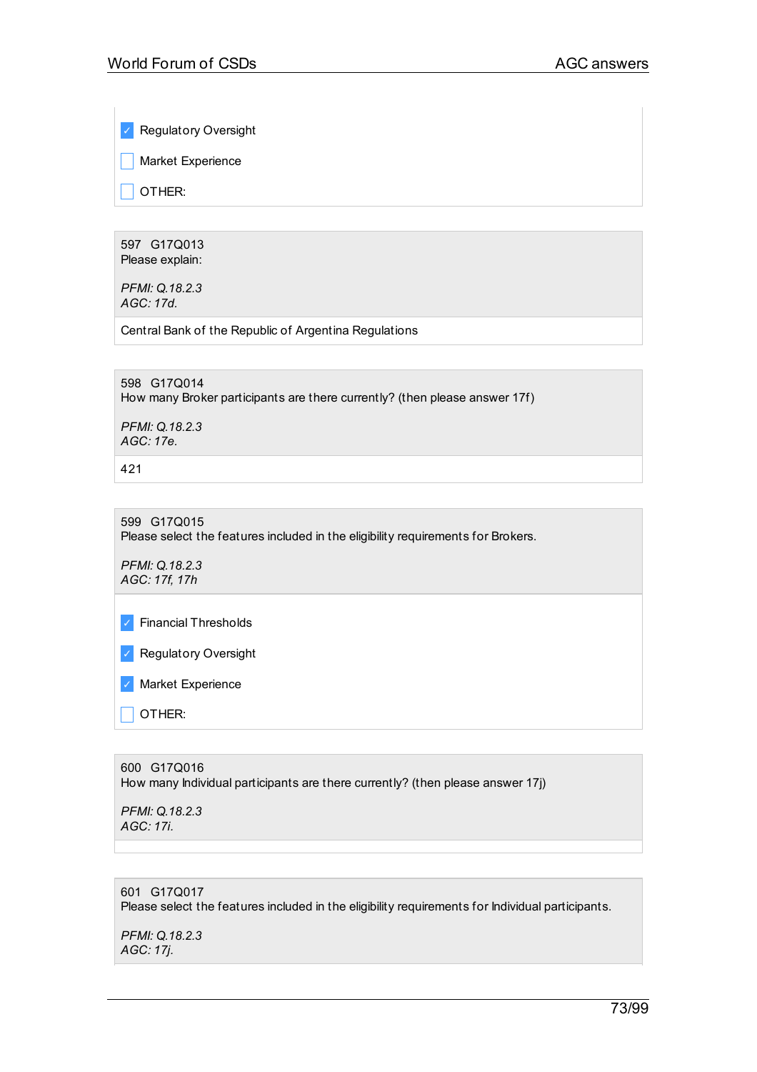- [x] Regulatory Oversight
- [ ] Market Experience
- [ ] OTHER:

597 G17Q013
Please explain:

*PFMI: Q.18.2.3*
*AGC: 17d.*

Central Bank of the Republic of Argentina Regulations

598 G17Q014
How many Broker participants are there currently? (then please answer 17f)

*PFMI: Q.18.2.3*
*AGC: 17e.*

421

599 G17Q015
Please select the features included in the eligibility requirements for Brokers.

*PFMI: Q.18.2.3*
*AGC: 17f, 17h*

- [x] Financial Thresholds
- [x] Regulatory Oversight
- [x] Market Experience
- [ ] OTHER:

600 G17Q016
How many Individual participants are there currently? (then please answer 17j)

*PFMI: Q.18.2.3*
*AGC: 17i.*

601 G17Q017
Please select the features included in the eligibility requirements for Individual participants.

*PFMI: Q.18.2.3*
*AGC: 17j.*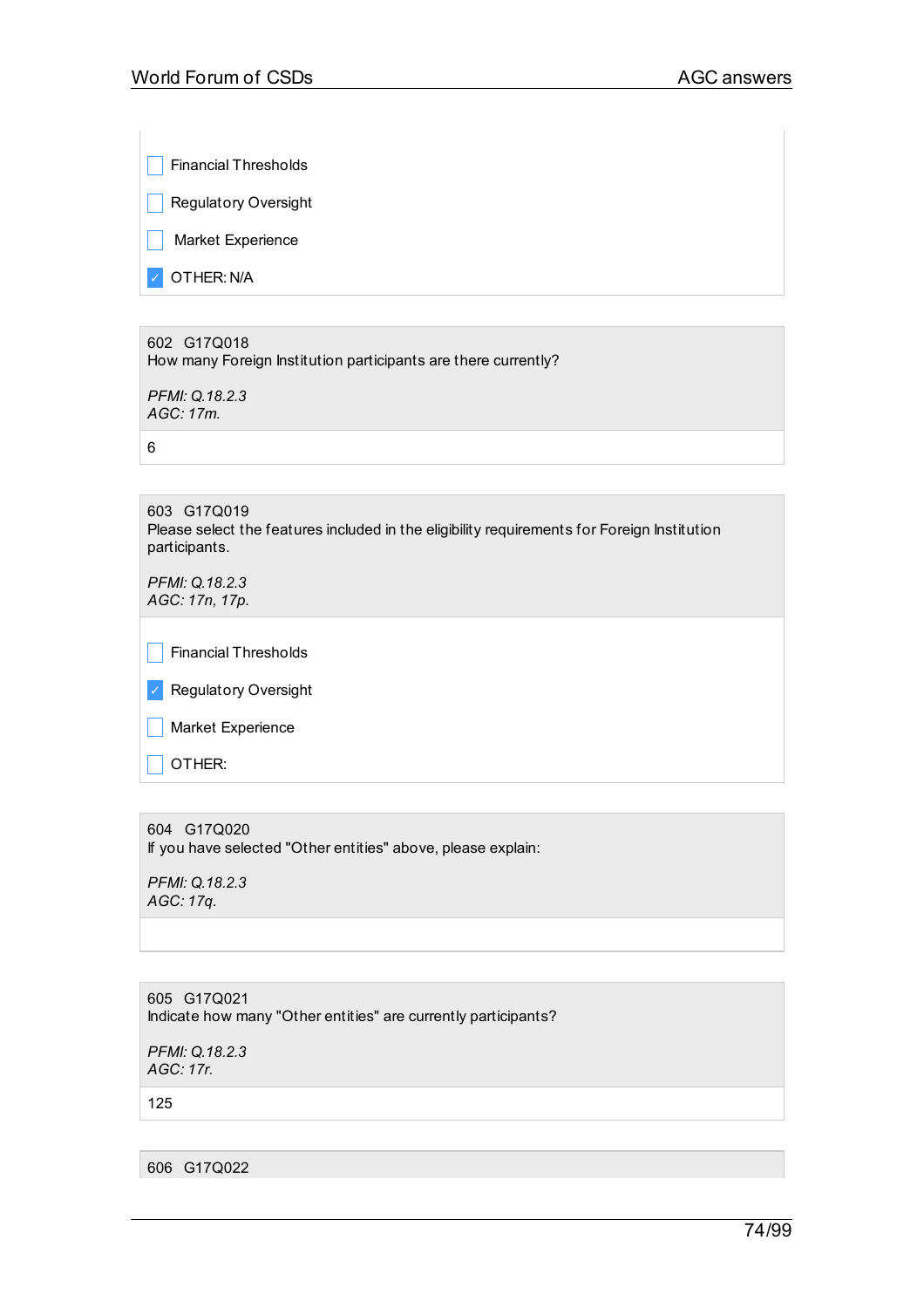- [ ] Financial Thresholds
- [ ] Regulatory Oversight
- [ ] Market Experience
- [x] OTHER: N/A

---

602 G17Q018
How many Foreign Institution participants are there currently?

*PFMI: Q.18.2.3*
*AGC: 17m.*

6

---

603 G17Q019
Please select the features included in the eligibility requirements for Foreign Institution participants.

*PFMI: Q.18.2.3*
*AGC: 17n, 17p.*

- [ ] Financial Thresholds
- [x] Regulatory Oversight
- [ ] Market Experience
- [ ] OTHER:

---

604 G17Q020
If you have selected "Other entities" above, please explain:

*PFMI: Q.18.2.3*
*AGC: 17q.*

---

605 G17Q021
Indicate how many "Other entities" are currently participants?

*PFMI: Q.18.2.3*
*AGC: 17r.*

125

---

606 G17Q022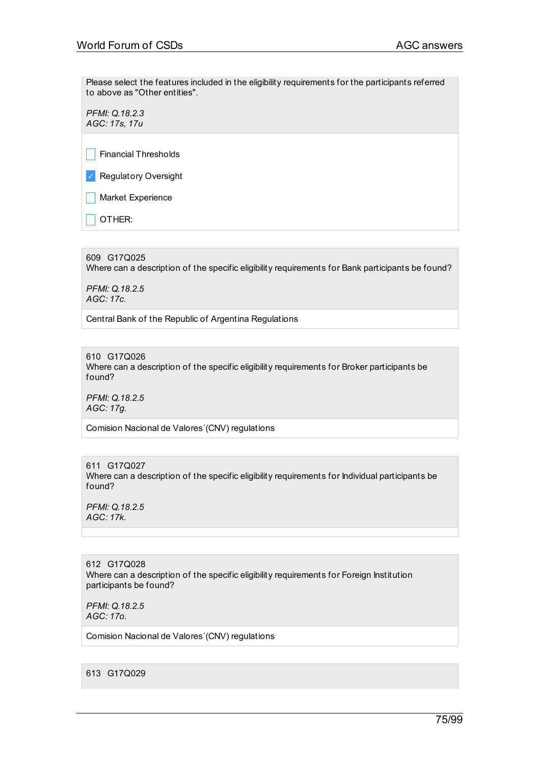Please select the features included in the eligibility requirements for the participants referred to above as "Other entities".

*PFMI: Q.18.2.3*
*AGC: 17s, 17u*

- [ ] Financial Thresholds
- [x] Regulatory Oversight
- [ ] Market Experience
- [ ] OTHER:

---

609 G17Q025
Where can a description of the specific eligibility requirements for Bank participants be found?

*PFMI: Q.18.2.5*
*AGC: 17c.*

Central Bank of the Republic of Argentina Regulations

---

610 G17Q026
Where can a description of the specific eligibility requirements for Broker participants be found?

*PFMI: Q.18.2.5*
*AGC: 17g.*

Comision Nacional de Valores´(CNV) regulations

---

611 G17Q027
Where can a description of the specific eligibility requirements for Individual participants be found?

*PFMI: Q.18.2.5*
*AGC: 17k.*

---

612 G17Q028
Where can a description of the specific eligibility requirements for Foreign Institution participants be found?

*PFMI: Q.18.2.5*
*AGC: 17o.*

Comision Nacional de Valores´(CNV) regulations

---

613 G17Q029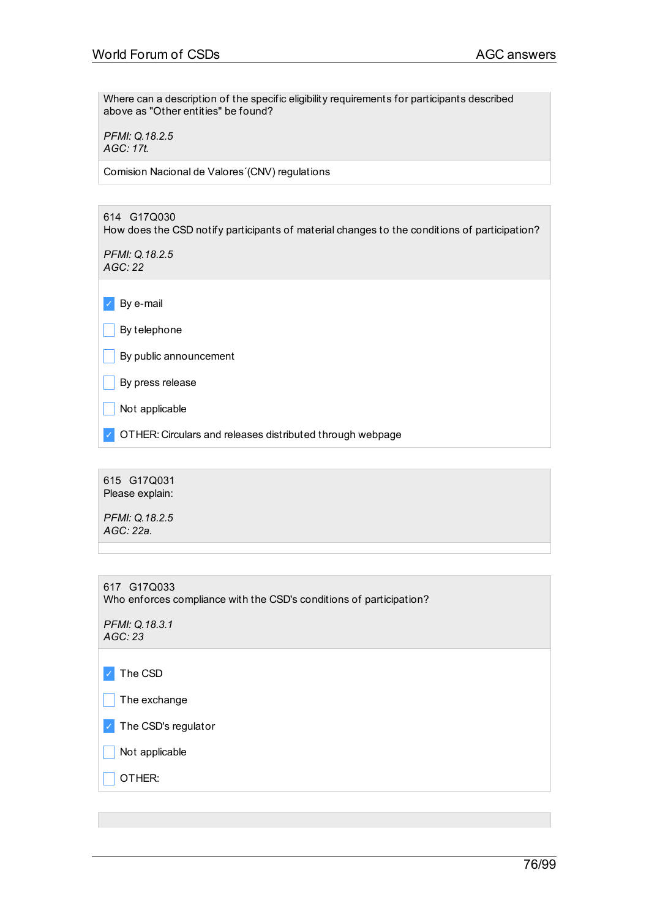Where can a description of the specific eligibility requirements for participants described above as "Other entities" be found?

*PFMI: Q.18.2.5*
*AGC: 17t.*

Comision Nacional de Valores´(CNV) regulations

614 G17Q030
How does the CSD notify participants of material changes to the conditions of participation?

*PFMI: Q.18.2.5*
*AGC: 22*

- [x] By e-mail
- [ ] By telephone
- [ ] By public announcement
- [ ] By press release
- [ ] Not applicable
- [x] OTHER: Circulars and releases distributed through webpage

615 G17Q031
Please explain:

*PFMI: Q.18.2.5*
*AGC: 22a.*

617 G17Q033
Who enforces compliance with the CSD's conditions of participation?

*PFMI: Q.18.3.1*
*AGC: 23*

- [x] The CSD
- [ ] The exchange
- [x] The CSD's regulator
- [ ] Not applicable
- [ ] OTHER: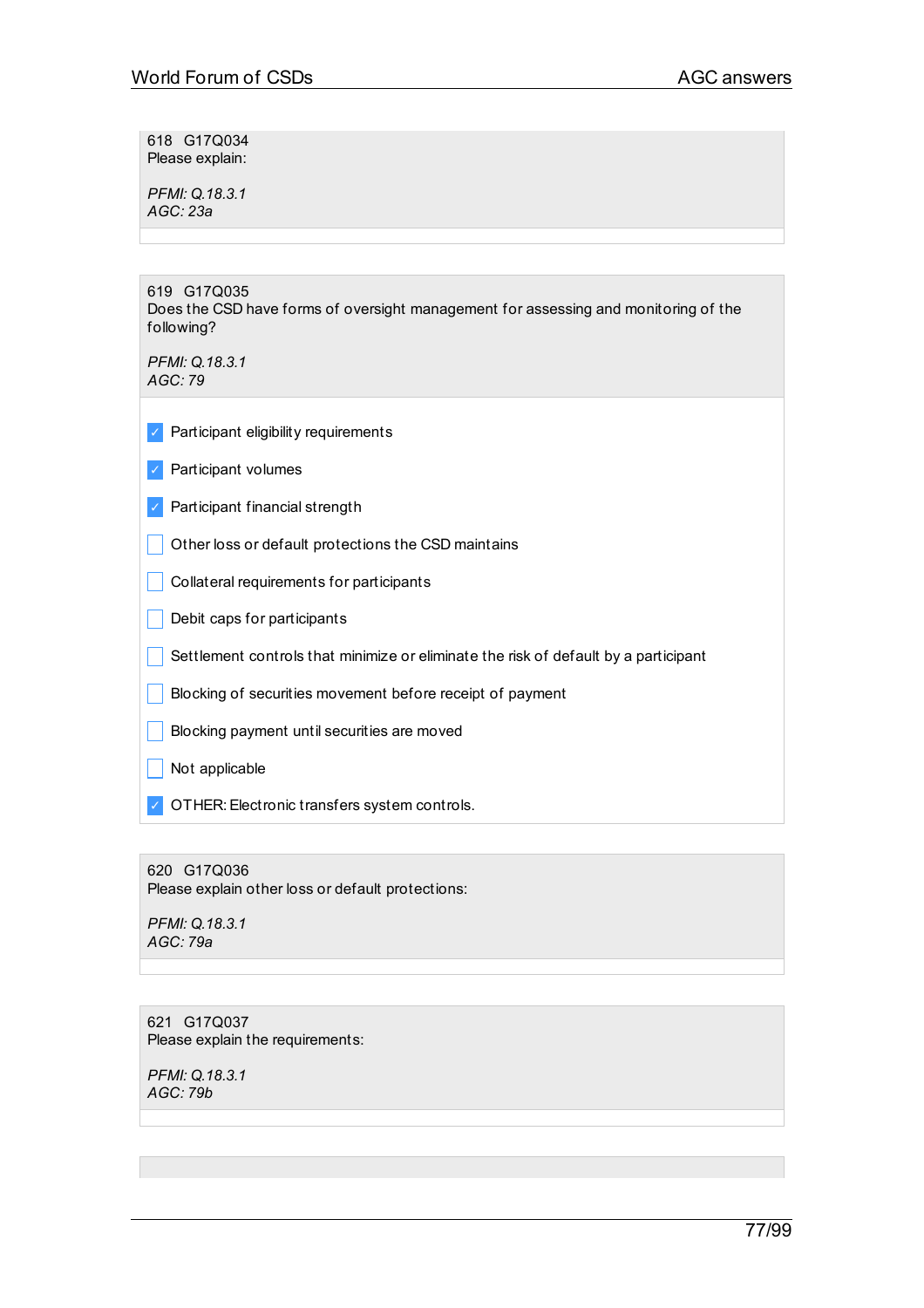618 G17Q034
Please explain:

*PFMI: Q.18.3.1*
*AGC: 23a*

619 G17Q035
Does the CSD have forms of oversight management for assessing and monitoring of the following?

*PFMI: Q.18.3.1*
*AGC: 79*

- [x] Participant eligibility requirements
- [x] Participant volumes
- [x] Participant financial strength
- [ ] Other loss or default protections the CSD maintains
- [ ] Collateral requirements for participants
- [ ] Debit caps for participants
- [ ] Settlement controls that minimize or eliminate the risk of default by a participant
- [ ] Blocking of securities movement before receipt of payment
- [ ] Blocking payment until securities are moved
- [ ] Not applicable
- [x] OTHER: Electronic transfers system controls.

620 G17Q036
Please explain other loss or default protections:

*PFMI: Q.18.3.1*
*AGC: 79a*

621 G17Q037
Please explain the requirements:

*PFMI: Q.18.3.1*
*AGC: 79b*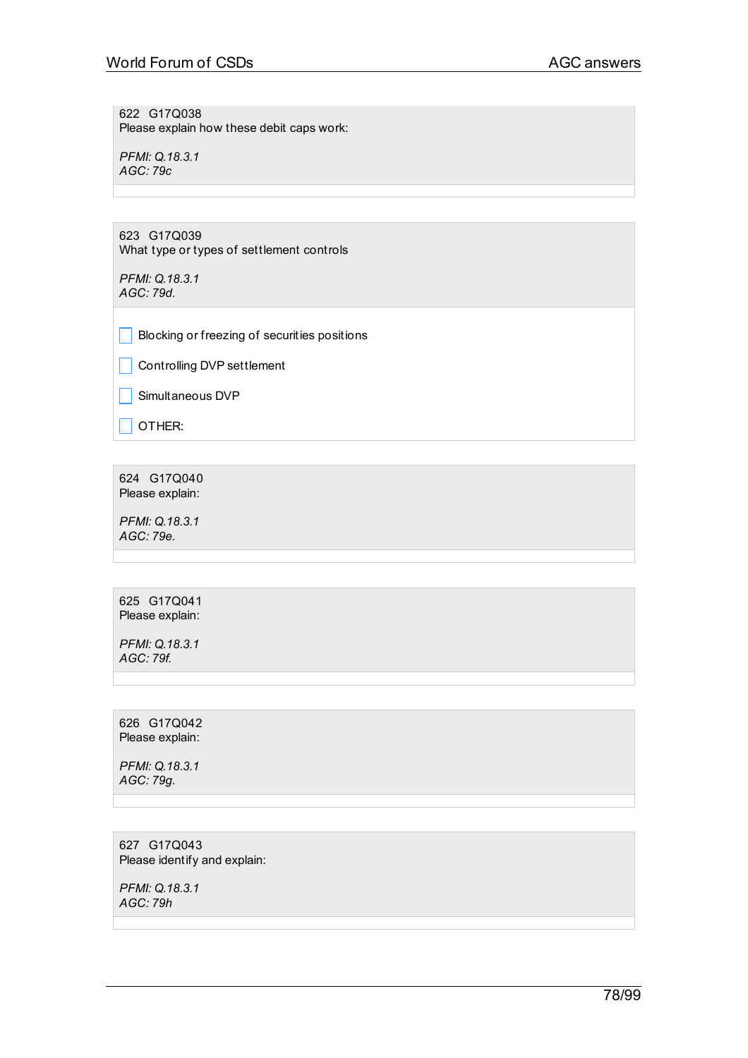622 G17Q038
Please explain how these debit caps work:

*PFMI: Q.18.3.1*
*AGC: 79c*

623 G17Q039
What type or types of settlement controls

*PFMI: Q.18.3.1*
*AGC: 79d.*

- [ ] Blocking or freezing of securities positions
- [ ] Controlling DVP settlement
- [ ] Simultaneous DVP
- [ ] OTHER:

624 G17Q040
Please explain:

*PFMI: Q.18.3.1*
*AGC: 79e.*

625 G17Q041
Please explain:

*PFMI: Q.18.3.1*
*AGC: 79f.*

626 G17Q042
Please explain:

*PFMI: Q.18.3.1*
*AGC: 79g.*

627 G17Q043
Please identify and explain:

*PFMI: Q.18.3.1*
*AGC: 79h*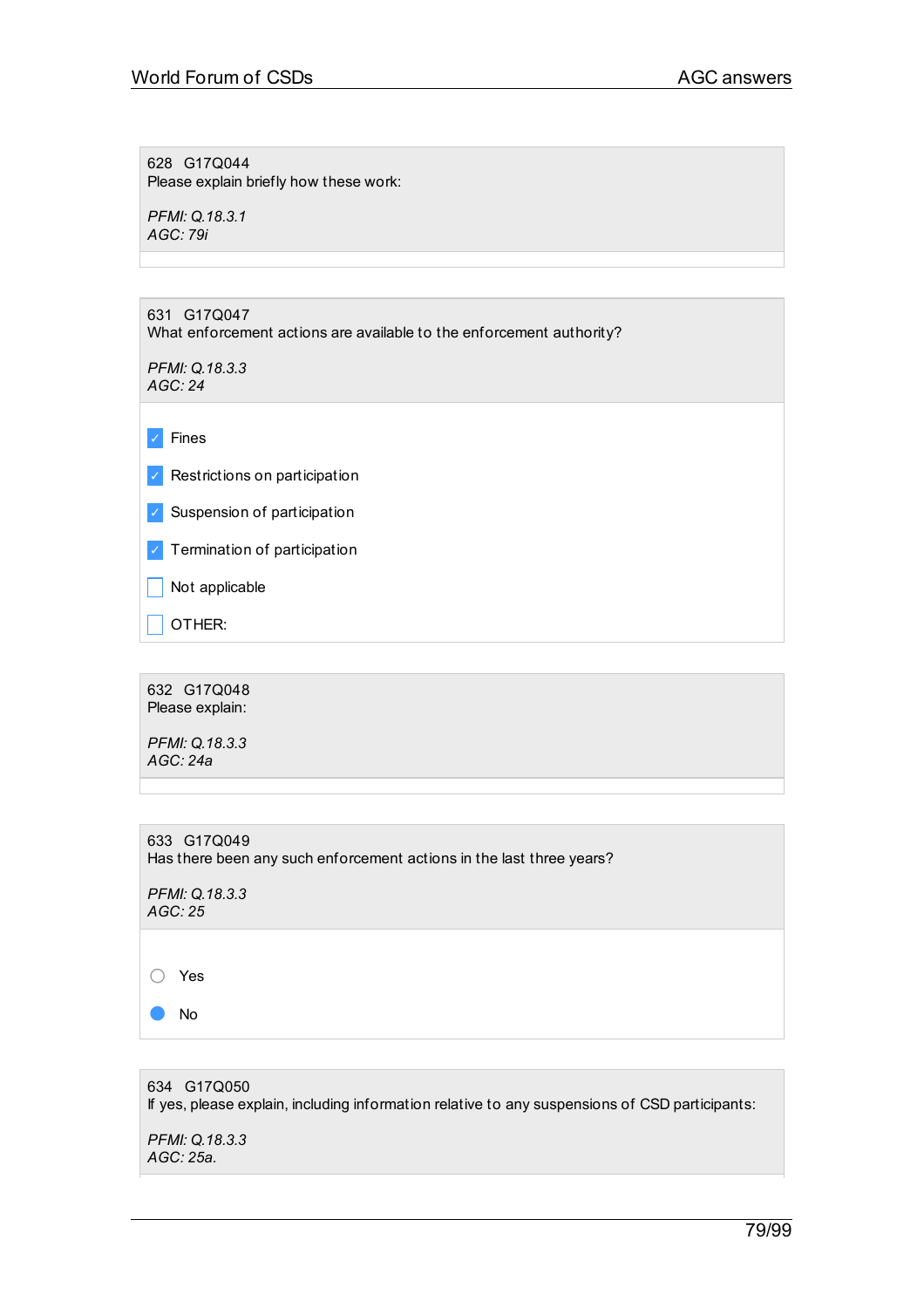628 G17Q044
Please explain briefly how these work:

*PFMI: Q.18.3.1*
*AGC: 79i*

631 G17Q047
What enforcement actions are available to the enforcement authority?

*PFMI: Q.18.3.3*
*AGC: 24*

- [x] Fines
- [x] Restrictions on participation
- [x] Suspension of participation
- [x] Termination of participation
- [ ] Not applicable
- [ ] OTHER:

632 G17Q048
Please explain:

*PFMI: Q.18.3.3*
*AGC: 24a*

633 G17Q049
Has there been any such enforcement actions in the last three years?

*PFMI: Q.18.3.3*
*AGC: 25*

- ○ Yes
- ● No

634 G17Q050
If yes, please explain, including information relative to any suspensions of CSD participants:

*PFMI: Q.18.3.3*
*AGC: 25a.*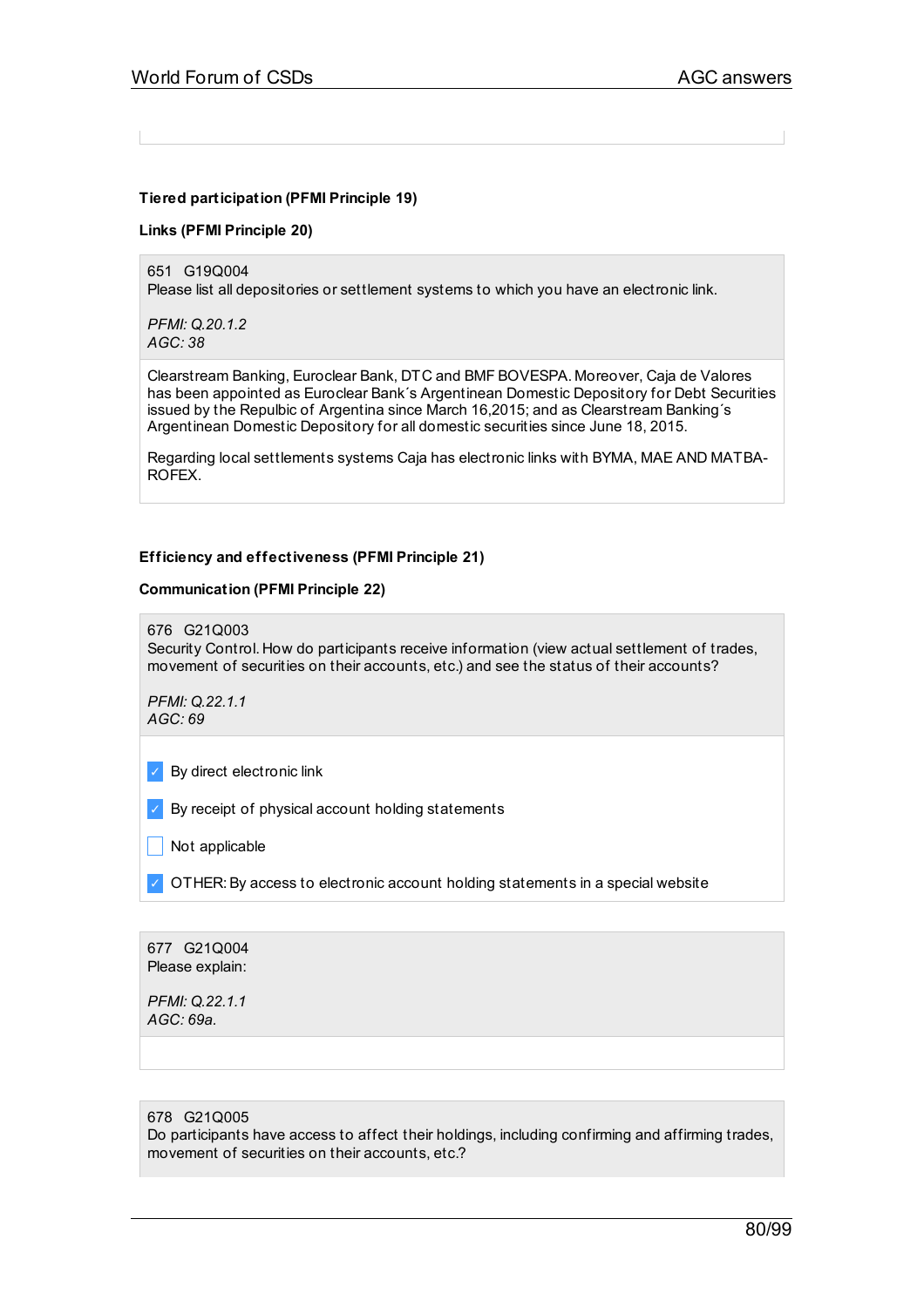**Tiered participation (PFMI Principle 19)**

**Links (PFMI Principle 20)**

651 G19Q004
Please list all depositories or settlement systems to which you have an electronic link.

*PFMI: Q.20.1.2*
*AGC: 38*

Clearstream Banking, Euroclear Bank, DTC and BMF BOVESPA. Moreover, Caja de Valores has been appointed as Euroclear Bank´s Argentinean Domestic Depository for Debt Securities issued by the Repulbic of Argentina since March 16,2015; and as Clearstream Banking´s Argentinean Domestic Depository for all domestic securities since June 18, 2015.

Regarding local settlements systems Caja has electronic links with BYMA, MAE AND MATBA-ROFEX.

**Efficiency and effectiveness (PFMI Principle 21)**

**Communication (PFMI Principle 22)**

676 G21Q003
Security Control. How do participants receive information (view actual settlement of trades, movement of securities on their accounts, etc.) and see the status of their accounts?

*PFMI: Q.22.1.1*
*AGC: 69*

- [x] By direct electronic link
- [x] By receipt of physical account holding statements
- [ ] Not applicable
- [x] OTHER: By access to electronic account holding statements in a special website

677 G21Q004
Please explain:

*PFMI: Q.22.1.1*
*AGC: 69a.*

678 G21Q005
Do participants have access to affect their holdings, including confirming and affirming trades, movement of securities on their accounts, etc.?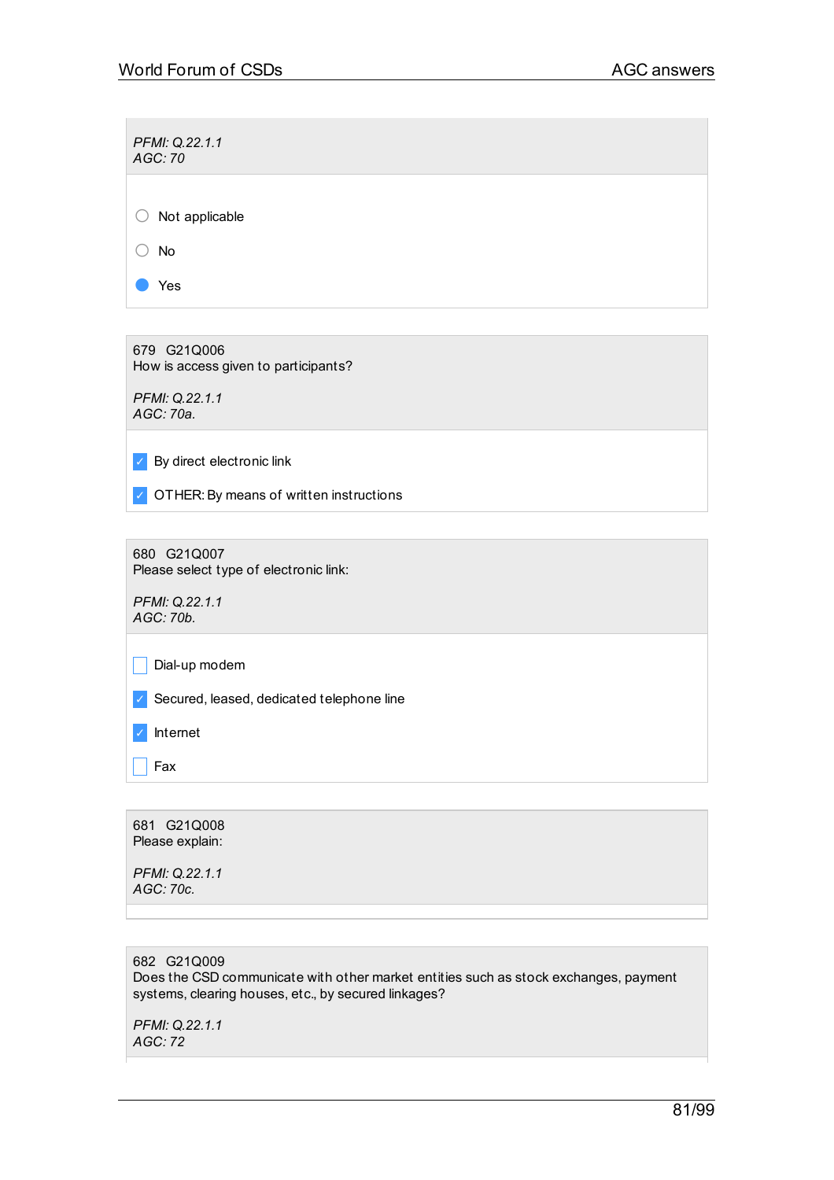*PFMI: Q.22.1.1*
*AGC: 70*

- ○ Not applicable
- ○ No
- ● Yes

679 G21Q006
How is access given to participants?

*PFMI: Q.22.1.1*
*AGC: 70a.*

- [x] By direct electronic link
- [x] OTHER: By means of written instructions

680 G21Q007
Please select type of electronic link:

*PFMI: Q.22.1.1*
*AGC: 70b.*

- [ ] Dial-up modem
- [x] Secured, leased, dedicated telephone line
- [x] Internet
- [ ] Fax

681 G21Q008
Please explain:

*PFMI: Q.22.1.1*
*AGC: 70c.*

682 G21Q009
Does the CSD communicate with other market entities such as stock exchanges, payment systems, clearing houses, etc., by secured linkages?

*PFMI: Q.22.1.1*
*AGC: 72*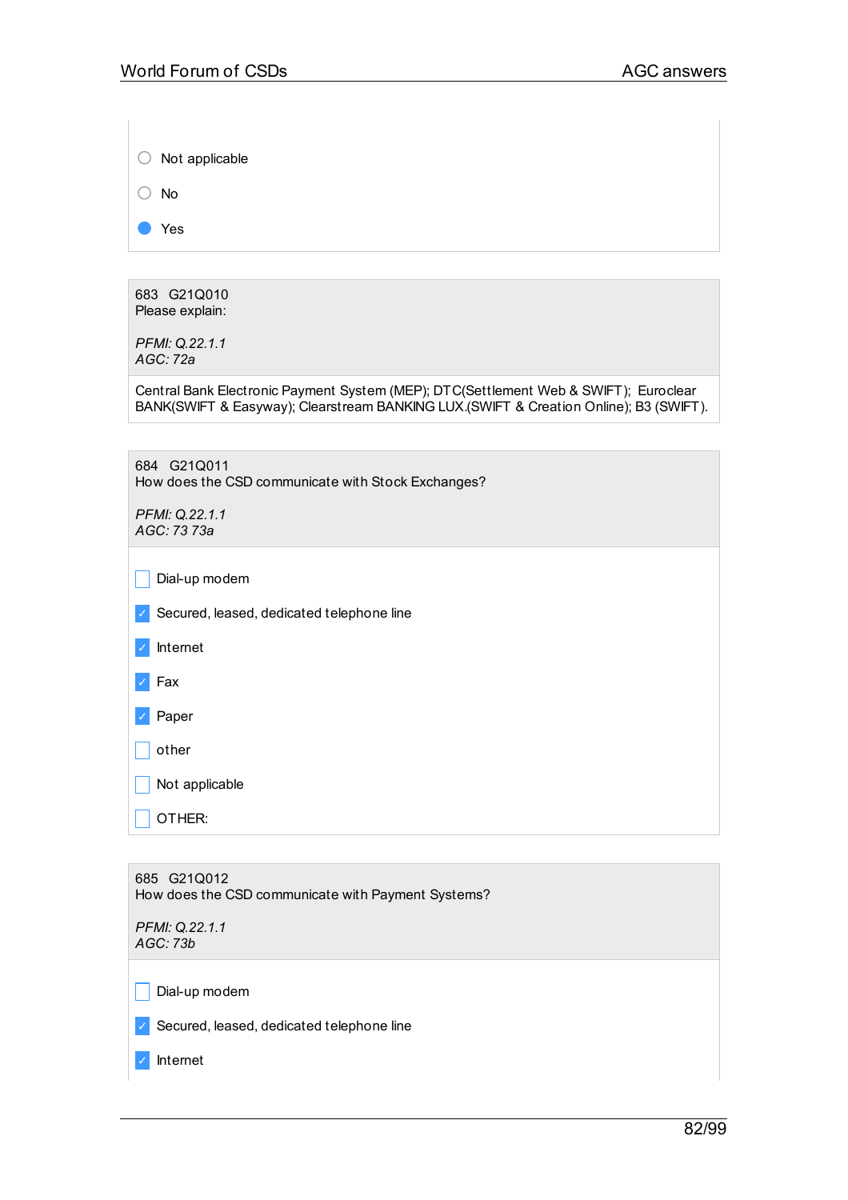- ○ Not applicable
- ○ No
- ● Yes

683 G21Q010
Please explain:

*PFMI: Q.22.1.1*
*AGC: 72a*

Central Bank Electronic Payment System (MEP); DTC(Settlement Web & SWIFT); Euroclear BANK(SWIFT & Easyway); Clearstream BANKING LUX.(SWIFT & Creation Online); B3 (SWIFT).

684 G21Q011
How does the CSD communicate with Stock Exchanges?

*PFMI: Q.22.1.1*
*AGC: 73 73a*

- [ ] Dial-up modem
- [x] Secured, leased, dedicated telephone line
- [x] Internet
- [x] Fax
- [x] Paper
- [ ] other
- [ ] Not applicable
- [ ] OTHER:

685 G21Q012
How does the CSD communicate with Payment Systems?

*PFMI: Q.22.1.1*
*AGC: 73b*

- [ ] Dial-up modem
- [x] Secured, leased, dedicated telephone line
- [x] Internet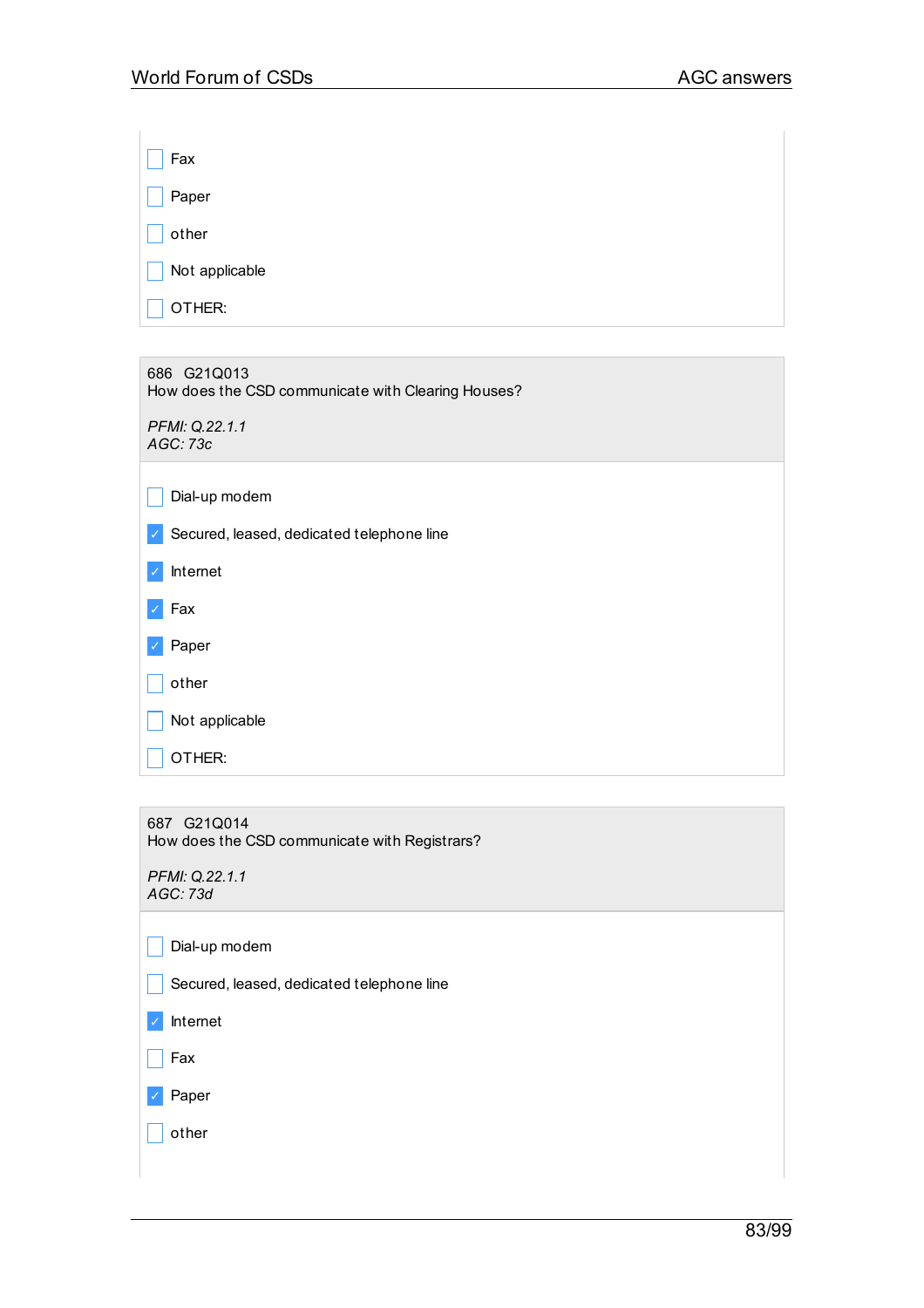- [ ] Fax
- [ ] Paper
- [ ] other
- [ ] Not applicable
- [ ] OTHER:

686 G21Q013
How does the CSD communicate with Clearing Houses?

*PFMI: Q.22.1.1*
*AGC: 73c*

- [ ] Dial-up modem
- [x] Secured, leased, dedicated telephone line
- [x] Internet
- [x] Fax
- [x] Paper
- [ ] other
- [ ] Not applicable
- [ ] OTHER:

687 G21Q014
How does the CSD communicate with Registrars?

*PFMI: Q.22.1.1*
*AGC: 73d*

- [ ] Dial-up modem
- [ ] Secured, leased, dedicated telephone line
- [x] Internet
- [ ] Fax
- [x] Paper
- [ ] other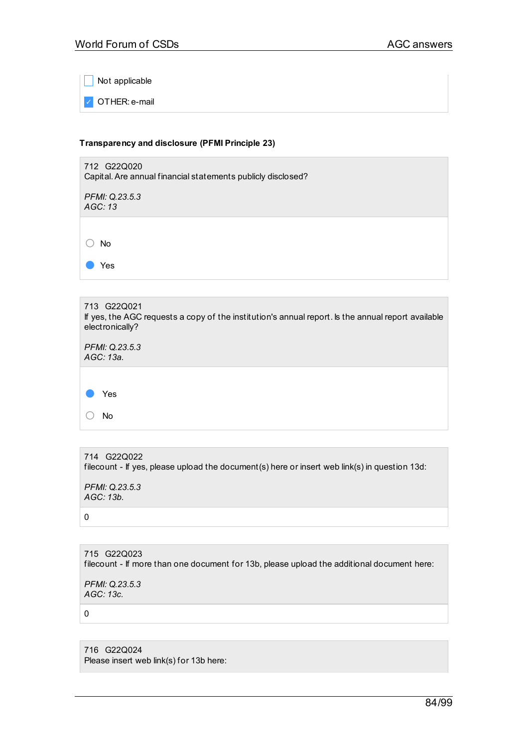- [ ] Not applicable
- [x] OTHER: e-mail

**Transparency and disclosure (PFMI Principle 23)**

712 G22Q020
Capital. Are annual financial statements publicly disclosed?

*PFMI: Q.23.5.3*
*AGC: 13*

- ○ No
- ● Yes

713 G22Q021
If yes, the AGC requests a copy of the institution's annual report. Is the annual report available electronically?

*PFMI: Q.23.5.3*
*AGC: 13a.*

- ● Yes
- ○ No

714 G22Q022
filecount - If yes, please upload the document(s) here or insert web link(s) in question 13d:

*PFMI: Q.23.5.3*
*AGC: 13b.*

0

715 G22Q023
filecount - If more than one document for 13b, please upload the additional document here:

*PFMI: Q.23.5.3*
*AGC: 13c.*

0

716 G22Q024
Please insert web link(s) for 13b here: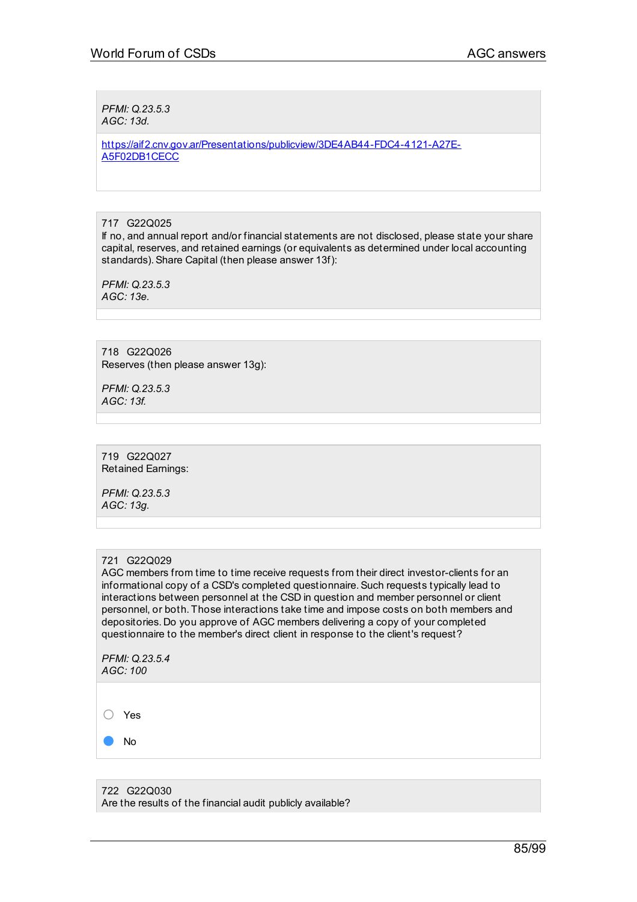*PFMI: Q.23.5.3*
*AGC: 13d.*

https://aif2.cnv.gov.ar/Presentations/publicview/3DE4AB44-FDC4-4121-A27E-A5F02DB1CECC

717 G22Q025
If no, and annual report and/or financial statements are not disclosed, please state your share capital, reserves, and retained earnings (or equivalents as determined under local accounting standards). Share Capital (then please answer 13f):

*PFMI: Q.23.5.3*
*AGC: 13e.*

718 G22Q026
Reserves (then please answer 13g):

*PFMI: Q.23.5.3*
*AGC: 13f.*

719 G22Q027
Retained Earnings:

*PFMI: Q.23.5.3*
*AGC: 13g.*

721 G22Q029
AGC members from time to time receive requests from their direct investor-clients for an informational copy of a CSD's completed questionnaire. Such requests typically lead to interactions between personnel at the CSD in question and member personnel or client personnel, or both. Those interactions take time and impose costs on both members and depositories. Do you approve of AGC members delivering a copy of your completed questionnaire to the member's direct client in response to the client's request?

*PFMI: Q.23.5.4*
*AGC: 100*

- ○ Yes
- ● No

722 G22Q030
Are the results of the financial audit publicly available?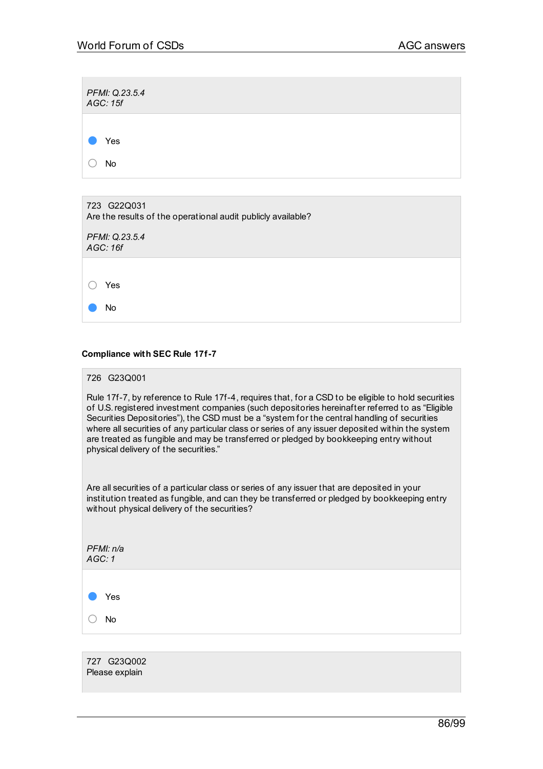*PFMI: Q.23.5.4*
*AGC: 15f*

- [x] Yes
- [ ] No

723 G22Q031
Are the results of the operational audit publicly available?

*PFMI: Q.23.5.4*
*AGC: 16f*

- [ ] Yes
- [x] No

**Compliance with SEC Rule 17f-7**

726 G23Q001

Rule 17f-7, by reference to Rule 17f-4, requires that, for a CSD to be eligible to hold securities of U.S. registered investment companies (such depositories hereinafter referred to as “Eligible Securities Depositories”), the CSD must be a “system for the central handling of securities where all securities of any particular class or series of any issuer deposited within the system are treated as fungible and may be transferred or pledged by bookkeeping entry without physical delivery of the securities.”

Are all securities of a particular class or series of any issuer that are deposited in your institution treated as fungible, and can they be transferred or pledged by bookkeeping entry without physical delivery of the securities?

*PFMI: n/a*
*AGC: 1*

- [x] Yes
- [ ] No

727 G23Q002
Please explain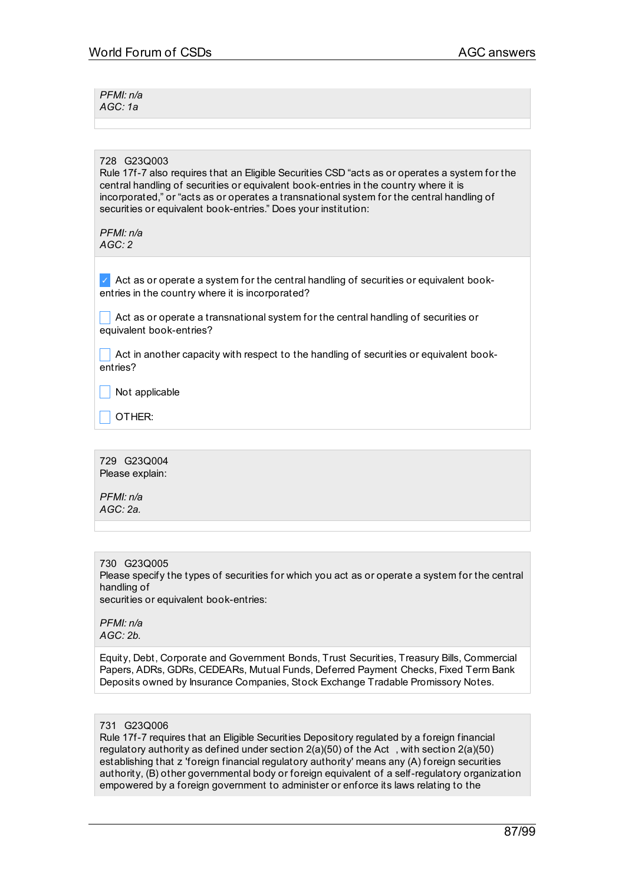*PFMI: n/a*
*AGC: 1a*

728 G23Q003
Rule 17f-7 also requires that an Eligible Securities CSD “acts as or operates a system for the central handling of securities or equivalent book-entries in the country where it is incorporated,” or “acts as or operates a transnational system for the central handling of securities or equivalent book-entries.” Does your institution:

*PFMI: n/a*
*AGC: 2*

- [x] Act as or operate a system for the central handling of securities or equivalent book-entries in the country where it is incorporated?
- [ ] Act as or operate a transnational system for the central handling of securities or equivalent book-entries?
- [ ] Act in another capacity with respect to the handling of securities or equivalent book-entries?
- [ ] Not applicable
- [ ] OTHER:

729 G23Q004
Please explain:

*PFMI: n/a*
*AGC: 2a.*

730 G23Q005
Please specify the types of securities for which you act as or operate a system for the central handling of
securities or equivalent book-entries:

*PFMI: n/a*
*AGC: 2b.*

Equity, Debt, Corporate and Government Bonds, Trust Securities, Treasury Bills, Commercial Papers, ADRs, GDRs, CEDEARs, Mutual Funds, Deferred Payment Checks, Fixed Term Bank Deposits owned by Insurance Companies, Stock Exchange Tradable Promissory Notes.

731 G23Q006
Rule 17f-7 requires that an Eligible Securities Depository regulated by a foreign financial regulatory authority as defined under section 2(a)(50) of the Act , with section 2(a)(50) establishing that z 'foreign financial regulatory authority' means any (A) foreign securities authority, (B) other governmental body or foreign equivalent of a self-regulatory organization empowered by a foreign government to administer or enforce its laws relating to the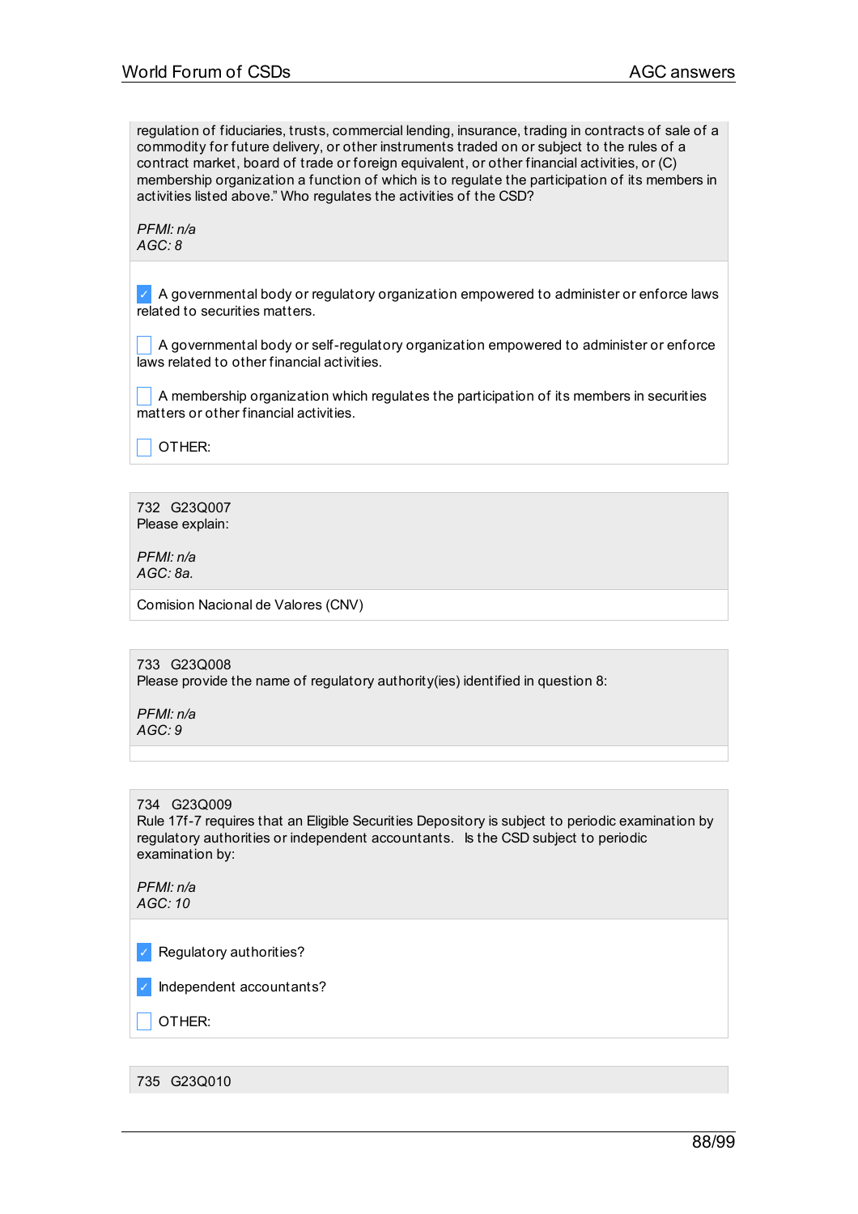regulation of fiduciaries, trusts, commercial lending, insurance, trading in contracts of sale of a commodity for future delivery, or other instruments traded on or subject to the rules of a contract market, board of trade or foreign equivalent, or other financial activities, or (C) membership organization a function of which is to regulate the participation of its members in activities listed above." Who regulates the activities of the CSD?

*PFMI: n/a*
*AGC: 8*

- [x] A governmental body or regulatory organization empowered to administer or enforce laws related to securities matters.
- [ ] A governmental body or self-regulatory organization empowered to administer or enforce laws related to other financial activities.
- [ ] A membership organization which regulates the participation of its members in securities matters or other financial activities.
- [ ] OTHER:

732 G23Q007
Please explain:

*PFMI: n/a*
*AGC: 8a.*

Comision Nacional de Valores (CNV)

733 G23Q008
Please provide the name of regulatory authority(ies) identified in question 8:

*PFMI: n/a*
*AGC: 9*

734 G23Q009
Rule 17f-7 requires that an Eligible Securities Depository is subject to periodic examination by regulatory authorities or independent accountants. Is the CSD subject to periodic examination by:

*PFMI: n/a*
*AGC: 10*

- [x] Regulatory authorities?
- [x] Independent accountants?
- [ ] OTHER:

735 G23Q010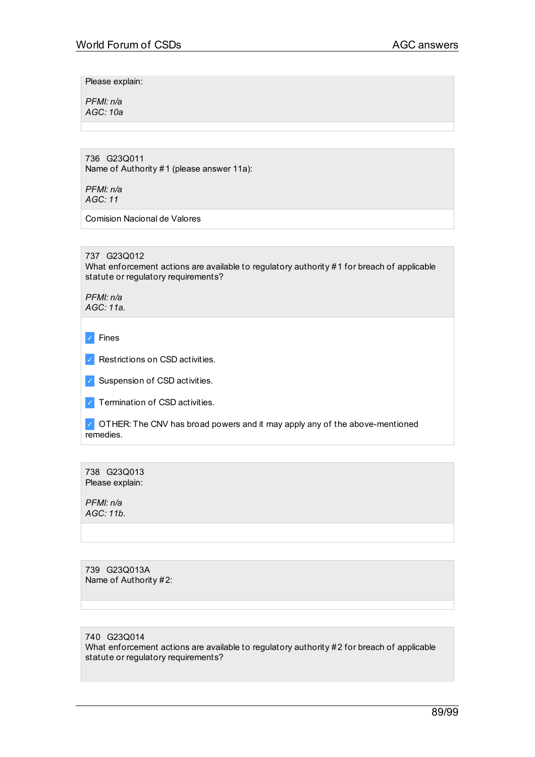Please explain:

*PFMI: n/a*
*AGC: 10a*

---

736 G23Q011
Name of Authority #1 (please answer 11a):

*PFMI: n/a*
*AGC: 11*

Comision Nacional de Valores

---

737 G23Q012
What enforcement actions are available to regulatory authority #1 for breach of applicable statute or regulatory requirements?

*PFMI: n/a*
*AGC: 11a.*

- [x] Fines
- [x] Restrictions on CSD activities.
- [x] Suspension of CSD activities.
- [x] Termination of CSD activities.
- [x] OTHER: The CNV has broad powers and it may apply any of the above-mentioned remedies.

---

738 G23Q013
Please explain:

*PFMI: n/a*
*AGC: 11b.*

---

739 G23Q013A
Name of Authority #2:

---

740 G23Q014
What enforcement actions are available to regulatory authority #2 for breach of applicable statute or regulatory requirements?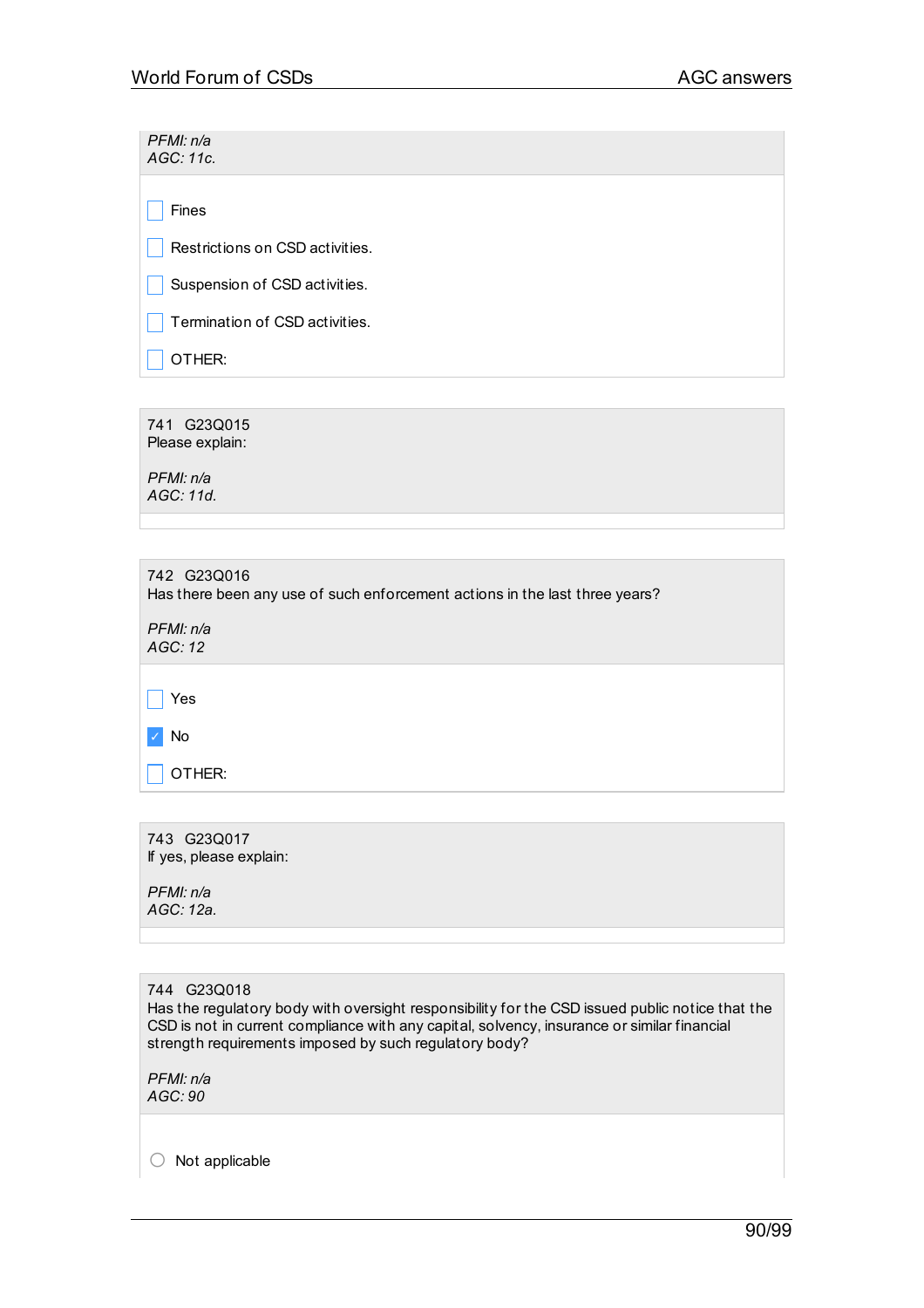*PFMI: n/a*
*AGC: 11c.*

- [ ] Fines
- [ ] Restrictions on CSD activities.
- [ ] Suspension of CSD activities.
- [ ] Termination of CSD activities.
- [ ] OTHER:

741 G23Q015
Please explain:

*PFMI: n/a*
*AGC: 11d.*

742 G23Q016
Has there been any use of such enforcement actions in the last three years?

*PFMI: n/a*
*AGC: 12*

- [ ] Yes
- [x] No
- [ ] OTHER:

743 G23Q017
If yes, please explain:

*PFMI: n/a*
*AGC: 12a.*

744 G23Q018
Has the regulatory body with oversight responsibility for the CSD issued public notice that the CSD is not in current compliance with any capital, solvency, insurance or similar financial strength requirements imposed by such regulatory body?

*PFMI: n/a*
*AGC: 90*

( ) Not applicable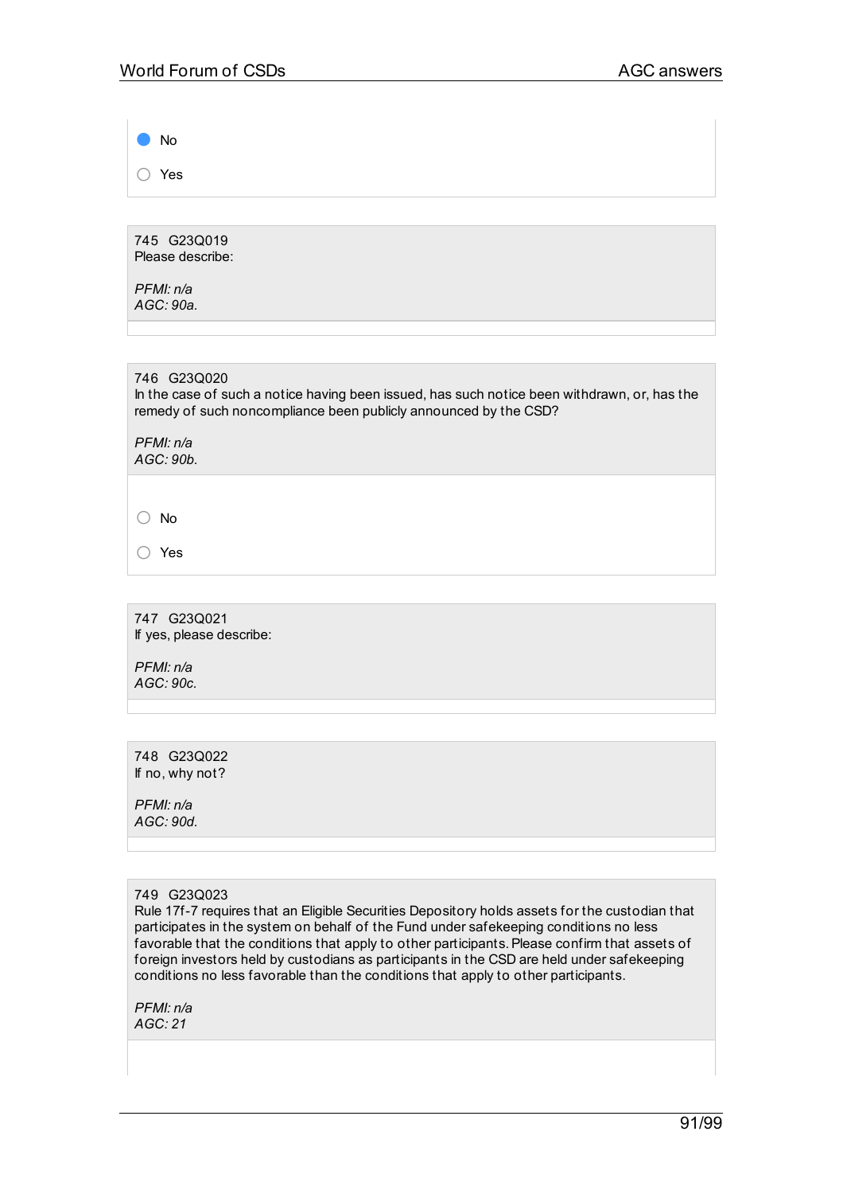● No

○ Yes

745 G23Q019
Please describe:

*PFMI: n/a*
*AGC: 90a.*

746 G23Q020
In the case of such a notice having been issued, has such notice been withdrawn, or, has the remedy of such noncompliance been publicly announced by the CSD?

*PFMI: n/a*
*AGC: 90b.*

○ No

○ Yes

747 G23Q021
If yes, please describe:

*PFMI: n/a*
*AGC: 90c.*

748 G23Q022
If no, why not?

*PFMI: n/a*
*AGC: 90d.*

749 G23Q023
Rule 17f-7 requires that an Eligible Securities Depository holds assets for the custodian that participates in the system on behalf of the Fund under safekeeping conditions no less favorable that the conditions that apply to other participants. Please confirm that assets of foreign investors held by custodians as participants in the CSD are held under safekeeping conditions no less favorable than the conditions that apply to other participants.

*PFMI: n/a*
*AGC: 21*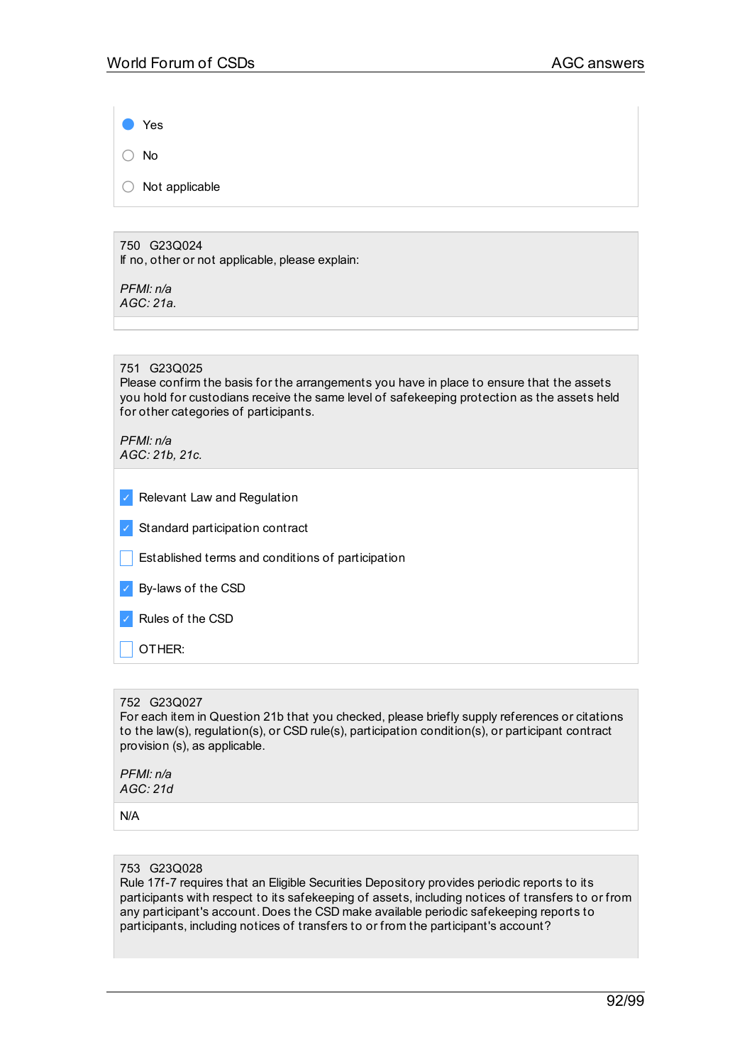- (●) Yes
- ( ) No
- ( ) Not applicable

---

750 G23Q024
If no, other or not applicable, please explain:

*PFMI: n/a*
*AGC: 21a.*

---

751 G23Q025
Please confirm the basis for the arrangements you have in place to ensure that the assets you hold for custodians receive the same level of safekeeping protection as the assets held for other categories of participants.

*PFMI: n/a*
*AGC: 21b, 21c.*

- [x] Relevant Law and Regulation
- [x] Standard participation contract
- [ ] Established terms and conditions of participation
- [x] By-laws of the CSD
- [x] Rules of the CSD
- [ ] OTHER:

---

752 G23Q027
For each item in Question 21b that you checked, please briefly supply references or citations to the law(s), regulation(s), or CSD rule(s), participation condition(s), or participant contract provision (s), as applicable.

*PFMI: n/a*
*AGC: 21d*

N/A

---

753 G23Q028
Rule 17f-7 requires that an Eligible Securities Depository provides periodic reports to its participants with respect to its safekeeping of assets, including notices of transfers to or from any participant's account. Does the CSD make available periodic safekeeping reports to participants, including notices of transfers to or from the participant's account?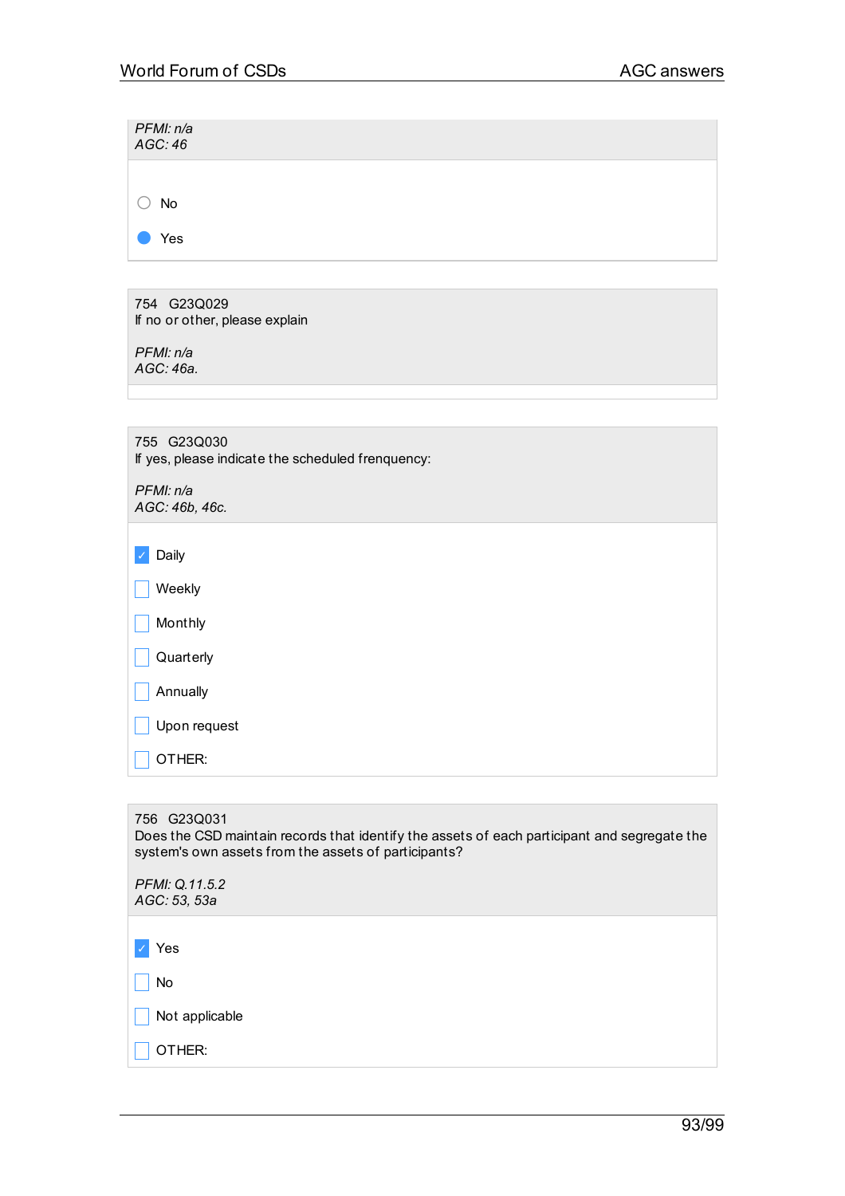*PFMI: n/a*
*AGC: 46*

- ○ No
- ● Yes

754 G23Q029
If no or other, please explain

*PFMI: n/a*
*AGC: 46a.*

755 G23Q030
If yes, please indicate the scheduled frenquency:

*PFMI: n/a*
*AGC: 46b, 46c.*

- [x] Daily
- [ ] Weekly
- [ ] Monthly
- [ ] Quarterly
- [ ] Annually
- [ ] Upon request
- [ ] OTHER:

756 G23Q031
Does the CSD maintain records that identify the assets of each participant and segregate the system's own assets from the assets of participants?

*PFMI: Q.11.5.2*
*AGC: 53, 53a*

- [x] Yes
- [ ] No
- [ ] Not applicable
- [ ] OTHER: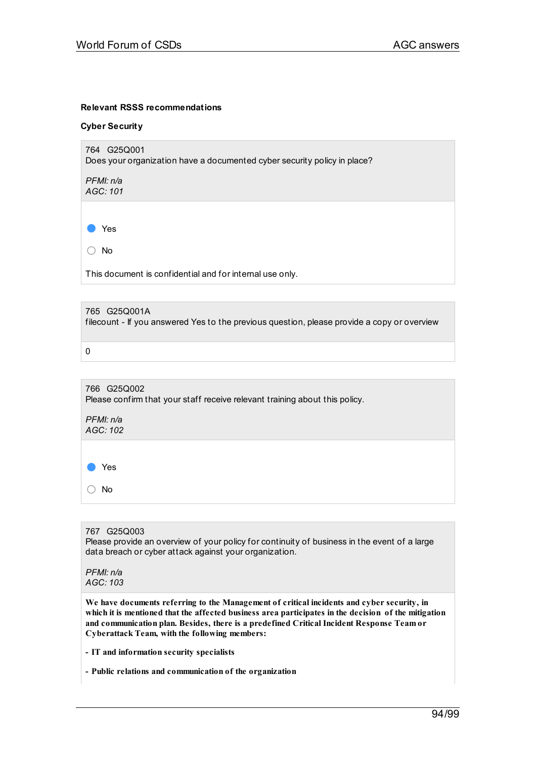**Relevant RSSS recommendations**

**Cyber Security**

764 G25Q001
Does your organization have a documented cyber security policy in place?

*PFMI: n/a*
*AGC: 101*

- [x] Yes
- [ ] No

This document is confidential and for internal use only.

765 G25Q001A
filecount - If you answered Yes to the previous question, please provide a copy or overview

0

766 G25Q002
Please confirm that your staff receive relevant training about this policy.

*PFMI: n/a*
*AGC: 102*

- [x] Yes
- [ ] No

767 G25Q003
Please provide an overview of your policy for continuity of business in the event of a large data breach or cyber attack against your organization.

*PFMI: n/a*
*AGC: 103*

**We have documents referring to the Management of critical incidents and cyber security, in which it is mentioned that the affected business area participates in the decision of the mitigation and communication plan. Besides, there is a predefined Critical Incident Response Team or Cyberattack Team, with the following members:**

**- IT and information security specialists**

**- Public relations and communication of the organization**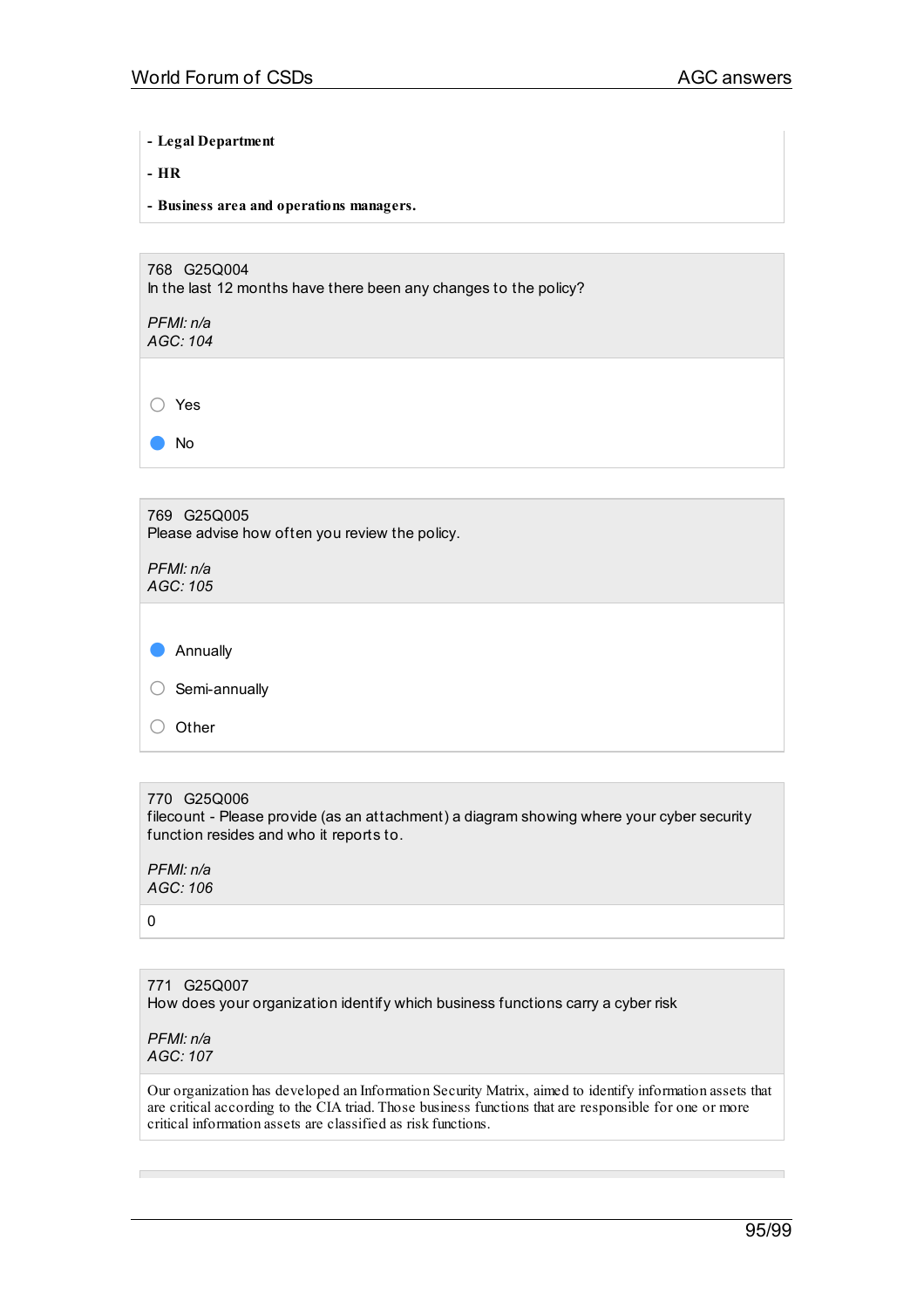**- Legal Department**

**- HR**

**- Business area and operations managers.**

768 G25Q004
In the last 12 months have there been any changes to the policy?

*PFMI: n/a*
*AGC: 104*

- ○ Yes
- ● No

769 G25Q005
Please advise how often you review the policy.

*PFMI: n/a*
*AGC: 105*

- ● Annually
- ○ Semi-annually
- ○ Other

770 G25Q006
filecount - Please provide (as an attachment) a diagram showing where your cyber security function resides and who it reports to.

*PFMI: n/a*
*AGC: 106*

0

771 G25Q007
How does your organization identify which business functions carry a cyber risk

*PFMI: n/a*
*AGC: 107*

Our organization has developed an Information Security Matrix, aimed to identify information assets that are critical according to the CIA triad. Those business functions that are responsible for one or more critical information assets are classified as risk functions.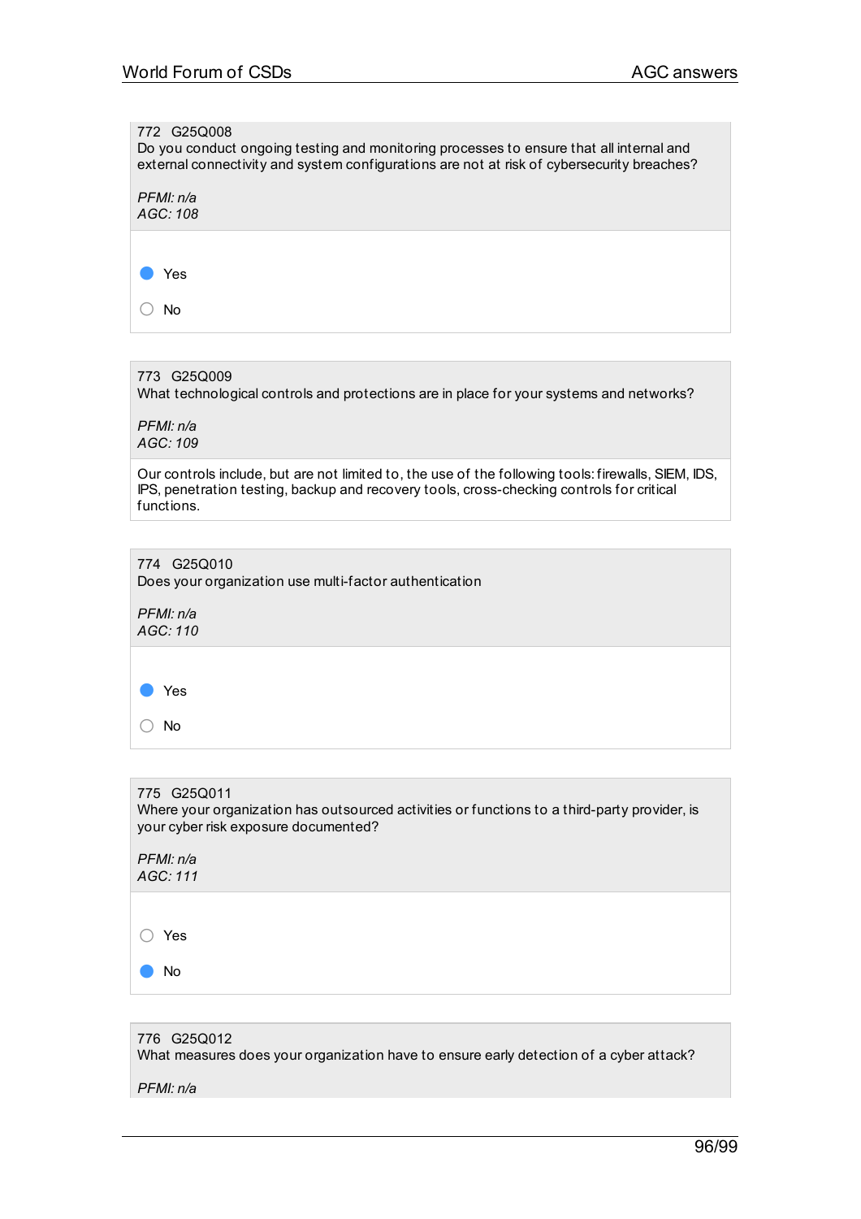772 G25Q008
Do you conduct ongoing testing and monitoring processes to ensure that all internal and external connectivity and system configurations are not at risk of cybersecurity breaches?

*PFMI: n/a*
*AGC: 108*

- ● Yes
- ○ No

773 G25Q009
What technological controls and protections are in place for your systems and networks?

*PFMI: n/a*
*AGC: 109*

Our controls include, but are not limited to, the use of the following tools: firewalls, SIEM, IDS, IPS, penetration testing, backup and recovery tools, cross-checking controls for critical functions.

774 G25Q010
Does your organization use multi-factor authentication

*PFMI: n/a*
*AGC: 110*

- ● Yes
- ○ No

775 G25Q011
Where your organization has outsourced activities or functions to a third-party provider, is your cyber risk exposure documented?

*PFMI: n/a*
*AGC: 111*

- ○ Yes
- ● No

776 G25Q012
What measures does your organization have to ensure early detection of a cyber attack?

*PFMI: n/a*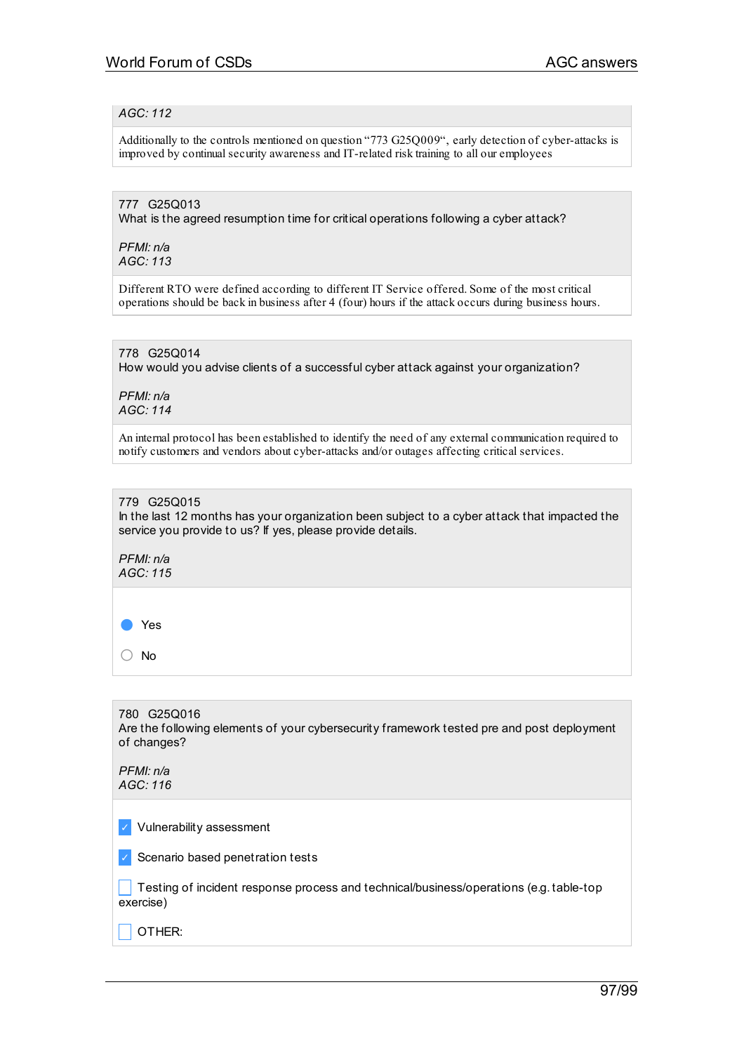*AGC: 112*

Additionally to the controls mentioned on question "773 G25Q009", early detection of cyber-attacks is improved by continual security awareness and IT-related risk training to all our employees

777 G25Q013
What is the agreed resumption time for critical operations following a cyber attack?

*PFMI: n/a*
*AGC: 113*

Different RTO were defined according to different IT Service offered. Some of the most critical operations should be back in business after 4 (four) hours if the attack occurs during business hours.

778 G25Q014
How would you advise clients of a successful cyber attack against your organization?

*PFMI: n/a*
*AGC: 114*

An internal protocol has been established to identify the need of any external communication required to notify customers and vendors about cyber-attacks and/or outages affecting critical services.

779 G25Q015
In the last 12 months has your organization been subject to a cyber attack that impacted the service you provide to us? If yes, please provide details.

*PFMI: n/a*
*AGC: 115*

- (●) Yes
- ( ) No

780 G25Q016
Are the following elements of your cybersecurity framework tested pre and post deployment of changes?

*PFMI: n/a*
*AGC: 116*

- [x] Vulnerability assessment
- [x] Scenario based penetration tests
- [ ] Testing of incident response process and technical/business/operations (e.g. table-top exercise)
- [ ] OTHER: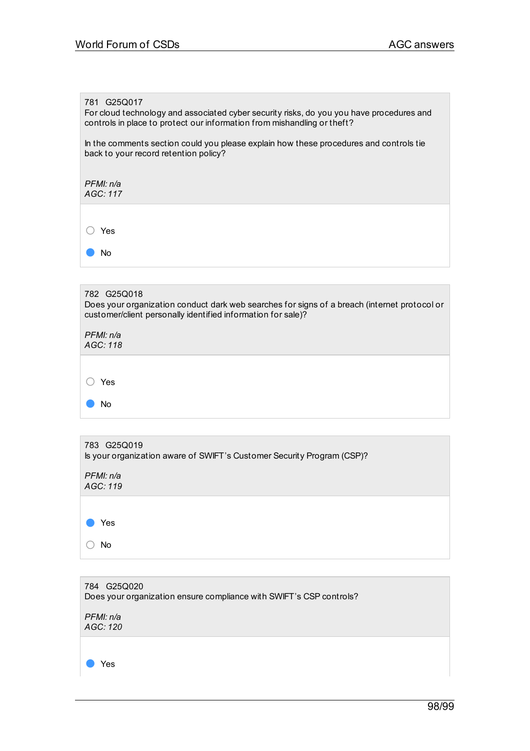781 G25Q017
For cloud technology and associated cyber security risks, do you you have procedures and controls in place to protect our information from mishandling or theft?

In the comments section could you please explain how these procedures and controls tie back to your record retention policy?

*PFMI: n/a*
*AGC: 117*

- ○ Yes
- ● No

782 G25Q018
Does your organization conduct dark web searches for signs of a breach (internet protocol or customer/client personally identified information for sale)?

*PFMI: n/a*
*AGC: 118*

- ○ Yes
- ● No

783 G25Q019
Is your organization aware of SWIFT's Customer Security Program (CSP)?

*PFMI: n/a*
*AGC: 119*

- ● Yes
- ○ No

784 G25Q020
Does your organization ensure compliance with SWIFT's CSP controls?

*PFMI: n/a*
*AGC: 120*

- ● Yes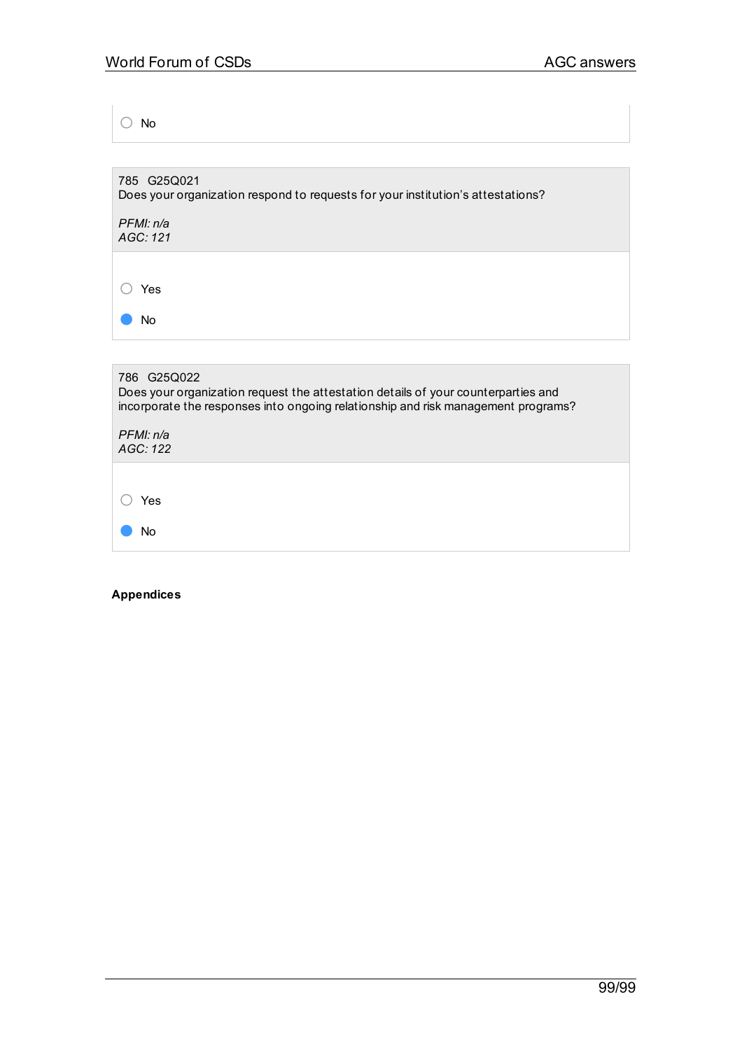- ○ No

785 G25Q021
Does your organization respond to requests for your institution's attestations?

*PFMI: n/a*
*AGC: 121*

- ○ Yes
- ● No

786 G25Q022
Does your organization request the attestation details of your counterparties and incorporate the responses into ongoing relationship and risk management programs?

*PFMI: n/a*
*AGC: 122*

- ○ Yes
- ● No

**Appendices**